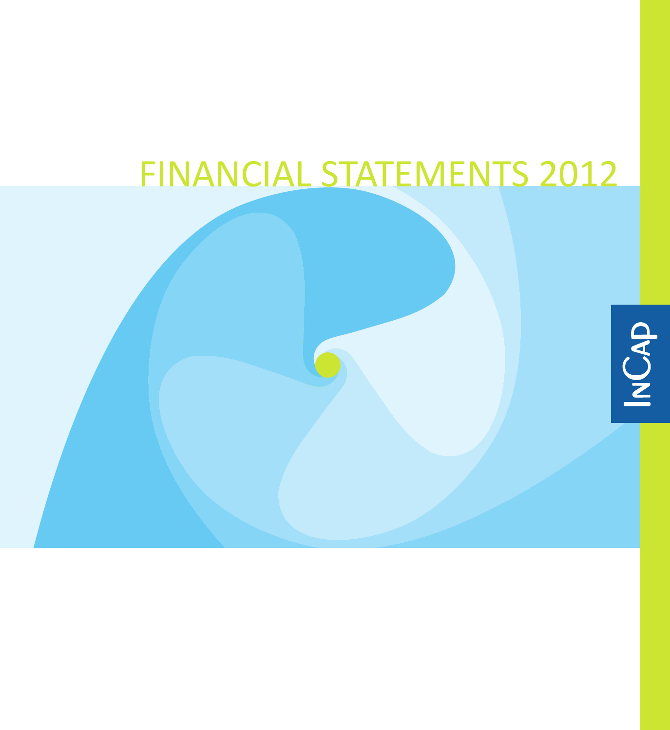# FINANCIAL STATEMENTS 2012

InCap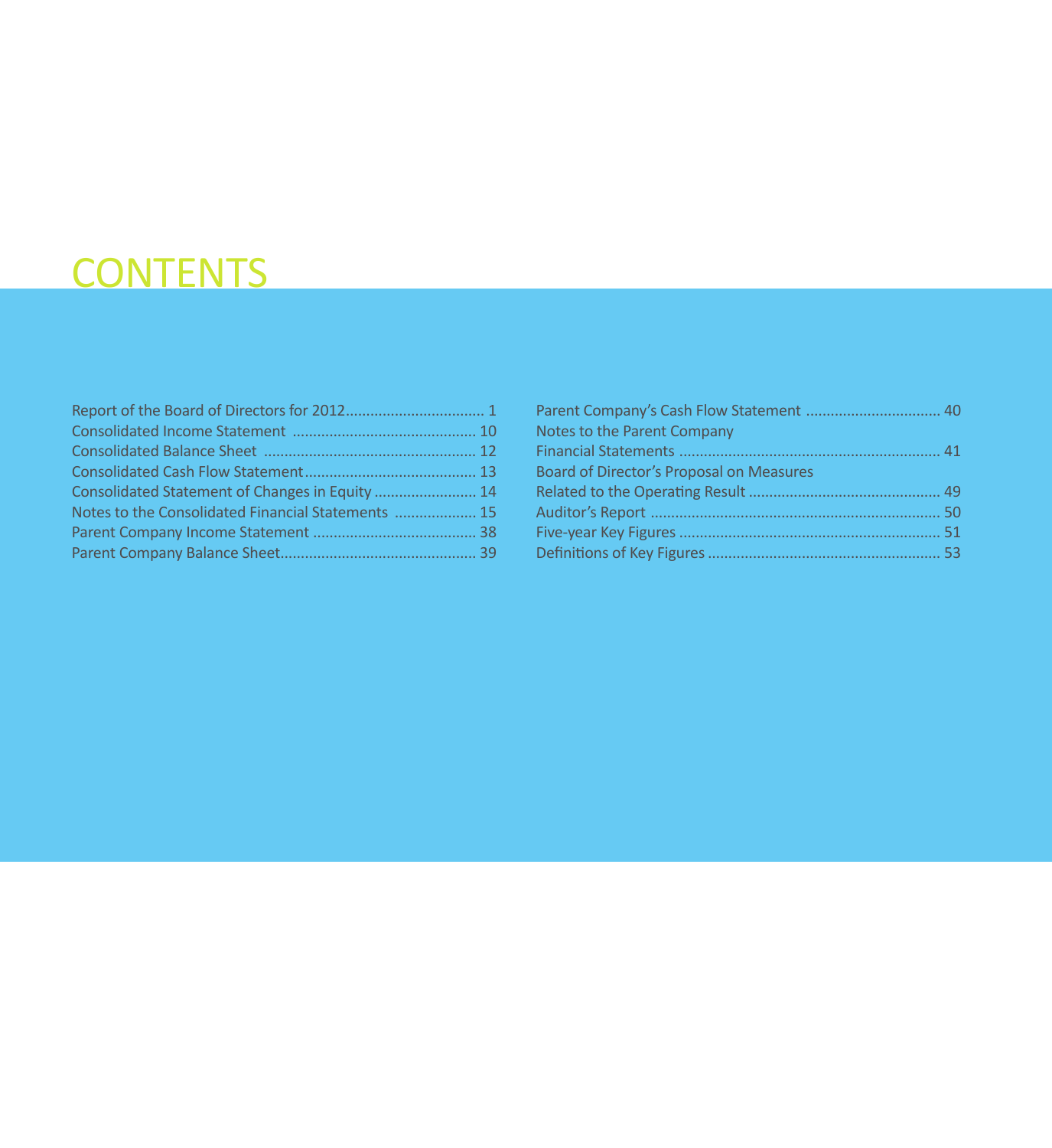# CONTENTS

| | |
|---|---|
| Report of the Board of Directors for 2012 | 1 |
| Consolidated Income Statement | 10 |
| Consolidated Balance Sheet | 12 |
| Consolidated Cash Flow Statement | 13 |
| Consolidated Statement of Changes in Equity | 14 |
| Notes to the Consolidated Financial Statements | 15 |
| Parent Company Income Statement | 38 |
| Parent Company Balance Sheet | 39 |
| Parent Company's Cash Flow Statement | 40 |
| Notes to the Parent Company Financial Statements | 41 |
| Board of Director's Proposal on Measures Related to the Operating Result | 49 |
| Auditor's Report | 50 |
| Five-year Key Figures | 51 |
| Definitions of Key Figures | 53 |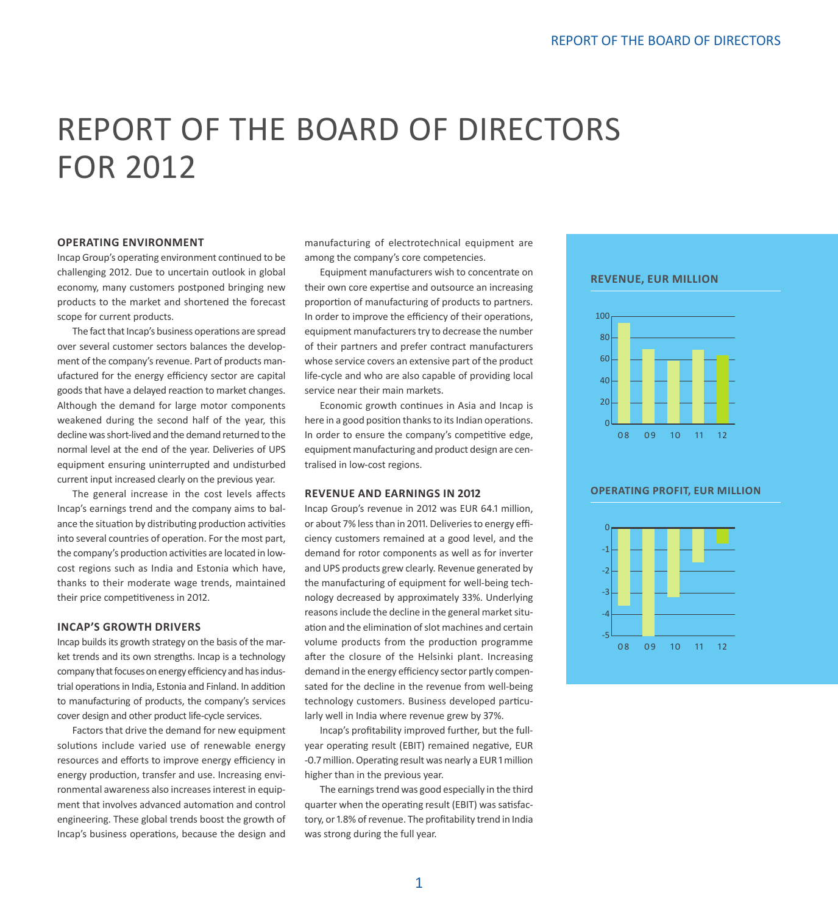# REPORT OF THE BOARD OF DIRECTORS FOR 2012

## OPERATING ENVIRONMENT

Incap Group's operating environment continued to be challenging 2012. Due to uncertain outlook in global economy, many customers postponed bringing new products to the market and shortened the forecast scope for current products.

The fact that Incap's business operations are spread over several customer sectors balances the development of the company's revenue. Part of products manufactured for the energy efficiency sector are capital goods that have a delayed reaction to market changes. Although the demand for large motor components weakened during the second half of the year, this decline was short-lived and the demand returned to the normal level at the end of the year. Deliveries of UPS equipment ensuring uninterrupted and undisturbed current input increased clearly on the previous year.

The general increase in the cost levels affects Incap's earnings trend and the company aims to balance the situation by distributing production activities into several countries of operation. For the most part, the company's production activities are located in low-cost regions such as India and Estonia which have, thanks to their moderate wage trends, maintained their price competitiveness in 2012.

## INCAP'S GROWTH DRIVERS

Incap builds its growth strategy on the basis of the market trends and its own strengths. Incap is a technology company that focuses on energy efficiency and has industrial operations in India, Estonia and Finland. In addition to manufacturing of products, the company's services cover design and other product life-cycle services.

Factors that drive the demand for new equipment solutions include varied use of renewable energy resources and efforts to improve energy efficiency in energy production, transfer and use. Increasing environmental awareness also increases interest in equipment that involves advanced automation and control engineering. These global trends boost the growth of Incap's business operations, because the design and manufacturing of electrotechnical equipment are among the company's core competencies.

Equipment manufacturers wish to concentrate on their own core expertise and outsource an increasing proportion of manufacturing of products to partners. In order to improve the efficiency of their operations, equipment manufacturers try to decrease the number of their partners and prefer contract manufacturers whose service covers an extensive part of the product life-cycle and who are also capable of providing local service near their main markets.

Economic growth continues in Asia and Incap is here in a good position thanks to its Indian operations. In order to ensure the company's competitive edge, equipment manufacturing and product design are centralised in low-cost regions.

## REVENUE AND EARNINGS IN 2012

Incap Group's revenue in 2012 was EUR 64.1 million, or about 7% less than in 2011. Deliveries to energy efficiency customers remained at a good level, and the demand for rotor components as well as for inverter and UPS products grew clearly. Revenue generated by the manufacturing of equipment for well-being technology decreased by approximately 33%. Underlying reasons include the decline in the general market situation and the elimination of slot machines and certain volume products from the production programme after the closure of the Helsinki plant. Increasing demand in the energy efficiency sector partly compensated for the decline in the revenue from well-being technology customers. Business developed particularly well in India where revenue grew by 37%.

Incap's profitability improved further, but the full-year operating result (EBIT) remained negative, EUR -0.7 million. Operating result was nearly a EUR 1 million higher than in the previous year.

The earnings trend was good especially in the third quarter when the operating result (EBIT) was satisfactory, or 1.8% of revenue. The profitability trend in India was strong during the full year.

**REVENUE, EUR MILLION**

100
80
60
40
20
0
08 09 10 11 12

**OPERATING PROFIT, EUR MILLION**

0
-1
-2
-3
-4
-5
08 09 10 11 12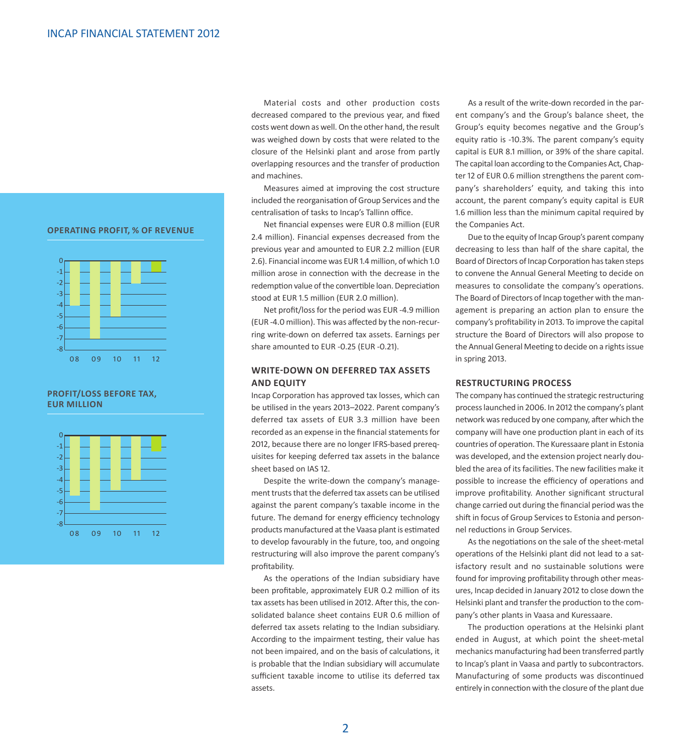**OPERATING PROFIT, % OF REVENUE**

0
-1
-2
-3
-4
-5
-6
-7
-8
08 09 10 11 12

**PROFIT/LOSS BEFORE TAX, EUR MILLION**

0
-1
-2
-3
-4
-5
-6
-7
-8
08 09 10 11 12

Material costs and other production costs decreased compared to the previous year, and fixed costs went down as well. On the other hand, the result was weighed down by costs that were related to the closure of the Helsinki plant and arose from partly overlapping resources and the transfer of production and machines.

Measures aimed at improving the cost structure included the reorganisation of Group Services and the centralisation of tasks to Incap's Tallinn office.

Net financial expenses were EUR 0.8 million (EUR 2.4 million). Financial expenses decreased from the previous year and amounted to EUR 2.2 million (EUR 2.6). Financial income was EUR 1.4 million, of which 1.0 million arose in connection with the decrease in the redemption value of the convertible loan. Depreciation stood at EUR 1.5 million (EUR 2.0 million).

Net profit/loss for the period was EUR -4.9 million (EUR -4.0 million). This was affected by the non-recurring write-down on deferred tax assets. Earnings per share amounted to EUR -0.25 (EUR -0.21).

## WRITE-DOWN ON DEFERRED TAX ASSETS AND EQUITY

Incap Corporation has approved tax losses, which can be utilised in the years 2013–2022. Parent company's deferred tax assets of EUR 3.3 million have been recorded as an expense in the financial statements for 2012, because there are no longer IFRS-based prerequisites for keeping deferred tax assets in the balance sheet based on IAS 12.

Despite the write-down the company's management trusts that the deferred tax assets can be utilised against the parent company's taxable income in the future. The demand for energy efficiency technology products manufactured at the Vaasa plant is estimated to develop favourably in the future, too, and ongoing restructuring will also improve the parent company's profitability.

As the operations of the Indian subsidiary have been profitable, approximately EUR 0.2 million of its tax assets has been utilised in 2012. After this, the consolidated balance sheet contains EUR 0.6 million of deferred tax assets relating to the Indian subsidiary. According to the impairment testing, their value has not been impaired, and on the basis of calculations, it is probable that the Indian subsidiary will accumulate sufficient taxable income to utilise its deferred tax assets.

As a result of the write-down recorded in the parent company's and the Group's balance sheet, the Group's equity becomes negative and the Group's equity ratio is -10.3%. The parent company's equity capital is EUR 8.1 million, or 39% of the share capital. The capital loan according to the Companies Act, Chapter 12 of EUR 0.6 million strengthens the parent company's shareholders' equity, and taking this into account, the parent company's equity capital is EUR 1.6 million less than the minimum capital required by the Companies Act.

Due to the equity of Incap Group's parent company decreasing to less than half of the share capital, the Board of Directors of Incap Corporation has taken steps to convene the Annual General Meeting to decide on measures to consolidate the company's operations. The Board of Directors of Incap together with the management is preparing an action plan to ensure the company's profitability in 2013. To improve the capital structure the Board of Directors will also propose to the Annual General Meeting to decide on a rights issue in spring 2013.

## RESTRUCTURING PROCESS

The company has continued the strategic restructuring process launched in 2006. In 2012 the company's plant network was reduced by one company, after which the company will have one production plant in each of its countries of operation. The Kuressaare plant in Estonia was developed, and the extension project nearly doubled the area of its facilities. The new facilities make it possible to increase the efficiency of operations and improve profitability. Another significant structural change carried out during the financial period was the shift in focus of Group Services to Estonia and personnel reductions in Group Services.

As the negotiations on the sale of the sheet-metal operations of the Helsinki plant did not lead to a satisfactory result and no sustainable solutions were found for improving profitability through other measures, Incap decided in January 2012 to close down the Helsinki plant and transfer the production to the company's other plants in Vaasa and Kuressaare.

The production operations at the Helsinki plant ended in August, at which point the sheet-metal mechanics manufacturing had been transferred partly to Incap's plant in Vaasa and partly to subcontractors. Manufacturing of some products was discontinued entirely in connection with the closure of the plant due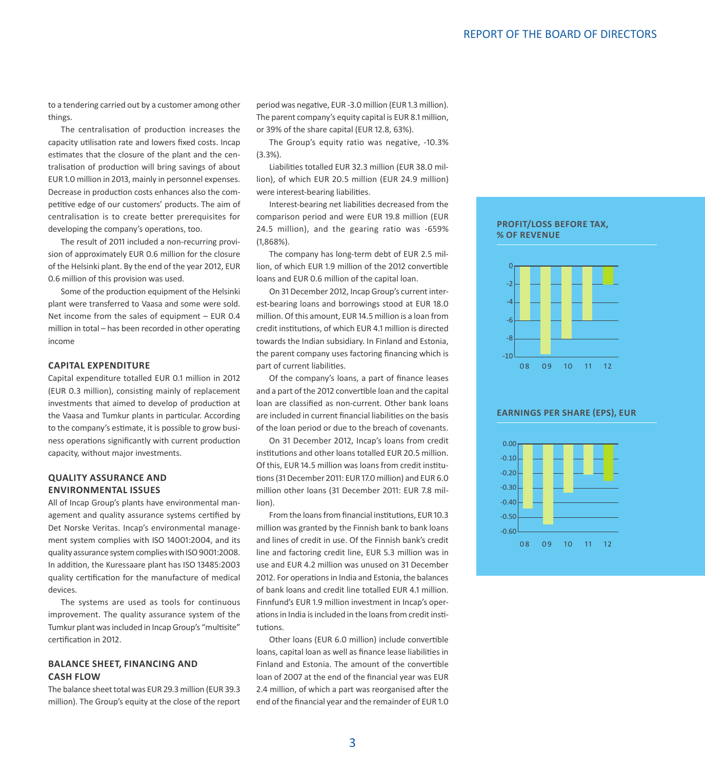to a tendering carried out by a customer among other things.

The centralisation of production increases the capacity utilisation rate and lowers fixed costs. Incap estimates that the closure of the plant and the centralisation of production will bring savings of about EUR 1.0 million in 2013, mainly in personnel expenses. Decrease in production costs enhances also the competitive edge of our customers' products. The aim of centralisation is to create better prerequisites for developing the company's operations, too.

The result of 2011 included a non-recurring provision of approximately EUR 0.6 million for the closure of the Helsinki plant. By the end of the year 2012, EUR 0.6 million of this provision was used.

Some of the production equipment of the Helsinki plant were transferred to Vaasa and some were sold. Net income from the sales of equipment – EUR 0.4 million in total – has been recorded in other operating income

## CAPITAL EXPENDITURE

Capital expenditure totalled EUR 0.1 million in 2012 (EUR 0.3 million), consisting mainly of replacement investments that aimed to develop of production at the Vaasa and Tumkur plants in particular. According to the company's estimate, it is possible to grow business operations significantly with current production capacity, without major investments.

## QUALITY ASSURANCE AND ENVIRONMENTAL ISSUES

All of Incap Group's plants have environmental management and quality assurance systems certified by Det Norske Veritas. Incap's environmental management system complies with ISO 14001:2004, and its quality assurance system complies with ISO 9001:2008. In addition, the Kuressaare plant has ISO 13485:2003 quality certification for the manufacture of medical devices.

The systems are used as tools for continuous improvement. The quality assurance system of the Tumkur plant was included in Incap Group's "multisite" certification in 2012.

## BALANCE SHEET, FINANCING AND CASH FLOW

The balance sheet total was EUR 29.3 million (EUR 39.3 million). The Group's equity at the close of the report period was negative, EUR -3.0 million (EUR 1.3 million). The parent company's equity capital is EUR 8.1 million, or 39% of the share capital (EUR 12.8, 63%).

The Group's equity ratio was negative, -10.3% (3.3%).

Liabilities totalled EUR 32.3 million (EUR 38.0 million), of which EUR 20.5 million (EUR 24.9 million) were interest-bearing liabilities.

Interest-bearing net liabilities decreased from the comparison period and were EUR 19.8 million (EUR 24.5 million), and the gearing ratio was -659% (1,868%).

The company has long-term debt of EUR 2.5 million, of which EUR 1.9 million of the 2012 convertible loans and EUR 0.6 million of the capital loan.

On 31 December 2012, Incap Group's current interest-bearing loans and borrowings stood at EUR 18.0 million. Of this amount, EUR 14.5 million is a loan from credit institutions, of which EUR 4.1 million is directed towards the Indian subsidiary. In Finland and Estonia, the parent company uses factoring financing which is part of current liabilities.

Of the company's loans, a part of finance leases and a part of the 2012 convertible loan and the capital loan are classified as non-current. Other bank loans are included in current financial liabilities on the basis of the loan period or due to the breach of covenants.

On 31 December 2012, Incap's loans from credit institutions and other loans totalled EUR 20.5 million. Of this, EUR 14.5 million was loans from credit institutions (31 December 2011: EUR 17.0 million) and EUR 6.0 million other loans (31 December 2011: EUR 7.8 million).

From the loans from financial institutions, EUR 10.3 million was granted by the Finnish bank to bank loans and lines of credit in use. Of the Finnish bank's credit line and factoring credit line, EUR 5.3 million was in use and EUR 4.2 million was unused on 31 December 2012. For operations in India and Estonia, the balances of bank loans and credit line totalled EUR 4.1 million. Finnfund's EUR 1.9 million investment in Incap's operations in India is included in the loans from credit institutions.

Other loans (EUR 6.0 million) include convertible loans, capital loan as well as finance lease liabilities in Finland and Estonia. The amount of the convertible loan of 2007 at the end of the financial year was EUR 2.4 million, of which a part was reorganised after the end of the financial year and the remainder of EUR 1.0

**PROFIT/LOSS BEFORE TAX, % OF REVENUE**

**EARNINGS PER SHARE (EPS), EUR**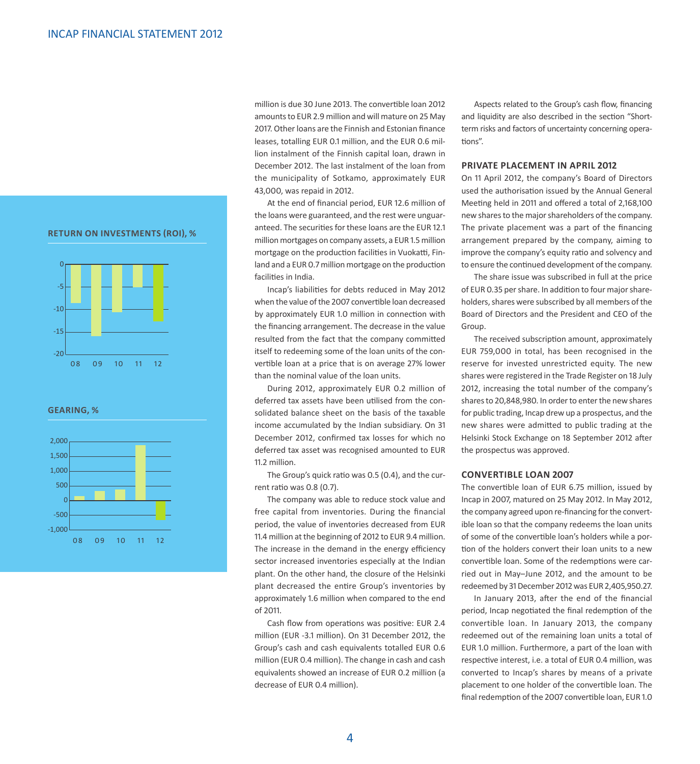**RETURN ON INVESTMENTS (ROI), %**

**GEARING, %**

million is due 30 June 2013. The convertible loan 2012 amounts to EUR 2.9 million and will mature on 25 May 2017. Other loans are the Finnish and Estonian finance leases, totalling EUR 0.1 million, and the EUR 0.6 million instalment of the Finnish capital loan, drawn in December 2012. The last instalment of the loan from the municipality of Sotkamo, approximately EUR 43,000, was repaid in 2012.

At the end of financial period, EUR 12.6 million of the loans were guaranteed, and the rest were unguaranteed. The securities for these loans are the EUR 12.1 million mortgages on company assets, a EUR 1.5 million mortgage on the production facilities in Vuokatti, Finland and a EUR 0.7 million mortgage on the production facilities in India.

Incap's liabilities for debts reduced in May 2012 when the value of the 2007 convertible loan decreased by approximately EUR 1.0 million in connection with the financing arrangement. The decrease in the value resulted from the fact that the company committed itself to redeeming some of the loan units of the convertible loan at a price that is on average 27% lower than the nominal value of the loan units.

During 2012, approximately EUR 0.2 million of deferred tax assets have been utilised from the consolidated balance sheet on the basis of the taxable income accumulated by the Indian subsidiary. On 31 December 2012, confirmed tax losses for which no deferred tax asset was recognised amounted to EUR 11.2 million.

The Group's quick ratio was 0.5 (0.4), and the current ratio was 0.8 (0.7).

The company was able to reduce stock value and free capital from inventories. During the financial period, the value of inventories decreased from EUR 11.4 million at the beginning of 2012 to EUR 9.4 million. The increase in the demand in the energy efficiency sector increased inventories especially at the Indian plant. On the other hand, the closure of the Helsinki plant decreased the entire Group's inventories by approximately 1.6 million when compared to the end of 2011.

Cash flow from operations was positive: EUR 2.4 million (EUR -3.1 million). On 31 December 2012, the Group's cash and cash equivalents totalled EUR 0.6 million (EUR 0.4 million). The change in cash and cash equivalents showed an increase of EUR 0.2 million (a decrease of EUR 0.4 million).

Aspects related to the Group's cash flow, financing and liquidity are also described in the section "Short-term risks and factors of uncertainty concerning operations".

## PRIVATE PLACEMENT IN APRIL 2012

On 11 April 2012, the company's Board of Directors used the authorisation issued by the Annual General Meeting held in 2011 and offered a total of 2,168,100 new shares to the major shareholders of the company. The private placement was a part of the financing arrangement prepared by the company, aiming to improve the company's equity ratio and solvency and to ensure the continued development of the company.

The share issue was subscribed in full at the price of EUR 0.35 per share. In addition to four major shareholders, shares were subscribed by all members of the Board of Directors and the President and CEO of the Group.

The received subscription amount, approximately EUR 759,000 in total, has been recognised in the reserve for invested unrestricted equity. The new shares were registered in the Trade Register on 18 July 2012, increasing the total number of the company's shares to 20,848,980. In order to enter the new shares for public trading, Incap drew up a prospectus, and the new shares were admitted to public trading at the Helsinki Stock Exchange on 18 September 2012 after the prospectus was approved.

## CONVERTIBLE LOAN 2007

The convertible loan of EUR 6.75 million, issued by Incap in 2007, matured on 25 May 2012. In May 2012, the company agreed upon re-financing for the convertible loan so that the company redeems the loan units of some of the convertible loan's holders while a portion of the holders convert their loan units to a new convertible loan. Some of the redemptions were carried out in May–June 2012, and the amount to be redeemed by 31 December 2012 was EUR 2,405,950.27.

In January 2013, after the end of the financial period, Incap negotiated the final redemption of the convertible loan. In January 2013, the company redeemed out of the remaining loan units a total of EUR 1.0 million. Furthermore, a part of the loan with respective interest, i.e. a total of EUR 0.4 million, was converted to Incap's shares by means of a private placement to one holder of the convertible loan. The final redemption of the 2007 convertible loan, EUR 1.0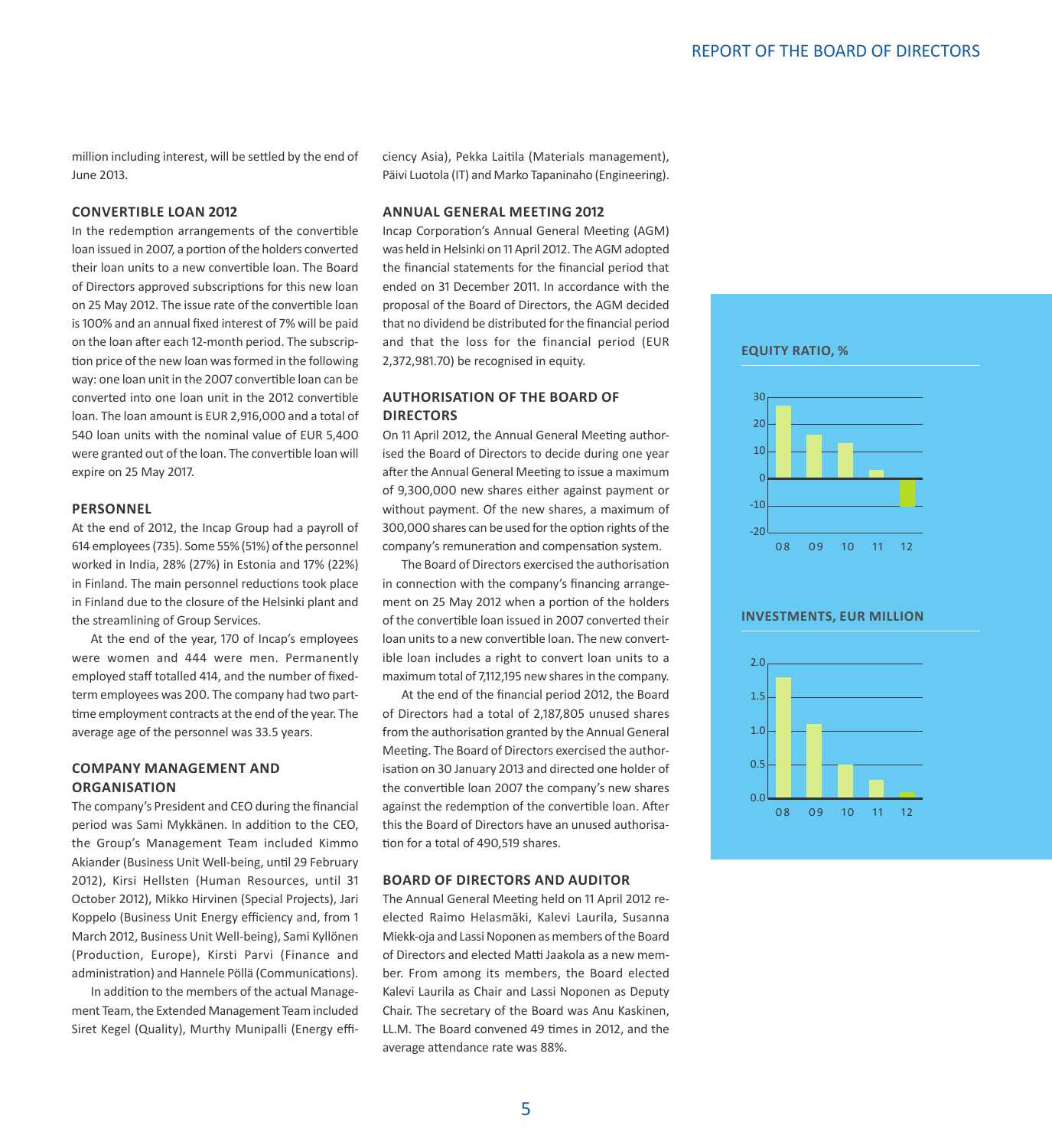million including interest, will be settled by the end of June 2013.

## CONVERTIBLE LOAN 2012

In the redemption arrangements of the convertible loan issued in 2007, a portion of the holders converted their loan units to a new convertible loan. The Board of Directors approved subscriptions for this new loan on 25 May 2012. The issue rate of the convertible loan is 100% and an annual fixed interest of 7% will be paid on the loan after each 12-month period. The subscription price of the new loan was formed in the following way: one loan unit in the 2007 convertible loan can be converted into one loan unit in the 2012 convertible loan. The loan amount is EUR 2,916,000 and a total of 540 loan units with the nominal value of EUR 5,400 were granted out of the loan. The convertible loan will expire on 25 May 2017.

## PERSONNEL

At the end of 2012, the Incap Group had a payroll of 614 employees (735). Some 55% (51%) of the personnel worked in India, 28% (27%) in Estonia and 17% (22%) in Finland. The main personnel reductions took place in Finland due to the closure of the Helsinki plant and the streamlining of Group Services.

At the end of the year, 170 of Incap's employees were women and 444 were men. Permanently employed staff totalled 414, and the number of fixed-term employees was 200. The company had two part-time employment contracts at the end of the year. The average age of the personnel was 33.5 years.

## COMPANY MANAGEMENT AND ORGANISATION

The company's President and CEO during the financial period was Sami Mykkänen. In addition to the CEO, the Group's Management Team included Kimmo Akiander (Business Unit Well-being, until 29 February 2012), Kirsi Hellsten (Human Resources, until 31 October 2012), Mikko Hirvinen (Special Projects), Jari Koppelo (Business Unit Energy efficiency and, from 1 March 2012, Business Unit Well-being), Sami Kyllönen (Production, Europe), Kirsti Parvi (Finance and administration) and Hannele Pöllä (Communications).

In addition to the members of the actual Management Team, the Extended Management Team included Siret Kegel (Quality), Murthy Munipalli (Energy efficiency Asia), Pekka Laitila (Materials management), Päivi Luotola (IT) and Marko Tapaninaho (Engineering).

## ANNUAL GENERAL MEETING 2012

Incap Corporation's Annual General Meeting (AGM) was held in Helsinki on 11 April 2012. The AGM adopted the financial statements for the financial period that ended on 31 December 2011. In accordance with the proposal of the Board of Directors, the AGM decided that no dividend be distributed for the financial period and that the loss for the financial period (EUR 2,372,981.70) be recognised in equity.

## AUTHORISATION OF THE BOARD OF DIRECTORS

On 11 April 2012, the Annual General Meeting authorised the Board of Directors to decide during one year after the Annual General Meeting to issue a maximum of 9,300,000 new shares either against payment or without payment. Of the new shares, a maximum of 300,000 shares can be used for the option rights of the company's remuneration and compensation system.

The Board of Directors exercised the authorisation in connection with the company's financing arrangement on 25 May 2012 when a portion of the holders of the convertible loan issued in 2007 converted their loan units to a new convertible loan. The new convertible loan includes a right to convert loan units to a maximum total of 7,112,195 new shares in the company.

At the end of the financial period 2012, the Board of Directors had a total of 2,187,805 unused shares from the authorisation granted by the Annual General Meeting. The Board of Directors exercised the authorisation on 30 January 2013 and directed one holder of the convertible loan 2007 the company's new shares against the redemption of the convertible loan. After this the Board of Directors have an unused authorisation for a total of 490,519 shares.

## BOARD OF DIRECTORS AND AUDITOR

The Annual General Meeting held on 11 April 2012 re-elected Raimo Helasmäki, Kalevi Laurila, Susanna Miekk-oja and Lassi Noponen as members of the Board of Directors and elected Matti Jaakola as a new member. From among its members, the Board elected Kalevi Laurila as Chair and Lassi Noponen as Deputy Chair. The secretary of the Board was Anu Kaskinen, LL.M. The Board convened 49 times in 2012, and the average attendance rate was 88%.

**EQUITY RATIO, %**

**INVESTMENTS, EUR MILLION**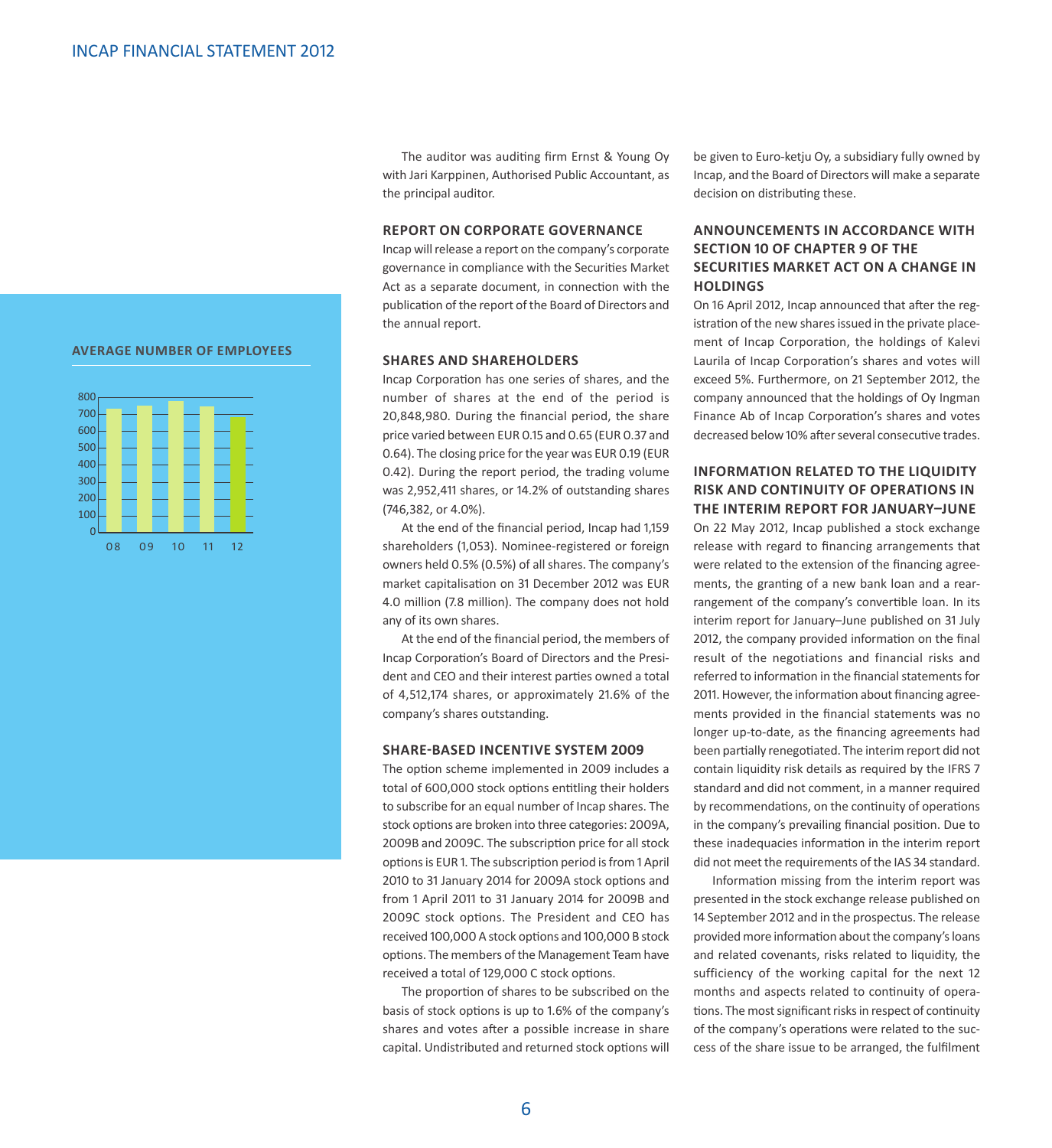## AVERAGE NUMBER OF EMPLOYEES

The auditor was auditing firm Ernst & Young Oy with Jari Karppinen, Authorised Public Accountant, as the principal auditor.

### REPORT ON CORPORATE GOVERNANCE

Incap will release a report on the company's corporate governance in compliance with the Securities Market Act as a separate document, in connection with the publication of the report of the Board of Directors and the annual report.

### SHARES AND SHAREHOLDERS

Incap Corporation has one series of shares, and the number of shares at the end of the period is 20,848,980. During the financial period, the share price varied between EUR 0.15 and 0.65 (EUR 0.37 and 0.64). The closing price for the year was EUR 0.19 (EUR 0.42). During the report period, the trading volume was 2,952,411 shares, or 14.2% of outstanding shares (746,382, or 4.0%).

At the end of the financial period, Incap had 1,159 shareholders (1,053). Nominee-registered or foreign owners held 0.5% (0.5%) of all shares. The company's market capitalisation on 31 December 2012 was EUR 4.0 million (7.8 million). The company does not hold any of its own shares.

At the end of the financial period, the members of Incap Corporation's Board of Directors and the President and CEO and their interest parties owned a total of 4,512,174 shares, or approximately 21.6% of the company's shares outstanding.

### SHARE-BASED INCENTIVE SYSTEM 2009

The option scheme implemented in 2009 includes a total of 600,000 stock options entitling their holders to subscribe for an equal number of Incap shares. The stock options are broken into three categories: 2009A, 2009B and 2009C. The subscription price for all stock options is EUR 1. The subscription period is from 1 April 2010 to 31 January 2014 for 2009A stock options and from 1 April 2011 to 31 January 2014 for 2009B and 2009C stock options. The President and CEO has received 100,000 A stock options and 100,000 B stock options. The members of the Management Team have received a total of 129,000 C stock options.

The proportion of shares to be subscribed on the basis of stock options is up to 1.6% of the company's shares and votes after a possible increase in share capital. Undistributed and returned stock options will be given to Euro-ketju Oy, a subsidiary fully owned by Incap, and the Board of Directors will make a separate decision on distributing these.

### ANNOUNCEMENTS IN ACCORDANCE WITH SECTION 10 OF CHAPTER 9 OF THE SECURITIES MARKET ACT ON A CHANGE IN HOLDINGS

On 16 April 2012, Incap announced that after the registration of the new shares issued in the private placement of Incap Corporation, the holdings of Kalevi Laurila of Incap Corporation's shares and votes will exceed 5%. Furthermore, on 21 September 2012, the company announced that the holdings of Oy Ingman Finance Ab of Incap Corporation's shares and votes decreased below 10% after several consecutive trades.

### INFORMATION RELATED TO THE LIQUIDITY RISK AND CONTINUITY OF OPERATIONS IN THE INTERIM REPORT FOR JANUARY–JUNE

On 22 May 2012, Incap published a stock exchange release with regard to financing arrangements that were related to the extension of the financing agreements, the granting of a new bank loan and a rearrangement of the company's convertible loan. In its interim report for January–June published on 31 July 2012, the company provided information on the final result of the negotiations and financial risks and referred to information in the financial statements for 2011. However, the information about financing agreements provided in the financial statements was no longer up-to-date, as the financing agreements had been partially renegotiated. The interim report did not contain liquidity risk details as required by the IFRS 7 standard and did not comment, in a manner required by recommendations, on the continuity of operations in the company's prevailing financial position. Due to these inadequacies information in the interim report did not meet the requirements of the IAS 34 standard.

Information missing from the interim report was presented in the stock exchange release published on 14 September 2012 and in the prospectus. The release provided more information about the company's loans and related covenants, risks related to liquidity, the sufficiency of the working capital for the next 12 months and aspects related to continuity of operations. The most significant risks in respect of continuity of the company's operations were related to the success of the share issue to be arranged, the fulfilment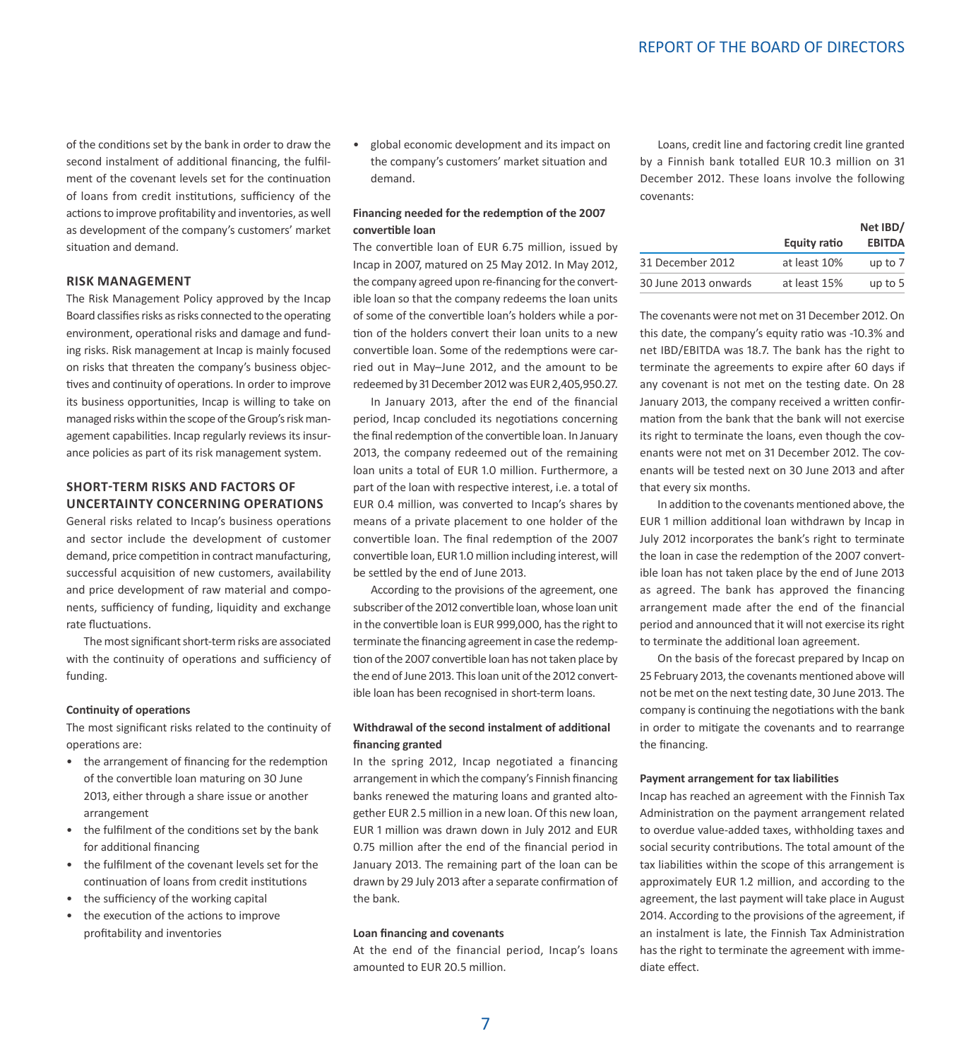of the conditions set by the bank in order to draw the second instalment of additional financing, the fulfilment of the covenant levels set for the continuation of loans from credit institutions, sufficiency of the actions to improve profitability and inventories, as well as development of the company's customers' market situation and demand.

## RISK MANAGEMENT

The Risk Management Policy approved by the Incap Board classifies risks as risks connected to the operating environment, operational risks and damage and funding risks. Risk management at Incap is mainly focused on risks that threaten the company's business objectives and continuity of operations. In order to improve its business opportunities, Incap is willing to take on managed risks within the scope of the Group's risk management capabilities. Incap regularly reviews its insurance policies as part of its risk management system.

## SHORT-TERM RISKS AND FACTORS OF UNCERTAINTY CONCERNING OPERATIONS

General risks related to Incap's business operations and sector include the development of customer demand, price competition in contract manufacturing, successful acquisition of new customers, availability and price development of raw material and components, sufficiency of funding, liquidity and exchange rate fluctuations.

The most significant short-term risks are associated with the continuity of operations and sufficiency of funding.

### Continuity of operations

The most significant risks related to the continuity of operations are:

- the arrangement of financing for the redemption of the convertible loan maturing on 30 June 2013, either through a share issue or another arrangement
- the fulfilment of the conditions set by the bank for additional financing
- the fulfilment of the covenant levels set for the continuation of loans from credit institutions
- the sufficiency of the working capital
- the execution of the actions to improve profitability and inventories
- global economic development and its impact on the company's customers' market situation and demand.

### Financing needed for the redemption of the 2007 convertible loan

The convertible loan of EUR 6.75 million, issued by Incap in 2007, matured on 25 May 2012. In May 2012, the company agreed upon re-financing for the convertible loan so that the company redeems the loan units of some of the convertible loan's holders while a portion of the holders convert their loan units to a new convertible loan. Some of the redemptions were carried out in May–June 2012, and the amount to be redeemed by 31 December 2012 was EUR 2,405,950.27.

In January 2013, after the end of the financial period, Incap concluded its negotiations concerning the final redemption of the convertible loan. In January 2013, the company redeemed out of the remaining loan units a total of EUR 1.0 million. Furthermore, a part of the loan with respective interest, i.e. a total of EUR 0.4 million, was converted to Incap's shares by means of a private placement to one holder of the convertible loan. The final redemption of the 2007 convertible loan, EUR 1.0 million including interest, will be settled by the end of June 2013.

According to the provisions of the agreement, one subscriber of the 2012 convertible loan, whose loan unit in the convertible loan is EUR 999,000, has the right to terminate the financing agreement in case the redemption of the 2007 convertible loan has not taken place by the end of June 2013. This loan unit of the 2012 convertible loan has been recognised in short-term loans.

### Withdrawal of the second instalment of additional financing granted

In the spring 2012, Incap negotiated a financing arrangement in which the company's Finnish financing banks renewed the maturing loans and granted altogether EUR 2.5 million in a new loan. Of this new loan, EUR 1 million was drawn down in July 2012 and EUR 0.75 million after the end of the financial period in January 2013. The remaining part of the loan can be drawn by 29 July 2013 after a separate confirmation of the bank.

### Loan financing and covenants

At the end of the financial period, Incap's loans amounted to EUR 20.5 million.

Loans, credit line and factoring credit line granted by a Finnish bank totalled EUR 10.3 million on 31 December 2012. These loans involve the following covenants:

| | Equity ratio | Net IBD/ EBITDA |
|---|---|---|
| 31 December 2012 | at least 10% | up to 7 |
| 30 June 2013 onwards | at least 15% | up to 5 |

The covenants were not met on 31 December 2012. On this date, the company's equity ratio was -10.3% and net IBD/EBITDA was 18.7. The bank has the right to terminate the agreements to expire after 60 days if any covenant is not met on the testing date. On 28 January 2013, the company received a written confirmation from the bank that the bank will not exercise its right to terminate the loans, even though the covenants were not met on 31 December 2012. The covenants will be tested next on 30 June 2013 and after that every six months.

In addition to the covenants mentioned above, the EUR 1 million additional loan withdrawn by Incap in July 2012 incorporates the bank's right to terminate the loan in case the redemption of the 2007 convertible loan has not taken place by the end of June 2013 as agreed. The bank has approved the financing arrangement made after the end of the financial period and announced that it will not exercise its right to terminate the additional loan agreement.

On the basis of the forecast prepared by Incap on 25 February 2013, the covenants mentioned above will not be met on the next testing date, 30 June 2013. The company is continuing the negotiations with the bank in order to mitigate the covenants and to rearrange the financing.

### Payment arrangement for tax liabilities

Incap has reached an agreement with the Finnish Tax Administration on the payment arrangement related to overdue value-added taxes, withholding taxes and social security contributions. The total amount of the tax liabilities within the scope of this arrangement is approximately EUR 1.2 million, and according to the agreement, the last payment will take place in August 2014. According to the provisions of the agreement, if an instalment is late, the Finnish Tax Administration has the right to terminate the agreement with immediate effect.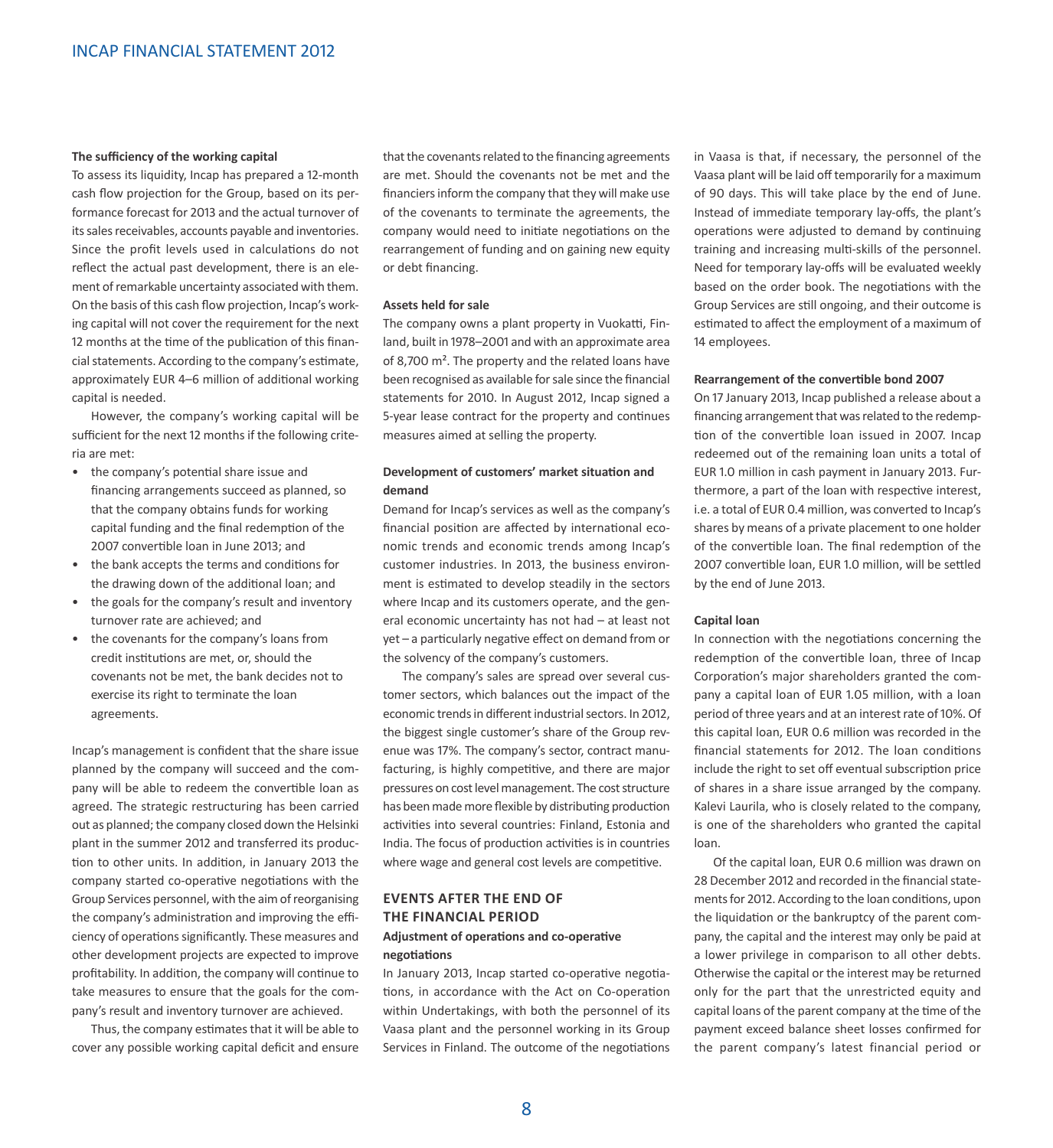**The sufficiency of the working capital**

To assess its liquidity, Incap has prepared a 12-month cash flow projection for the Group, based on its performance forecast for 2013 and the actual turnover of its sales receivables, accounts payable and inventories. Since the profit levels used in calculations do not reflect the actual past development, there is an element of remarkable uncertainty associated with them. On the basis of this cash flow projection, Incap's working capital will not cover the requirement for the next 12 months at the time of the publication of this financial statements. According to the company's estimate, approximately EUR 4–6 million of additional working capital is needed.

However, the company's working capital will be sufficient for the next 12 months if the following criteria are met:

- the company's potential share issue and financing arrangements succeed as planned, so that the company obtains funds for working capital funding and the final redemption of the 2007 convertible loan in June 2013; and
- the bank accepts the terms and conditions for the drawing down of the additional loan; and
- the goals for the company's result and inventory turnover rate are achieved; and
- the covenants for the company's loans from credit institutions are met, or, should the covenants not be met, the bank decides not to exercise its right to terminate the loan agreements.

Incap's management is confident that the share issue planned by the company will succeed and the company will be able to redeem the convertible loan as agreed. The strategic restructuring has been carried out as planned; the company closed down the Helsinki plant in the summer 2012 and transferred its production to other units. In addition, in January 2013 the company started co-operative negotiations with the Group Services personnel, with the aim of reorganising the company's administration and improving the efficiency of operations significantly. These measures and other development projects are expected to improve profitability. In addition, the company will continue to take measures to ensure that the goals for the company's result and inventory turnover are achieved.

Thus, the company estimates that it will be able to cover any possible working capital deficit and ensure that the covenants related to the financing agreements are met. Should the covenants not be met and the financiers inform the company that they will make use of the covenants to terminate the agreements, the company would need to initiate negotiations on the rearrangement of funding and on gaining new equity or debt financing.

**Assets held for sale**

The company owns a plant property in Vuokatti, Finland, built in 1978–2001 and with an approximate area of 8,700 m². The property and the related loans have been recognised as available for sale since the financial statements for 2010. In August 2012, Incap signed a 5-year lease contract for the property and continues measures aimed at selling the property.

**Development of customers' market situation and demand**

Demand for Incap's services as well as the company's financial position are affected by international economic trends and economic trends among Incap's customer industries. In 2013, the business environment is estimated to develop steadily in the sectors where Incap and its customers operate, and the general economic uncertainty has not had – at least not yet – a particularly negative effect on demand from or the solvency of the company's customers.

The company's sales are spread over several customer sectors, which balances out the impact of the economic trends in different industrial sectors. In 2012, the biggest single customer's share of the Group revenue was 17%. The company's sector, contract manufacturing, is highly competitive, and there are major pressures on cost level management. The cost structure has been made more flexible by distributing production activities into several countries: Finland, Estonia and India. The focus of production activities is in countries where wage and general cost levels are competitive.

## EVENTS AFTER THE END OF THE FINANCIAL PERIOD

**Adjustment of operations and co-operative negotiations**

In January 2013, Incap started co-operative negotiations, in accordance with the Act on Co-operation within Undertakings, with both the personnel of its Vaasa plant and the personnel working in its Group Services in Finland. The outcome of the negotiations in Vaasa is that, if necessary, the personnel of the Vaasa plant will be laid off temporarily for a maximum of 90 days. This will take place by the end of June. Instead of immediate temporary lay-offs, the plant's operations were adjusted to demand by continuing training and increasing multi-skills of the personnel. Need for temporary lay-offs will be evaluated weekly based on the order book. The negotiations with the Group Services are still ongoing, and their outcome is estimated to affect the employment of a maximum of 14 employees.

**Rearrangement of the convertible bond 2007**

On 17 January 2013, Incap published a release about a financing arrangement that was related to the redemption of the convertible loan issued in 2007. Incap redeemed out of the remaining loan units a total of EUR 1.0 million in cash payment in January 2013. Furthermore, a part of the loan with respective interest, i.e. a total of EUR 0.4 million, was converted to Incap's shares by means of a private placement to one holder of the convertible loan. The final redemption of the 2007 convertible loan, EUR 1.0 million, will be settled by the end of June 2013.

**Capital loan**

In connection with the negotiations concerning the redemption of the convertible loan, three of Incap Corporation's major shareholders granted the company a capital loan of EUR 1.05 million, with a loan period of three years and at an interest rate of 10%. Of this capital loan, EUR 0.6 million was recorded in the financial statements for 2012. The loan conditions include the right to set off eventual subscription price of shares in a share issue arranged by the company. Kalevi Laurila, who is closely related to the company, is one of the shareholders who granted the capital loan.

Of the capital loan, EUR 0.6 million was drawn on 28 December 2012 and recorded in the financial statements for 2012. According to the loan conditions, upon the liquidation or the bankruptcy of the parent company, the capital and the interest may only be paid at a lower privilege in comparison to all other debts. Otherwise the capital or the interest may be returned only for the part that the unrestricted equity and capital loans of the parent company at the time of the payment exceed balance sheet losses confirmed for the parent company's latest financial period or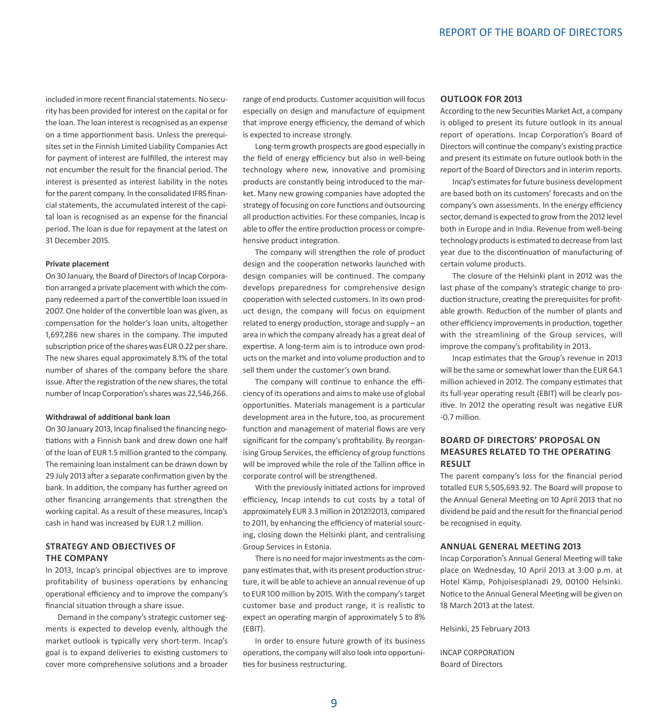included in more recent financial statements. No security has been provided for interest on the capital or for the loan. The loan interest is recognised as an expense on a time apportionment basis. Unless the prerequisites set in the Finnish Limited Liability Companies Act for payment of interest are fulfilled, the interest may not encumber the result for the financial period. The interest is presented as interest liability in the notes for the parent company. In the consolidated IFRS financial statements, the accumulated interest of the capital loan is recognised as an expense for the financial period. The loan is due for repayment at the latest on 31 December 2015.

**Private placement**

On 30 January, the Board of Directors of Incap Corporation arranged a private placement with which the company redeemed a part of the convertible loan issued in 2007. One holder of the convertible loan was given, as compensation for the holder's loan units, altogether 1,697,286 new shares in the company. The imputed subscription price of the shares was EUR 0.22 per share. The new shares equal approximately 8.1% of the total number of shares of the company before the share issue. After the registration of the new shares, the total number of Incap Corporation's shares was 22,546,266.

**Withdrawal of additional bank loan**

On 30 January 2013, Incap finalised the financing negotiations with a Finnish bank and drew down one half of the loan of EUR 1.5 million granted to the company. The remaining loan instalment can be drawn down by 29 July 2013 after a separate confirmation given by the bank. In addition, the company has further agreed on other financing arrangements that strengthen the working capital. As a result of these measures, Incap's cash in hand was increased by EUR 1.2 million.

## STRATEGY AND OBJECTIVES OF THE COMPANY

In 2013, Incap's principal objectives are to improve profitability of business operations by enhancing operational efficiency and to improve the company's financial situation through a share issue.

Demand in the company's strategic customer segments is expected to develop evenly, although the market outlook is typically very short-term. Incap's goal is to expand deliveries to existing customers to cover more comprehensive solutions and a broader range of end products. Customer acquisition will focus especially on design and manufacture of equipment that improve energy efficiency, the demand of which is expected to increase strongly.

Long-term growth prospects are good especially in the field of energy efficiency but also in well-being technology where new, innovative and promising products are constantly being introduced to the market. Many new growing companies have adopted the strategy of focusing on core functions and outsourcing all production activities. For these companies, Incap is able to offer the entire production process or comprehensive product integration.

The company will strengthen the role of product design and the cooperation networks launched with design companies will be continued. The company develops preparedness for comprehensive design cooperation with selected customers. In its own product design, the company will focus on equipment related to energy production, storage and supply – an area in which the company already has a great deal of expertise. A long-term aim is to introduce own products on the market and into volume production and to sell them under the customer's own brand.

The company will continue to enhance the efficiency of its operations and aims to make use of global opportunities. Materials management is a particular development area in the future, too, as procurement function and management of material flows are very significant for the company's profitability. By reorganising Group Services, the efficiency of group functions will be improved while the role of the Tallinn office in corporate control will be strengthened.

With the previously initiated actions for improved efficiency, Incap intends to cut costs by a total of approximately EUR 3.3 million in 2012–2013, compared to 2011, by enhancing the efficiency of material sourcing, closing down the Helsinki plant, and centralising Group Services in Estonia.

There is no need for major investments as the company estimates that, with its present production structure, it will be able to achieve an annual revenue of up to EUR 100 million by 2015. With the company's target customer base and product range, it is realistic to expect an operating margin of approximately 5 to 8% (EBIT).

In order to ensure future growth of its business operations, the company will also look into opportunities for business restructuring.

## OUTLOOK FOR 2013

According to the new Securities Market Act, a company is obliged to present its future outlook in its annual report of operations. Incap Corporation's Board of Directors will continue the company's existing practice and present its estimate on future outlook both in the report of the Board of Directors and in interim reports.

Incap's estimates for future business development are based both on its customers' forecasts and on the company's own assessments. In the energy efficiency sector, demand is expected to grow from the 2012 level both in Europe and in India. Revenue from well-being technology products is estimated to decrease from last year due to the discontinuation of manufacturing of certain volume products.

The closure of the Helsinki plant in 2012 was the last phase of the company's strategic change to production structure, creating the prerequisites for profitable growth. Reduction of the number of plants and other efficiency improvements in production, together with the streamlining of the Group services, will improve the company's profitability in 2013.

Incap estimates that the Group's revenue in 2013 will be the same or somewhat lower than the EUR 64.1 million achieved in 2012. The company estimates that its full-year operating result (EBIT) will be clearly positive. In 2012 the operating result was negative EUR -0.7 million.

## BOARD OF DIRECTORS' PROPOSAL ON MEASURES RELATED TO THE OPERATING RESULT

The parent company's loss for the financial period totalled EUR 5,505,693.92. The Board will propose to the Annual General Meeting on 10 April 2013 that no dividend be paid and the result for the financial period be recognised in equity.

## ANNUAL GENERAL MEETING 2013

Incap Corporation's Annual General Meeting will take place on Wednesday, 10 April 2013 at 3:00 p.m. at Hotel Kämp, Pohjoisesplanadi 29, 00100 Helsinki. Notice to the Annual General Meeting will be given on 18 March 2013 at the latest.

Helsinki, 25 February 2013

INCAP CORPORATION
Board of Directors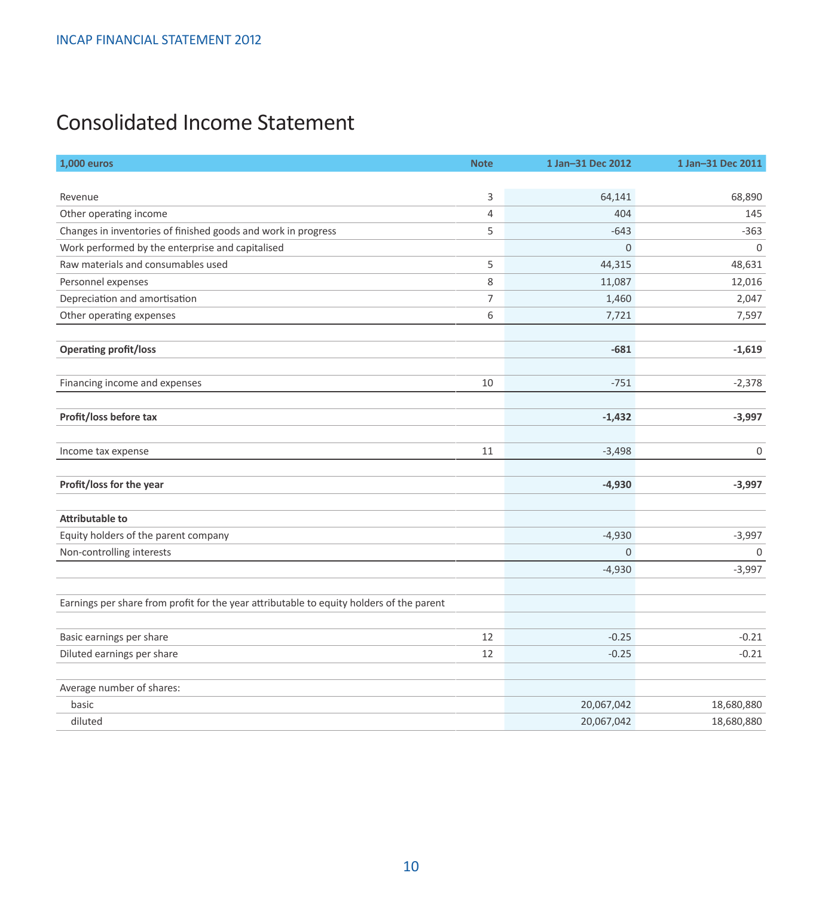# Consolidated Income Statement

| 1,000 euros | Note | 1 Jan–31 Dec 2012 | 1 Jan–31 Dec 2011 |
|---|---|---|---|
| Revenue | 3 | 64,141 | 68,890 |
| Other operating income | 4 | 404 | 145 |
| Changes in inventories of finished goods and work in progress | 5 | -643 | -363 |
| Work performed by the enterprise and capitalised | | 0 | 0 |
| Raw materials and consumables used | 5 | 44,315 | 48,631 |
| Personnel expenses | 8 | 11,087 | 12,016 |
| Depreciation and amortisation | 7 | 1,460 | 2,047 |
| Other operating expenses | 6 | 7,721 | 7,597 |
| | | | |
| **Operating profit/loss** | | **-681** | **-1,619** |
| | | | |
| Financing income and expenses | 10 | -751 | -2,378 |
| | | | |
| **Profit/loss before tax** | | **-1,432** | **-3,997** |
| | | | |
| Income tax expense | 11 | -3,498 | 0 |
| | | | |
| **Profit/loss for the year** | | **-4,930** | **-3,997** |
| | | | |
| **Attributable to** | | | |
| Equity holders of the parent company | | -4,930 | -3,997 |
| Non-controlling interests | | 0 | 0 |
| | | -4,930 | -3,997 |
| | | | |
| Earnings per share from profit for the year attributable to equity holders of the parent | | | |
| | | | |
| Basic earnings per share | 12 | -0.25 | -0.21 |
| Diluted earnings per share | 12 | -0.25 | -0.21 |
| | | | |
| Average number of shares: | | | |
| basic | | 20,067,042 | 18,680,880 |
| diluted | | 20,067,042 | 18,680,880 |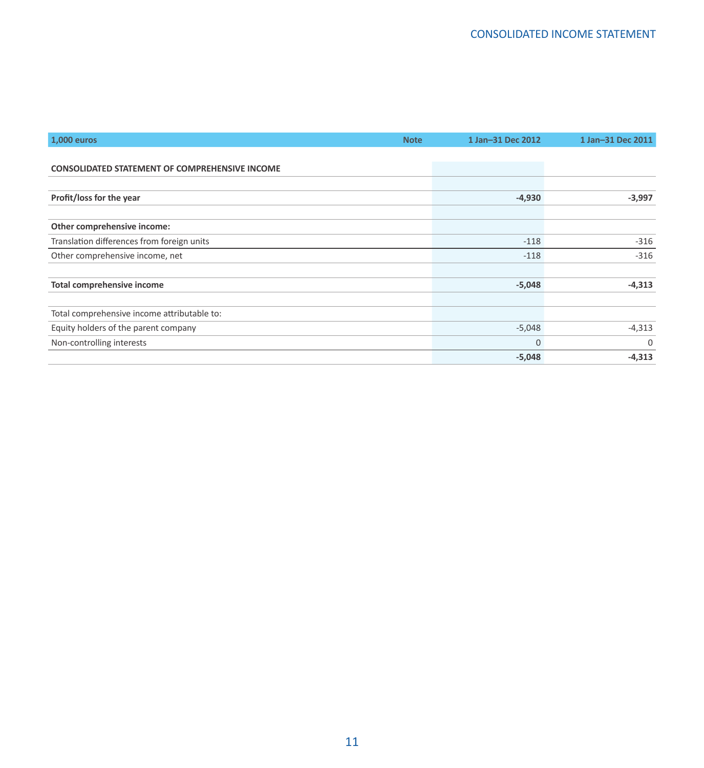| 1,000 euros | Note | 1 Jan–31 Dec 2012 | 1 Jan–31 Dec 2011 |
|---|---|---|---|
| **CONSOLIDATED STATEMENT OF COMPREHENSIVE INCOME** | | | |
| | | | |
| **Profit/loss for the year** | | **-4,930** | **-3,997** |
| | | | |
| **Other comprehensive income:** | | | |
| Translation differences from foreign units | | -118 | -316 |
| Other comprehensive income, net | | -118 | -316 |
| | | | |
| **Total comprehensive income** | | **-5,048** | **-4,313** |
| | | | |
| Total comprehensive income attributable to: | | | |
| Equity holders of the parent company | | -5,048 | -4,313 |
| Non-controlling interests | | 0 | 0 |
| | | **-5,048** | **-4,313** |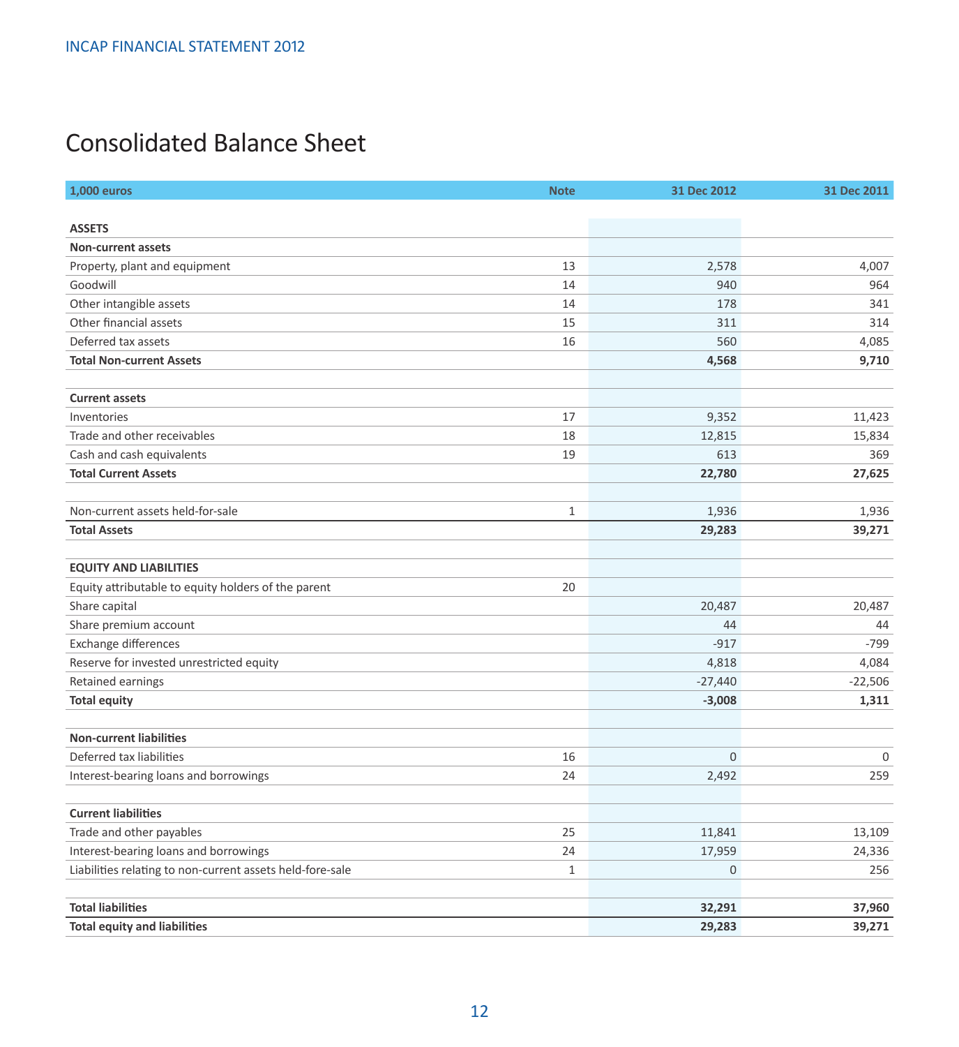# Consolidated Balance Sheet

| 1,000 euros | Note | 31 Dec 2012 | 31 Dec 2011 |
|---|---|---|---|
| **ASSETS** | | | |
| **Non-current assets** | | | |
| Property, plant and equipment | 13 | 2,578 | 4,007 |
| Goodwill | 14 | 940 | 964 |
| Other intangible assets | 14 | 178 | 341 |
| Other financial assets | 15 | 311 | 314 |
| Deferred tax assets | 16 | 560 | 4,085 |
| **Total Non-current Assets** | | **4,568** | **9,710** |
| | | | |
| **Current assets** | | | |
| Inventories | 17 | 9,352 | 11,423 |
| Trade and other receivables | 18 | 12,815 | 15,834 |
| Cash and cash equivalents | 19 | 613 | 369 |
| **Total Current Assets** | | **22,780** | **27,625** |
| | | | |
| Non-current assets held-for-sale | 1 | 1,936 | 1,936 |
| **Total Assets** | | **29,283** | **39,271** |
| | | | |
| **EQUITY AND LIABILITIES** | | | |
| Equity attributable to equity holders of the parent | 20 | | |
| Share capital | | 20,487 | 20,487 |
| Share premium account | | 44 | 44 |
| Exchange differences | | -917 | -799 |
| Reserve for invested unrestricted equity | | 4,818 | 4,084 |
| Retained earnings | | -27,440 | -22,506 |
| **Total equity** | | **-3,008** | **1,311** |
| | | | |
| **Non-current liabilities** | | | |
| Deferred tax liabilities | 16 | 0 | 0 |
| Interest-bearing loans and borrowings | 24 | 2,492 | 259 |
| | | | |
| **Current liabilities** | | | |
| Trade and other payables | 25 | 11,841 | 13,109 |
| Interest-bearing loans and borrowings | 24 | 17,959 | 24,336 |
| Liabilities relating to non-current assets held-fore-sale | 1 | 0 | 256 |
| | | | |
| **Total liabilities** | | **32,291** | **37,960** |
| **Total equity and liabilities** | | **29,283** | **39,271** |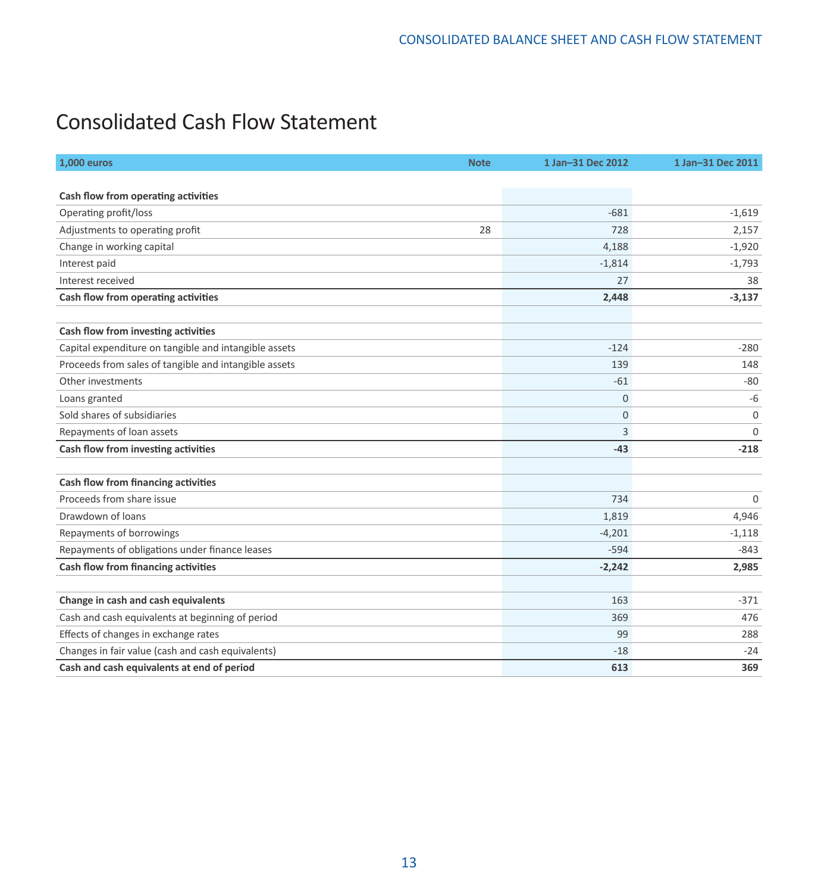# Consolidated Cash Flow Statement

| 1,000 euros | Note | 1 Jan–31 Dec 2012 | 1 Jan–31 Dec 2011 |
|---|---|---|---|
| **Cash flow from operating activities** | | | |
| Operating profit/loss | | -681 | -1,619 |
| Adjustments to operating profit | 28 | 728 | 2,157 |
| Change in working capital | | 4,188 | -1,920 |
| Interest paid | | -1,814 | -1,793 |
| Interest received | | 27 | 38 |
| **Cash flow from operating activities** | | **2,448** | **-3,137** |
| | | | |
| **Cash flow from investing activities** | | | |
| Capital expenditure on tangible and intangible assets | | -124 | -280 |
| Proceeds from sales of tangible and intangible assets | | 139 | 148 |
| Other investments | | -61 | -80 |
| Loans granted | | 0 | -6 |
| Sold shares of subsidiaries | | 0 | 0 |
| Repayments of loan assets | | 3 | 0 |
| **Cash flow from investing activities** | | **-43** | **-218** |
| | | | |
| **Cash flow from financing activities** | | | |
| Proceeds from share issue | | 734 | 0 |
| Drawdown of loans | | 1,819 | 4,946 |
| Repayments of borrowings | | -4,201 | -1,118 |
| Repayments of obligations under finance leases | | -594 | -843 |
| **Cash flow from financing activities** | | **-2,242** | **2,985** |
| | | | |
| **Change in cash and cash equivalents** | | 163 | -371 |
| Cash and cash equivalents at beginning of period | | 369 | 476 |
| Effects of changes in exchange rates | | 99 | 288 |
| Changes in fair value (cash and cash equivalents) | | -18 | -24 |
| **Cash and cash equivalents at end of period** | | **613** | **369** |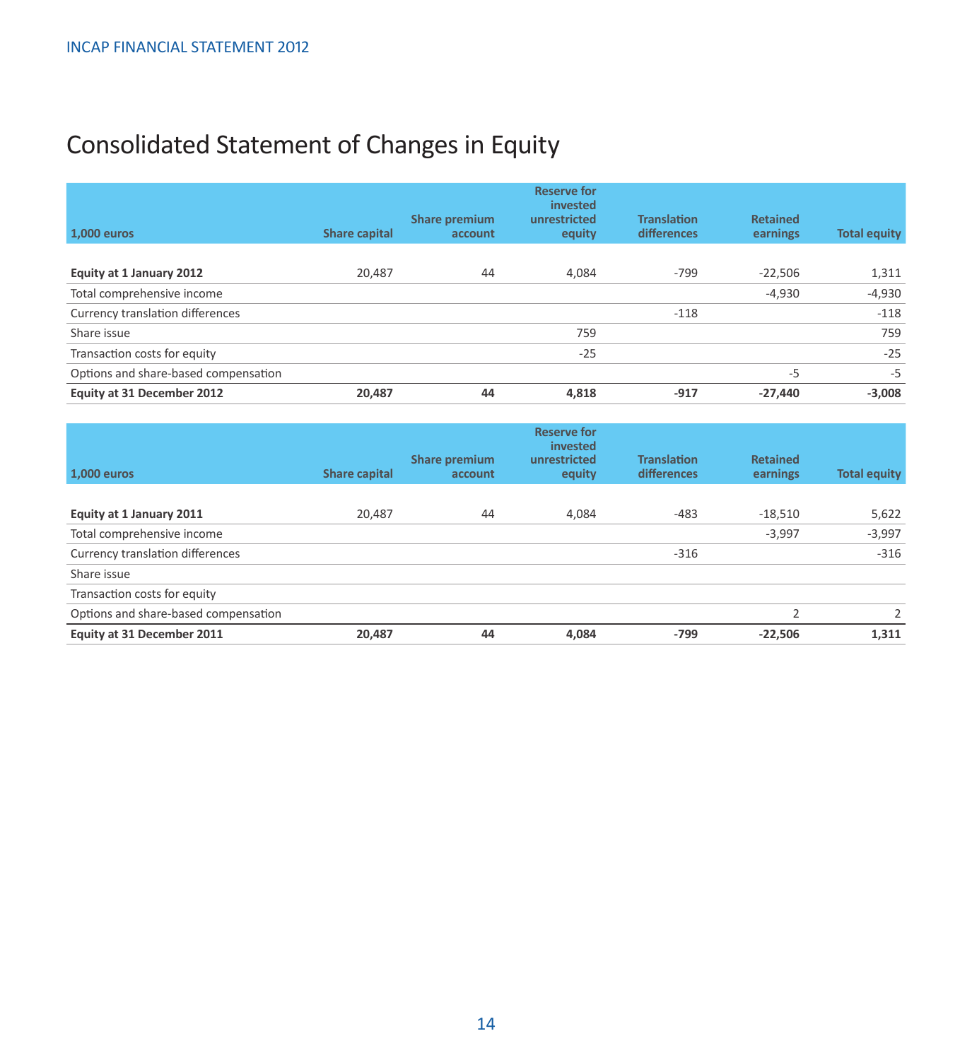# Consolidated Statement of Changes in Equity

| 1,000 euros | Share capital | Share premium account | Reserve for invested unrestricted equity | Translation differences | Retained earnings | Total equity |
|---|---|---|---|---|---|---|
| **Equity at 1 January 2012** | 20,487 | 44 | 4,084 | -799 | -22,506 | 1,311 |
| Total comprehensive income | | | | | -4,930 | -4,930 |
| Currency translation differences | | | | -118 | | -118 |
| Share issue | | | 759 | | | 759 |
| Transaction costs for equity | | | -25 | | | -25 |
| Options and share-based compensation | | | | | -5 | -5 |
| **Equity at 31 December 2012** | **20,487** | **44** | **4,818** | **-917** | **-27,440** | **-3,008** |

| 1,000 euros | Share capital | Share premium account | Reserve for invested unrestricted equity | Translation differences | Retained earnings | Total equity |
|---|---|---|---|---|---|---|
| **Equity at 1 January 2011** | 20,487 | 44 | 4,084 | -483 | -18,510 | 5,622 |
| Total comprehensive income | | | | | -3,997 | -3,997 |
| Currency translation differences | | | | -316 | | -316 |
| Share issue | | | | | | |
| Transaction costs for equity | | | | | | |
| Options and share-based compensation | | | | | 2 | 2 |
| **Equity at 31 December 2011** | **20,487** | **44** | **4,084** | **-799** | **-22,506** | **1,311** |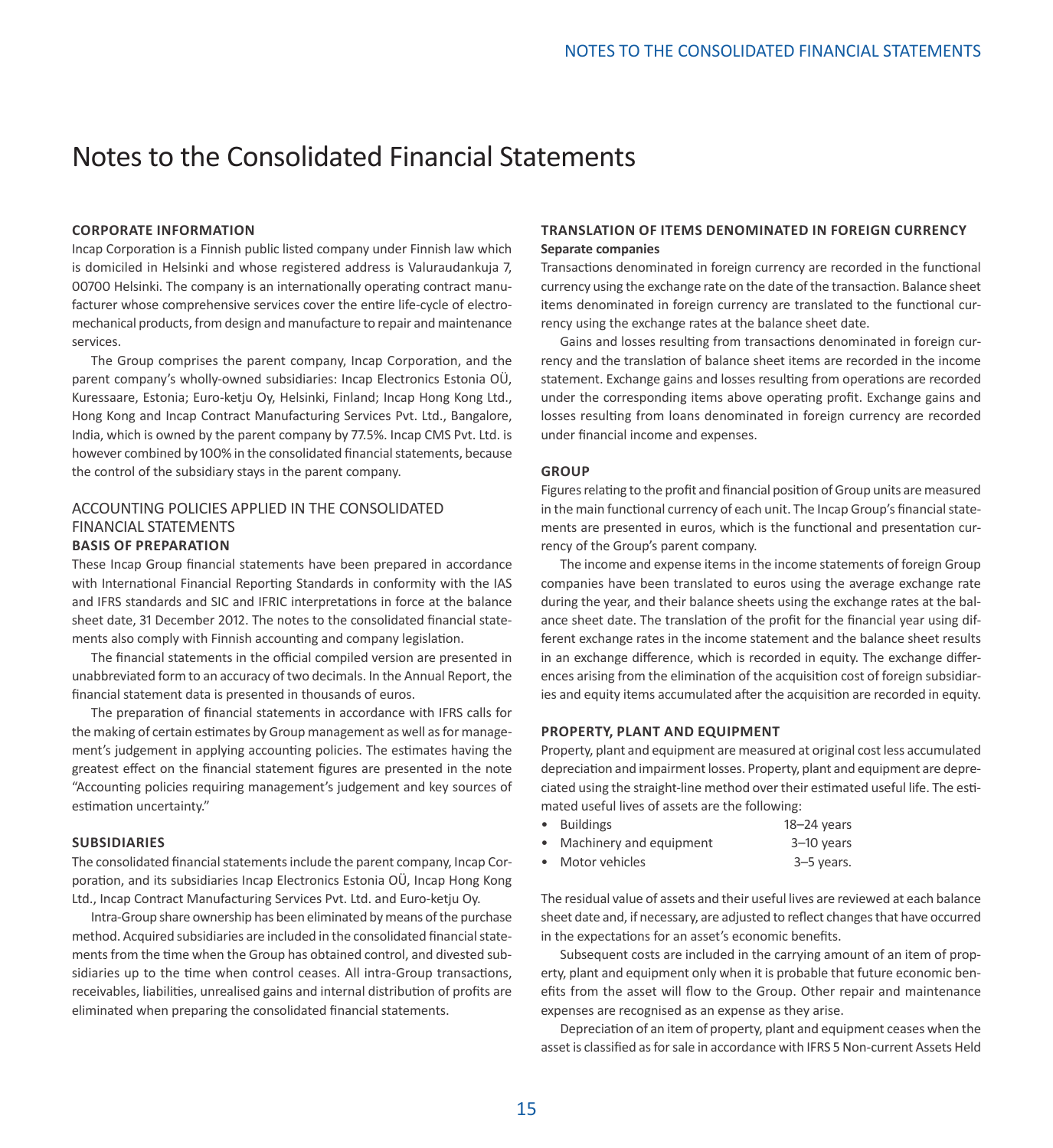# Notes to the Consolidated Financial Statements

### CORPORATE INFORMATION

Incap Corporation is a Finnish public listed company under Finnish law which is domiciled in Helsinki and whose registered address is Valuraudankuja 7, 00700 Helsinki. The company is an internationally operating contract manufacturer whose comprehensive services cover the entire life-cycle of electromechanical products, from design and manufacture to repair and maintenance services.

The Group comprises the parent company, Incap Corporation, and the parent company's wholly-owned subsidiaries: Incap Electronics Estonia OÜ, Kuressaare, Estonia; Euro-ketju Oy, Helsinki, Finland; Incap Hong Kong Ltd., Hong Kong and Incap Contract Manufacturing Services Pvt. Ltd., Bangalore, India, which is owned by the parent company by 77.5%. Incap CMS Pvt. Ltd. is however combined by 100% in the consolidated financial statements, because the control of the subsidiary stays in the parent company.

## ACCOUNTING POLICIES APPLIED IN THE CONSOLIDATED FINANCIAL STATEMENTS

### BASIS OF PREPARATION

These Incap Group financial statements have been prepared in accordance with International Financial Reporting Standards in conformity with the IAS and IFRS standards and SIC and IFRIC interpretations in force at the balance sheet date, 31 December 2012. The notes to the consolidated financial statements also comply with Finnish accounting and company legislation.

The financial statements in the official compiled version are presented in unabbreviated form to an accuracy of two decimals. In the Annual Report, the financial statement data is presented in thousands of euros.

The preparation of financial statements in accordance with IFRS calls for the making of certain estimates by Group management as well as for management's judgement in applying accounting policies. The estimates having the greatest effect on the financial statement figures are presented in the note "Accounting policies requiring management's judgement and key sources of estimation uncertainty."

### SUBSIDIARIES

The consolidated financial statements include the parent company, Incap Corporation, and its subsidiaries Incap Electronics Estonia OÜ, Incap Hong Kong Ltd., Incap Contract Manufacturing Services Pvt. Ltd. and Euro-ketju Oy.

Intra-Group share ownership has been eliminated by means of the purchase method. Acquired subsidiaries are included in the consolidated financial statements from the time when the Group has obtained control, and divested subsidiaries up to the time when control ceases. All intra-Group transactions, receivables, liabilities, unrealised gains and internal distribution of profits are eliminated when preparing the consolidated financial statements.

### TRANSLATION OF ITEMS DENOMINATED IN FOREIGN CURRENCY

**Separate companies**

Transactions denominated in foreign currency are recorded in the functional currency using the exchange rate on the date of the transaction. Balance sheet items denominated in foreign currency are translated to the functional currency using the exchange rates at the balance sheet date.

Gains and losses resulting from transactions denominated in foreign currency and the translation of balance sheet items are recorded in the income statement. Exchange gains and losses resulting from operations are recorded under the corresponding items above operating profit. Exchange gains and losses resulting from loans denominated in foreign currency are recorded under financial income and expenses.

### GROUP

Figures relating to the profit and financial position of Group units are measured in the main functional currency of each unit. The Incap Group's financial statements are presented in euros, which is the functional and presentation currency of the Group's parent company.

The income and expense items in the income statements of foreign Group companies have been translated to euros using the average exchange rate during the year, and their balance sheets using the exchange rates at the balance sheet date. The translation of the profit for the financial year using different exchange rates in the income statement and the balance sheet results in an exchange difference, which is recorded in equity. The exchange differences arising from the elimination of the acquisition cost of foreign subsidiaries and equity items accumulated after the acquisition are recorded in equity.

### PROPERTY, PLANT AND EQUIPMENT

Property, plant and equipment are measured at original cost less accumulated depreciation and impairment losses. Property, plant and equipment are depreciated using the straight-line method over their estimated useful life. The estimated useful lives of assets are the following:

- Buildings 18–24 years
- Machinery and equipment 3–10 years
- Motor vehicles 3–5 years.

The residual value of assets and their useful lives are reviewed at each balance sheet date and, if necessary, are adjusted to reflect changes that have occurred in the expectations for an asset's economic benefits.

Subsequent costs are included in the carrying amount of an item of property, plant and equipment only when it is probable that future economic benefits from the asset will flow to the Group. Other repair and maintenance expenses are recognised as an expense as they arise.

Depreciation of an item of property, plant and equipment ceases when the asset is classified as for sale in accordance with IFRS 5 Non-current Assets Held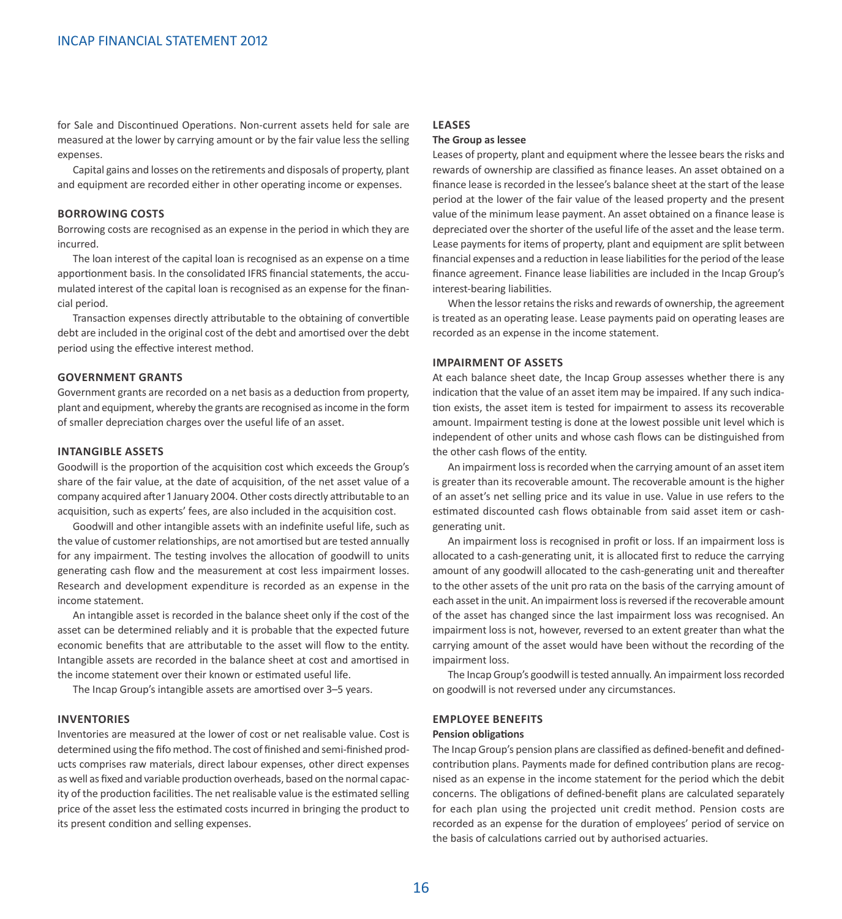for Sale and Discontinued Operations. Non-current assets held for sale are measured at the lower by carrying amount or by the fair value less the selling expenses.

Capital gains and losses on the retirements and disposals of property, plant and equipment are recorded either in other operating income or expenses.

## BORROWING COSTS

Borrowing costs are recognised as an expense in the period in which they are incurred.

The loan interest of the capital loan is recognised as an expense on a time apportionment basis. In the consolidated IFRS financial statements, the accumulated interest of the capital loan is recognised as an expense for the financial period.

Transaction expenses directly attributable to the obtaining of convertible debt are included in the original cost of the debt and amortised over the debt period using the effective interest method.

## GOVERNMENT GRANTS

Government grants are recorded on a net basis as a deduction from property, plant and equipment, whereby the grants are recognised as income in the form of smaller depreciation charges over the useful life of an asset.

## INTANGIBLE ASSETS

Goodwill is the proportion of the acquisition cost which exceeds the Group's share of the fair value, at the date of acquisition, of the net asset value of a company acquired after 1 January 2004. Other costs directly attributable to an acquisition, such as experts' fees, are also included in the acquisition cost.

Goodwill and other intangible assets with an indefinite useful life, such as the value of customer relationships, are not amortised but are tested annually for any impairment. The testing involves the allocation of goodwill to units generating cash flow and the measurement at cost less impairment losses. Research and development expenditure is recorded as an expense in the income statement.

An intangible asset is recorded in the balance sheet only if the cost of the asset can be determined reliably and it is probable that the expected future economic benefits that are attributable to the asset will flow to the entity. Intangible assets are recorded in the balance sheet at cost and amortised in the income statement over their known or estimated useful life.

The Incap Group's intangible assets are amortised over 3–5 years.

## INVENTORIES

Inventories are measured at the lower of cost or net realisable value. Cost is determined using the fifo method. The cost of finished and semi-finished products comprises raw materials, direct labour expenses, other direct expenses as well as fixed and variable production overheads, based on the normal capacity of the production facilities. The net realisable value is the estimated selling price of the asset less the estimated costs incurred in bringing the product to its present condition and selling expenses.

## LEASES

### The Group as lessee

Leases of property, plant and equipment where the lessee bears the risks and rewards of ownership are classified as finance leases. An asset obtained on a finance lease is recorded in the lessee's balance sheet at the start of the lease period at the lower of the fair value of the leased property and the present value of the minimum lease payment. An asset obtained on a finance lease is depreciated over the shorter of the useful life of the asset and the lease term. Lease payments for items of property, plant and equipment are split between financial expenses and a reduction in lease liabilities for the period of the lease finance agreement. Finance lease liabilities are included in the Incap Group's interest-bearing liabilities.

When the lessor retains the risks and rewards of ownership, the agreement is treated as an operating lease. Lease payments paid on operating leases are recorded as an expense in the income statement.

## IMPAIRMENT OF ASSETS

At each balance sheet date, the Incap Group assesses whether there is any indication that the value of an asset item may be impaired. If any such indication exists, the asset item is tested for impairment to assess its recoverable amount. Impairment testing is done at the lowest possible unit level which is independent of other units and whose cash flows can be distinguished from the other cash flows of the entity.

An impairment loss is recorded when the carrying amount of an asset item is greater than its recoverable amount. The recoverable amount is the higher of an asset's net selling price and its value in use. Value in use refers to the estimated discounted cash flows obtainable from said asset item or cash-generating unit.

An impairment loss is recognised in profit or loss. If an impairment loss is allocated to a cash-generating unit, it is allocated first to reduce the carrying amount of any goodwill allocated to the cash-generating unit and thereafter to the other assets of the unit pro rata on the basis of the carrying amount of each asset in the unit. An impairment loss is reversed if the recoverable amount of the asset has changed since the last impairment loss was recognised. An impairment loss is not, however, reversed to an extent greater than what the carrying amount of the asset would have been without the recording of the impairment loss.

The Incap Group's goodwill is tested annually. An impairment loss recorded on goodwill is not reversed under any circumstances.

## EMPLOYEE BENEFITS

### Pension obligations

The Incap Group's pension plans are classified as defined-benefit and defined-contribution plans. Payments made for defined contribution plans are recognised as an expense in the income statement for the period which the debit concerns. The obligations of defined-benefit plans are calculated separately for each plan using the projected unit credit method. Pension costs are recorded as an expense for the duration of employees' period of service on the basis of calculations carried out by authorised actuaries.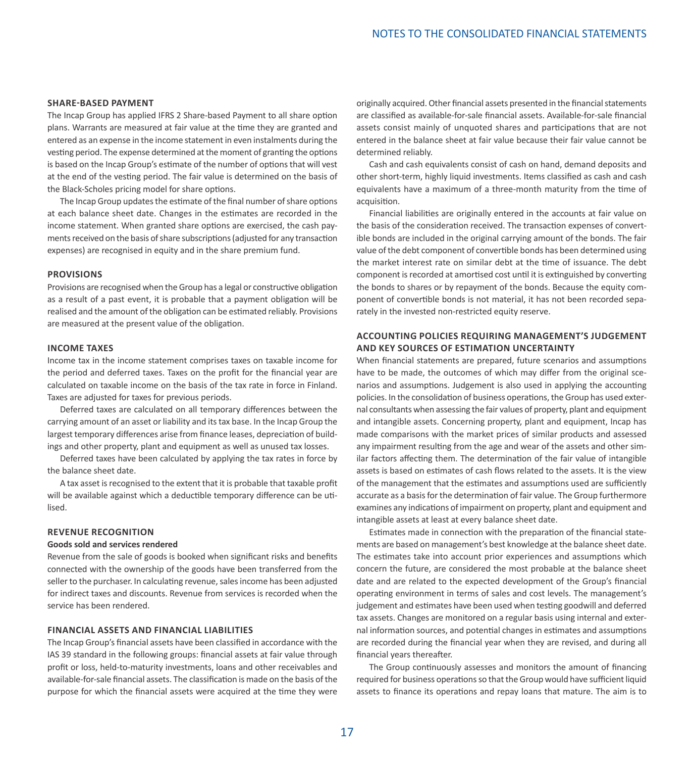### SHARE-BASED PAYMENT

The Incap Group has applied IFRS 2 Share-based Payment to all share option plans. Warrants are measured at fair value at the time they are granted and entered as an expense in the income statement in even instalments during the vesting period. The expense determined at the moment of granting the options is based on the Incap Group's estimate of the number of options that will vest at the end of the vesting period. The fair value is determined on the basis of the Black-Scholes pricing model for share options.

The Incap Group updates the estimate of the final number of share options at each balance sheet date. Changes in the estimates are recorded in the income statement. When granted share options are exercised, the cash payments received on the basis of share subscriptions (adjusted for any transaction expenses) are recognised in equity and in the share premium fund.

### PROVISIONS

Provisions are recognised when the Group has a legal or constructive obligation as a result of a past event, it is probable that a payment obligation will be realised and the amount of the obligation can be estimated reliably. Provisions are measured at the present value of the obligation.

### INCOME TAXES

Income tax in the income statement comprises taxes on taxable income for the period and deferred taxes. Taxes on the profit for the financial year are calculated on taxable income on the basis of the tax rate in force in Finland. Taxes are adjusted for taxes for previous periods.

Deferred taxes are calculated on all temporary differences between the carrying amount of an asset or liability and its tax base. In the Incap Group the largest temporary differences arise from finance leases, depreciation of buildings and other property, plant and equipment as well as unused tax losses.

Deferred taxes have been calculated by applying the tax rates in force by the balance sheet date.

A tax asset is recognised to the extent that it is probable that taxable profit will be available against which a deductible temporary difference can be utilised.

### REVENUE RECOGNITION

**Goods sold and services rendered**

Revenue from the sale of goods is booked when significant risks and benefits connected with the ownership of the goods have been transferred from the seller to the purchaser. In calculating revenue, sales income has been adjusted for indirect taxes and discounts. Revenue from services is recorded when the service has been rendered.

### FINANCIAL ASSETS AND FINANCIAL LIABILITIES

The Incap Group's financial assets have been classified in accordance with the IAS 39 standard in the following groups: financial assets at fair value through profit or loss, held-to-maturity investments, loans and other receivables and available-for-sale financial assets. The classification is made on the basis of the purpose for which the financial assets were acquired at the time they were originally acquired. Other financial assets presented in the financial statements are classified as available-for-sale financial assets. Available-for-sale financial assets consist mainly of unquoted shares and participations that are not entered in the balance sheet at fair value because their fair value cannot be determined reliably.

Cash and cash equivalents consist of cash on hand, demand deposits and other short-term, highly liquid investments. Items classified as cash and cash equivalents have a maximum of a three-month maturity from the time of acquisition.

Financial liabilities are originally entered in the accounts at fair value on the basis of the consideration received. The transaction expenses of convertible bonds are included in the original carrying amount of the bonds. The fair value of the debt component of convertible bonds has been determined using the market interest rate on similar debt at the time of issuance. The debt component is recorded at amortised cost until it is extinguished by converting the bonds to shares or by repayment of the bonds. Because the equity component of convertible bonds is not material, it has not been recorded separately in the invested non-restricted equity reserve.

### ACCOUNTING POLICIES REQUIRING MANAGEMENT'S JUDGEMENT AND KEY SOURCES OF ESTIMATION UNCERTAINTY

When financial statements are prepared, future scenarios and assumptions have to be made, the outcomes of which may differ from the original scenarios and assumptions. Judgement is also used in applying the accounting policies. In the consolidation of business operations, the Group has used external consultants when assessing the fair values of property, plant and equipment and intangible assets. Concerning property, plant and equipment, Incap has made comparisons with the market prices of similar products and assessed any impairment resulting from the age and wear of the assets and other similar factors affecting them. The determination of the fair value of intangible assets is based on estimates of cash flows related to the assets. It is the view of the management that the estimates and assumptions used are sufficiently accurate as a basis for the determination of fair value. The Group furthermore examines any indications of impairment on property, plant and equipment and intangible assets at least at every balance sheet date.

Estimates made in connection with the preparation of the financial statements are based on management's best knowledge at the balance sheet date. The estimates take into account prior experiences and assumptions which concern the future, are considered the most probable at the balance sheet date and are related to the expected development of the Group's financial operating environment in terms of sales and cost levels. The management's judgement and estimates have been used when testing goodwill and deferred tax assets. Changes are monitored on a regular basis using internal and external information sources, and potential changes in estimates and assumptions are recorded during the financial year when they are revised, and during all financial years thereafter.

The Group continuously assesses and monitors the amount of financing required for business operations so that the Group would have sufficient liquid assets to finance its operations and repay loans that mature. The aim is to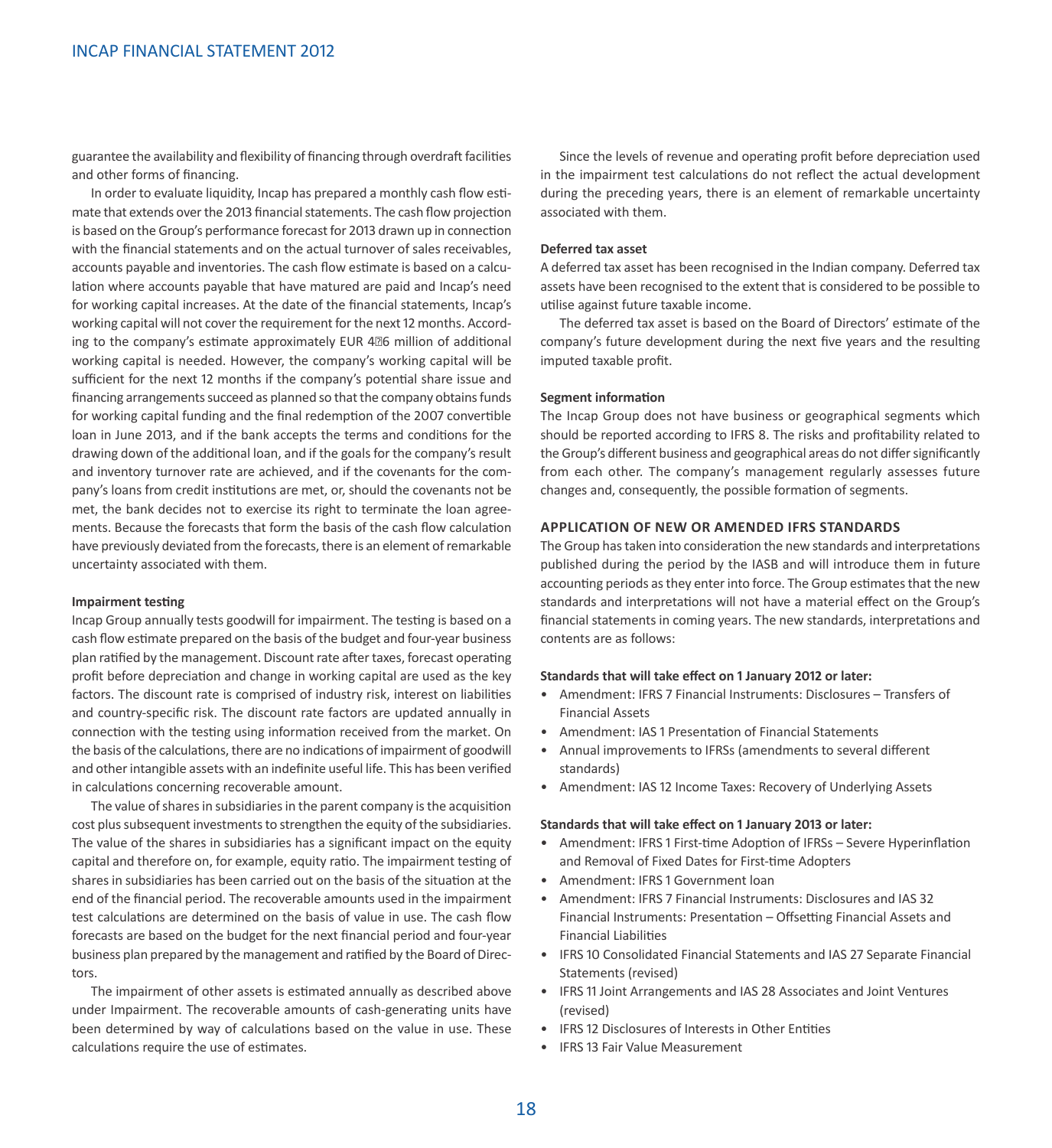guarantee the availability and flexibility of financing through overdraft facilities and other forms of financing.

In order to evaluate liquidity, Incap has prepared a monthly cash flow estimate that extends over the 2013 financial statements. The cash flow projection is based on the Group's performance forecast for 2013 drawn up in connection with the financial statements and on the actual turnover of sales receivables, accounts payable and inventories. The cash flow estimate is based on a calculation where accounts payable that have matured are paid and Incap's need for working capital increases. At the date of the financial statements, Incap's working capital will not cover the requirement for the next 12 months. According to the company's estimate approximately EUR 4–6 million of additional working capital is needed. However, the company's working capital will be sufficient for the next 12 months if the company's potential share issue and financing arrangements succeed as planned so that the company obtains funds for working capital funding and the final redemption of the 2007 convertible loan in June 2013, and if the bank accepts the terms and conditions for the drawing down of the additional loan, and if the goals for the company's result and inventory turnover rate are achieved, and if the covenants for the company's loans from credit institutions are met, or, should the covenants not be met, the bank decides not to exercise its right to terminate the loan agreements. Because the forecasts that form the basis of the cash flow calculation have previously deviated from the forecasts, there is an element of remarkable uncertainty associated with them.

**Impairment testing**

Incap Group annually tests goodwill for impairment. The testing is based on a cash flow estimate prepared on the basis of the budget and four-year business plan ratified by the management. Discount rate after taxes, forecast operating profit before depreciation and change in working capital are used as the key factors. The discount rate is comprised of industry risk, interest on liabilities and country-specific risk. The discount rate factors are updated annually in connection with the testing using information received from the market. On the basis of the calculations, there are no indications of impairment of goodwill and other intangible assets with an indefinite useful life. This has been verified in calculations concerning recoverable amount.

The value of shares in subsidiaries in the parent company is the acquisition cost plus subsequent investments to strengthen the equity of the subsidiaries. The value of the shares in subsidiaries has a significant impact on the equity capital and therefore on, for example, equity ratio. The impairment testing of shares in subsidiaries has been carried out on the basis of the situation at the end of the financial period. The recoverable amounts used in the impairment test calculations are determined on the basis of value in use. The cash flow forecasts are based on the budget for the next financial period and four-year business plan prepared by the management and ratified by the Board of Directors.

The impairment of other assets is estimated annually as described above under Impairment. The recoverable amounts of cash-generating units have been determined by way of calculations based on the value in use. These calculations require the use of estimates.

Since the levels of revenue and operating profit before depreciation used in the impairment test calculations do not reflect the actual development during the preceding years, there is an element of remarkable uncertainty associated with them.

**Deferred tax asset**

A deferred tax asset has been recognised in the Indian company. Deferred tax assets have been recognised to the extent that is considered to be possible to utilise against future taxable income.

The deferred tax asset is based on the Board of Directors' estimate of the company's future development during the next five years and the resulting imputed taxable profit.

**Segment information**

The Incap Group does not have business or geographical segments which should be reported according to IFRS 8. The risks and profitability related to the Group's different business and geographical areas do not differ significantly from each other. The company's management regularly assesses future changes and, consequently, the possible formation of segments.

## APPLICATION OF NEW OR AMENDED IFRS STANDARDS

The Group has taken into consideration the new standards and interpretations published during the period by the IASB and will introduce them in future accounting periods as they enter into force. The Group estimates that the new standards and interpretations will not have a material effect on the Group's financial statements in coming years. The new standards, interpretations and contents are as follows:

**Standards that will take effect on 1 January 2012 or later:**

- Amendment: IFRS 7 Financial Instruments: Disclosures – Transfers of Financial Assets
- Amendment: IAS 1 Presentation of Financial Statements
- Annual improvements to IFRSs (amendments to several different standards)
- Amendment: IAS 12 Income Taxes: Recovery of Underlying Assets

**Standards that will take effect on 1 January 2013 or later:**

- Amendment: IFRS 1 First-time Adoption of IFRSs – Severe Hyperinflation and Removal of Fixed Dates for First-time Adopters
- Amendment: IFRS 1 Government loan
- Amendment: IFRS 7 Financial Instruments: Disclosures and IAS 32 Financial Instruments: Presentation – Offsetting Financial Assets and Financial Liabilities
- IFRS 10 Consolidated Financial Statements and IAS 27 Separate Financial Statements (revised)
- IFRS 11 Joint Arrangements and IAS 28 Associates and Joint Ventures (revised)
- IFRS 12 Disclosures of Interests in Other Entities
- IFRS 13 Fair Value Measurement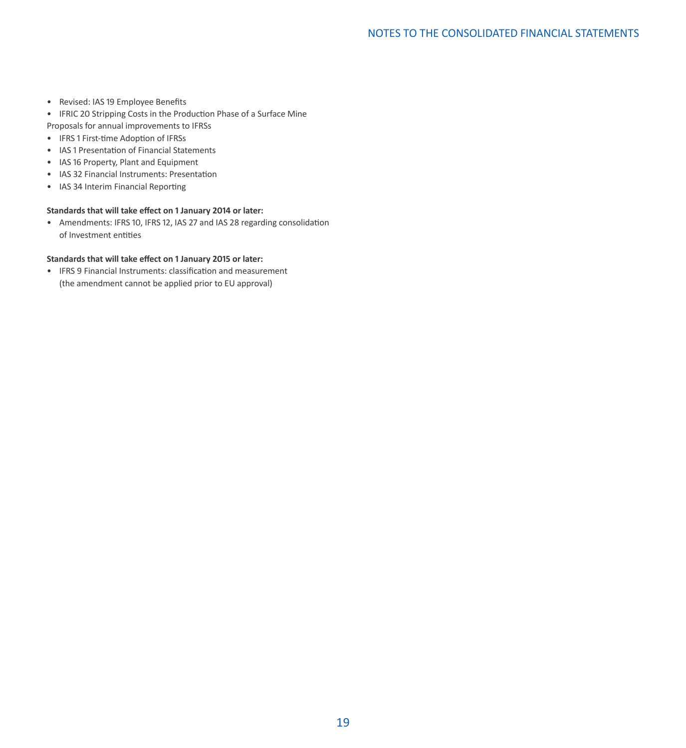- Revised: IAS 19 Employee Benefits
- IFRIC 20 Stripping Costs in the Production Phase of a Surface Mine

Proposals for annual improvements to IFRSs

- IFRS 1 First-time Adoption of IFRSs
- IAS 1 Presentation of Financial Statements
- IAS 16 Property, Plant and Equipment
- IAS 32 Financial Instruments: Presentation
- IAS 34 Interim Financial Reporting

**Standards that will take effect on 1 January 2014 or later:**

- Amendments: IFRS 10, IFRS 12, IAS 27 and IAS 28 regarding consolidation of Investment entities

**Standards that will take effect on 1 January 2015 or later:**

- IFRS 9 Financial Instruments: classification and measurement (the amendment cannot be applied prior to EU approval)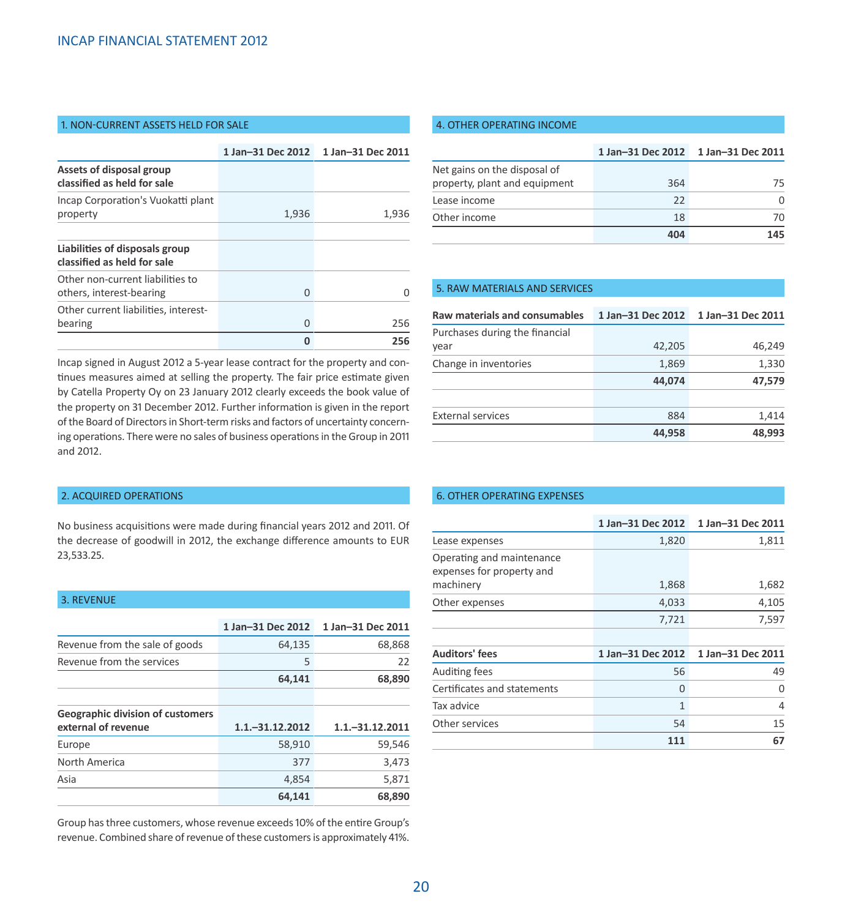## 1. NON-CURRENT ASSETS HELD FOR SALE

| | 1 Jan–31 Dec 2012 | 1 Jan–31 Dec 2011 |
|---|---|---|
| **Assets of disposal group classified as held for sale** | | |
| Incap Corporation's Vuokatti plant property | 1,936 | 1,936 |
| | | |
| **Liabilities of disposals group classified as held for sale** | | |
| Other non-current liabilities to others, interest-bearing | 0 | 0 |
| Other current liabilities, interest-bearing | 0 | 256 |
| | **0** | **256** |

Incap signed in August 2012 a 5-year lease contract for the property and continues measures aimed at selling the property. The fair price estimate given by Catella Property Oy on 23 January 2012 clearly exceeds the book value of the property on 31 December 2012. Further information is given in the report of the Board of Directors in Short-term risks and factors of uncertainty concerning operations. There were no sales of business operations in the Group in 2011 and 2012.

## 2. ACQUIRED OPERATIONS

No business acquisitions were made during financial years 2012 and 2011. Of the decrease of goodwill in 2012, the exchange difference amounts to EUR 23,533.25.

## 3. REVENUE

| | 1 Jan–31 Dec 2012 | 1 Jan–31 Dec 2011 |
|---|---|---|
| Revenue from the sale of goods | 64,135 | 68,868 |
| Revenue from the services | 5 | 22 |
| | **64,141** | **68,890** |

| **Geographic division of customers external of revenue** | **1.1.–31.12.2012** | **1.1.–31.12.2011** |
|---|---|---|
| Europe | 58,910 | 59,546 |
| North America | 377 | 3,473 |
| Asia | 4,854 | 5,871 |
| | **64,141** | **68,890** |

Group has three customers, whose revenue exceeds 10% of the entire Group's revenue. Combined share of revenue of these customers is approximately 41%.

## 4. OTHER OPERATING INCOME

| | 1 Jan–31 Dec 2012 | 1 Jan–31 Dec 2011 |
|---|---|---|
| Net gains on the disposal of property, plant and equipment | 364 | 75 |
| Lease income | 22 | 0 |
| Other income | 18 | 70 |
| | **404** | **145** |

## 5. RAW MATERIALS AND SERVICES

| **Raw materials and consumables** | **1 Jan–31 Dec 2012** | **1 Jan–31 Dec 2011** |
|---|---|---|
| Purchases during the financial year | 42,205 | 46,249 |
| Change in inventories | 1,869 | 1,330 |
| | **44,074** | **47,579** |
| | | |
| External services | 884 | 1,414 |
| | **44,958** | **48,993** |

## 6. OTHER OPERATING EXPENSES

| | 1 Jan–31 Dec 2012 | 1 Jan–31 Dec 2011 |
|---|---|---|
| Lease expenses | 1,820 | 1,811 |
| Operating and maintenance expenses for property and machinery | 1,868 | 1,682 |
| Other expenses | 4,033 | 4,105 |
| | 7,721 | 7,597 |

| **Auditors' fees** | **1 Jan–31 Dec 2012** | **1 Jan–31 Dec 2011** |
|---|---|---|
| Auditing fees | 56 | 49 |
| Certificates and statements | 0 | 0 |
| Tax advice | 1 | 4 |
| Other services | 54 | 15 |
| | **111** | **67** |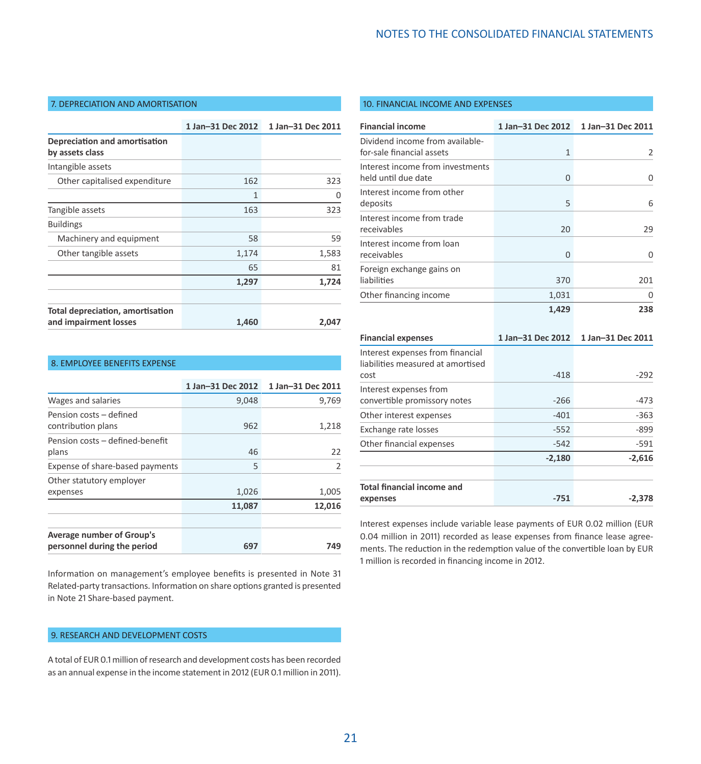## 7. DEPRECIATION AND AMORTISATION

| | 1 Jan–31 Dec 2012 | 1 Jan–31 Dec 2011 |
|---|---|---|
| **Depreciation and amortisation by assets class** | | |
| Intangible assets | | |
| Other capitalised expenditure | 162 | 323 |
| | 1 | 0 |
| Tangible assets | 163 | 323 |
| Buildings | | |
| Machinery and equipment | 58 | 59 |
| Other tangible assets | 1,174 | 1,583 |
| | 65 | 81 |
| | **1,297** | **1,724** |
| | | |
| **Total depreciation, amortisation and impairment losses** | **1,460** | **2,047** |

## 8. EMPLOYEE BENEFITS EXPENSE

| | 1 Jan–31 Dec 2012 | 1 Jan–31 Dec 2011 |
|---|---|---|
| Wages and salaries | 9,048 | 9,769 |
| Pension costs – defined contribution plans | 962 | 1,218 |
| Pension costs – defined-benefit plans | 46 | 22 |
| Expense of share-based payments | 5 | 2 |
| Other statutory employer expenses | 1,026 | 1,005 |
| | **11,087** | **12,016** |
| | | |
| **Average number of Group's personnel during the period** | **697** | **749** |

Information on management's employee benefits is presented in Note 31 Related-party transactions. Information on share options granted is presented in Note 21 Share-based payment.

## 9. RESEARCH AND DEVELOPMENT COSTS

A total of EUR 0.1 million of research and development costs has been recorded as an annual expense in the income statement in 2012 (EUR 0.1 million in 2011).

## 10. FINANCIAL INCOME AND EXPENSES

| **Financial income** | 1 Jan–31 Dec 2012 | 1 Jan–31 Dec 2011 |
|---|---|---|
| Dividend income from available-for-sale financial assets | 1 | 2 |
| Interest income from investments held until due date | 0 | 0 |
| Interest income from other deposits | 5 | 6 |
| Interest income from trade receivables | 20 | 29 |
| Interest income from loan receivables | 0 | 0 |
| Foreign exchange gains on liabilities | 370 | 201 |
| Other financing income | 1,031 | 0 |
| | **1,429** | **238** |

| **Financial expenses** | 1 Jan–31 Dec 2012 | 1 Jan–31 Dec 2011 |
|---|---|---|
| Interest expenses from financial liabilities measured at amortised cost | -418 | -292 |
| Interest expenses from convertible promissory notes | -266 | -473 |
| Other interest expenses | -401 | -363 |
| Exchange rate losses | -552 | -899 |
| Other financial expenses | -542 | -591 |
| | **-2,180** | **-2,616** |
| | | |
| **Total financial income and expenses** | **-751** | **-2,378** |

Interest expenses include variable lease payments of EUR 0.02 million (EUR 0.04 million in 2011) recorded as lease expenses from finance lease agreements. The reduction in the redemption value of the convertible loan by EUR 1 million is recorded in financing income in 2012.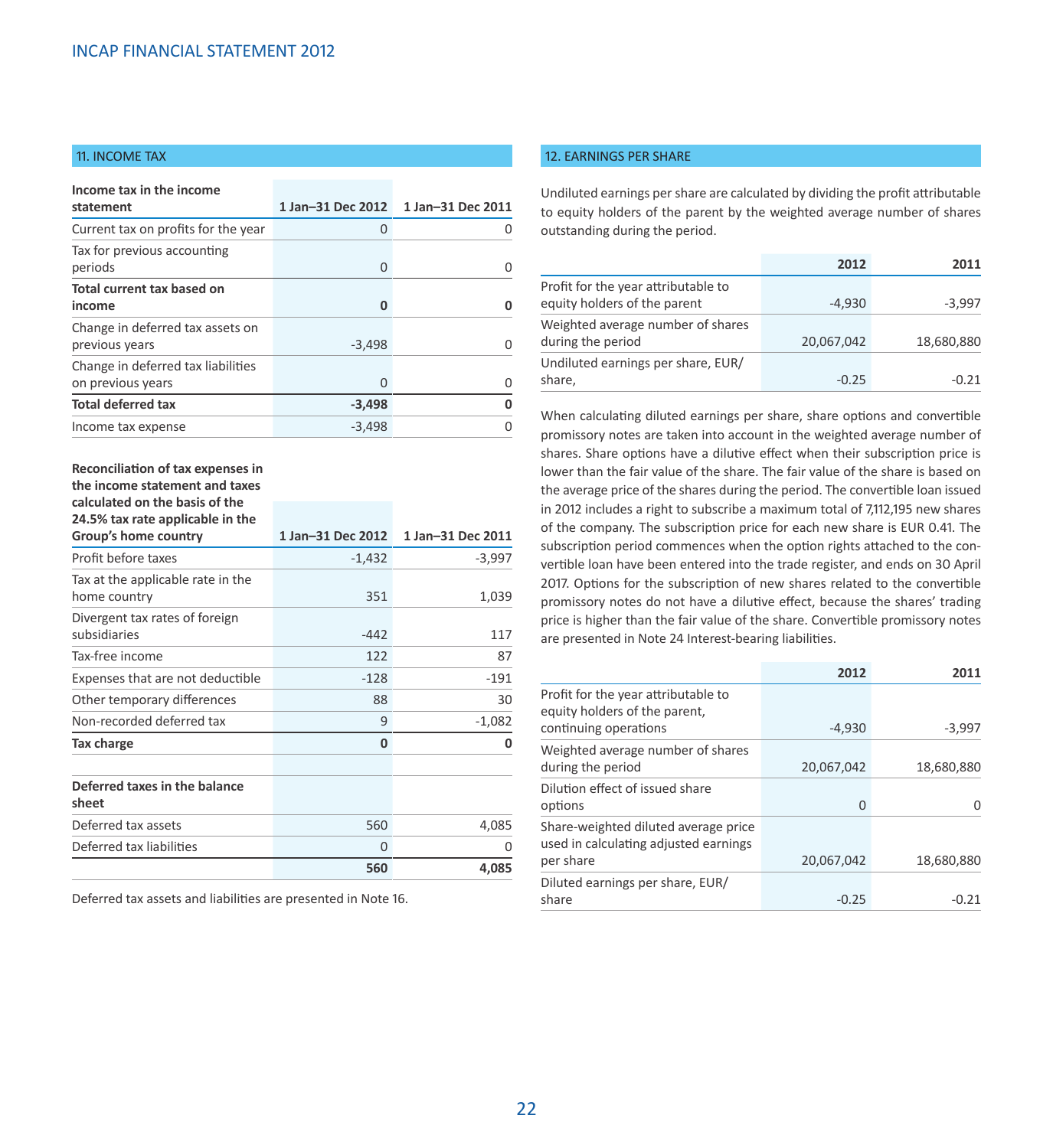## 11. INCOME TAX

| Income tax in the income statement | 1 Jan–31 Dec 2012 | 1 Jan–31 Dec 2011 |
|---|---|---|
| Current tax on profits for the year | 0 | 0 |
| Tax for previous accounting periods | 0 | 0 |
| **Total current tax based on income** | **0** | **0** |
| Change in deferred tax assets on previous years | -3,498 | 0 |
| Change in deferred tax liabilities on previous years | 0 | 0 |
| **Total deferred tax** | **-3,498** | **0** |
| Income tax expense | -3,498 | 0 |

| Reconciliation of tax expenses in the income statement and taxes calculated on the basis of the 24.5% tax rate applicable in the Group's home country | 1 Jan–31 Dec 2012 | 1 Jan–31 Dec 2011 |
|---|---|---|
| Profit before taxes | -1,432 | -3,997 |
| Tax at the applicable rate in the home country | 351 | 1,039 |
| Divergent tax rates of foreign subsidiaries | -442 | 117 |
| Tax-free income | 122 | 87 |
| Expenses that are not deductible | -128 | -191 |
| Other temporary differences | 88 | 30 |
| Non-recorded deferred tax | 9 | -1,082 |
| **Tax charge** | **0** | **0** |

| Deferred taxes in the balance sheet | | |
|---|---|---|
| Deferred tax assets | 560 | 4,085 |
| Deferred tax liabilities | 0 | 0 |
| | **560** | **4,085** |

Deferred tax assets and liabilities are presented in Note 16.

## 12. EARNINGS PER SHARE

Undiluted earnings per share are calculated by dividing the profit attributable to equity holders of the parent by the weighted average number of shares outstanding during the period.

| | 2012 | 2011 |
|---|---|---|
| Profit for the year attributable to equity holders of the parent | -4,930 | -3,997 |
| Weighted average number of shares during the period | 20,067,042 | 18,680,880 |
| Undiluted earnings per share, EUR/ share, | -0.25 | -0.21 |

When calculating diluted earnings per share, share options and convertible promissory notes are taken into account in the weighted average number of shares. Share options have a dilutive effect when their subscription price is lower than the fair value of the share. The fair value of the share is based on the average price of the shares during the period. The convertible loan issued in 2012 includes a right to subscribe a maximum total of 7,112,195 new shares of the company. The subscription price for each new share is EUR 0.41. The subscription period commences when the option rights attached to the convertible loan have been entered into the trade register, and ends on 30 April 2017. Options for the subscription of new shares related to the convertible promissory notes do not have a dilutive effect, because the shares' trading price is higher than the fair value of the share. Convertible promissory notes are presented in Note 24 Interest-bearing liabilities.

| | 2012 | 2011 |
|---|---|---|
| Profit for the year attributable to equity holders of the parent, continuing operations | -4,930 | -3,997 |
| Weighted average number of shares during the period | 20,067,042 | 18,680,880 |
| Dilution effect of issued share options | 0 | 0 |
| Share-weighted diluted average price used in calculating adjusted earnings per share | 20,067,042 | 18,680,880 |
| Diluted earnings per share, EUR/ share | -0.25 | -0.21 |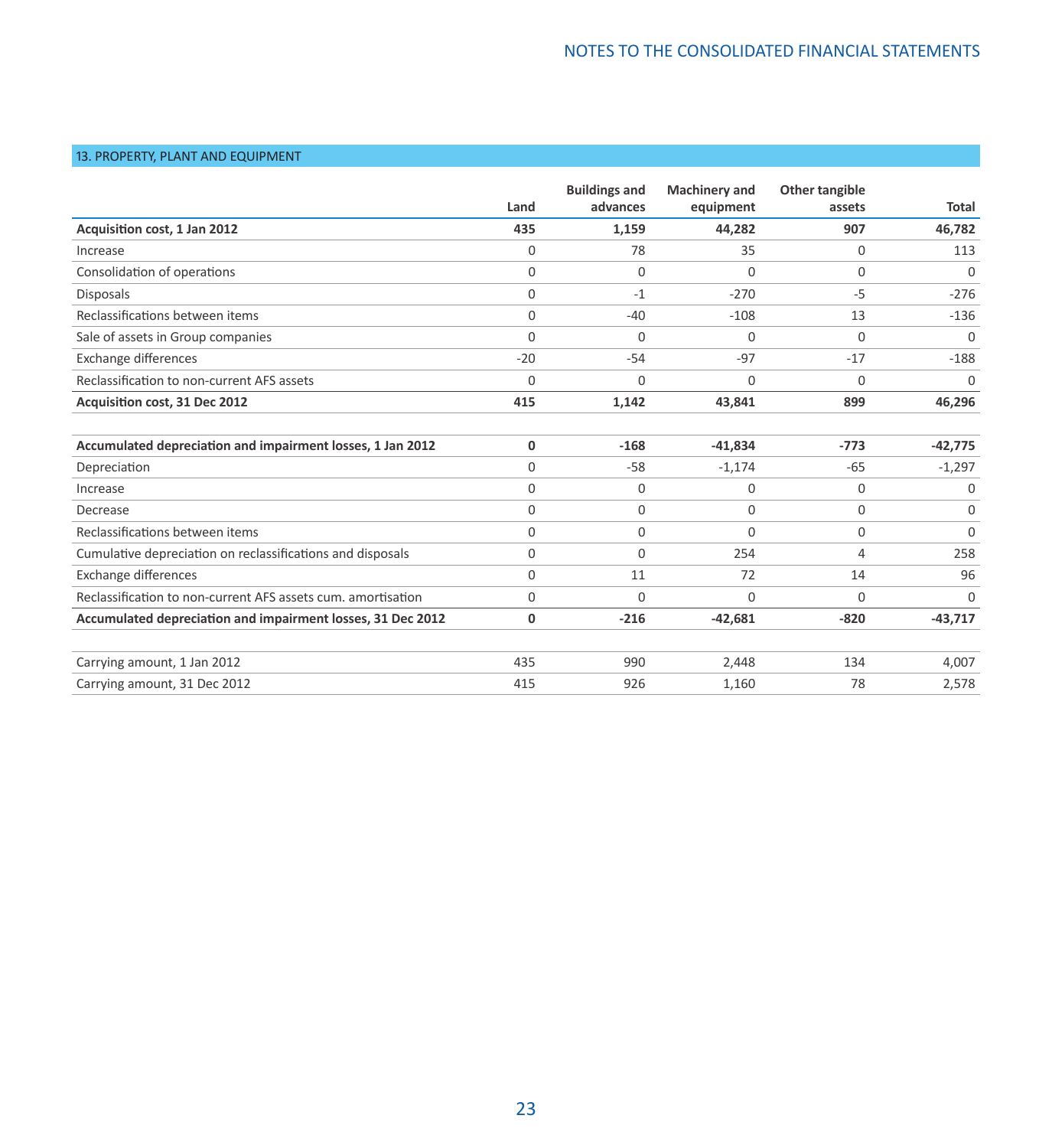## 13. PROPERTY, PLANT AND EQUIPMENT

| | Land | Buildings and advances | Machinery and equipment | Other tangible assets | Total |
|---|---|---|---|---|---|
| **Acquisition cost, 1 Jan 2012** | **435** | **1,159** | **44,282** | **907** | **46,782** |
| Increase | 0 | 78 | 35 | 0 | 113 |
| Consolidation of operations | 0 | 0 | 0 | 0 | 0 |
| Disposals | 0 | -1 | -270 | -5 | -276 |
| Reclassifications between items | 0 | -40 | -108 | 13 | -136 |
| Sale of assets in Group companies | 0 | 0 | 0 | 0 | 0 |
| Exchange differences | -20 | -54 | -97 | -17 | -188 |
| Reclassification to non-current AFS assets | 0 | 0 | 0 | 0 | 0 |
| **Acquisition cost, 31 Dec 2012** | **415** | **1,142** | **43,841** | **899** | **46,296** |
| | | | | | |
| **Accumulated depreciation and impairment losses, 1 Jan 2012** | **0** | **-168** | **-41,834** | **-773** | **-42,775** |
| Depreciation | 0 | -58 | -1,174 | -65 | -1,297 |
| Increase | 0 | 0 | 0 | 0 | 0 |
| Decrease | 0 | 0 | 0 | 0 | 0 |
| Reclassifications between items | 0 | 0 | 0 | 0 | 0 |
| Cumulative depreciation on reclassifications and disposals | 0 | 0 | 254 | 4 | 258 |
| Exchange differences | 0 | 11 | 72 | 14 | 96 |
| Reclassification to non-current AFS assets cum. amortisation | 0 | 0 | 0 | 0 | 0 |
| **Accumulated depreciation and impairment losses, 31 Dec 2012** | **0** | **-216** | **-42,681** | **-820** | **-43,717** |
| | | | | | |
| Carrying amount, 1 Jan 2012 | 435 | 990 | 2,448 | 134 | 4,007 |
| Carrying amount, 31 Dec 2012 | 415 | 926 | 1,160 | 78 | 2,578 |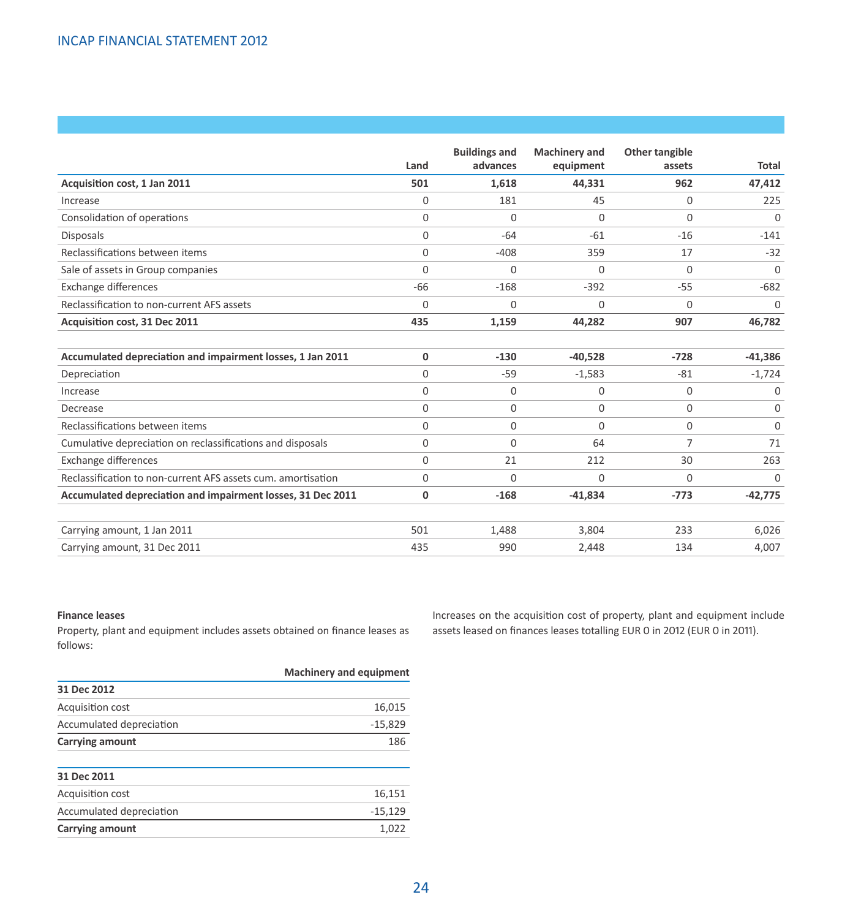| | Land | Buildings and advances | Machinery and equipment | Other tangible assets | Total |
|---|---|---|---|---|---|
| **Acquisition cost, 1 Jan 2011** | **501** | **1,618** | **44,331** | **962** | **47,412** |
| Increase | 0 | 181 | 45 | 0 | 225 |
| Consolidation of operations | 0 | 0 | 0 | 0 | 0 |
| Disposals | 0 | -64 | -61 | -16 | -141 |
| Reclassifications between items | 0 | -408 | 359 | 17 | -32 |
| Sale of assets in Group companies | 0 | 0 | 0 | 0 | 0 |
| Exchange differences | -66 | -168 | -392 | -55 | -682 |
| Reclassification to non-current AFS assets | 0 | 0 | 0 | 0 | 0 |
| **Acquisition cost, 31 Dec 2011** | **435** | **1,159** | **44,282** | **907** | **46,782** |
| | | | | | |
| **Accumulated depreciation and impairment losses, 1 Jan 2011** | **0** | **-130** | **-40,528** | **-728** | **-41,386** |
| Depreciation | 0 | -59 | -1,583 | -81 | -1,724 |
| Increase | 0 | 0 | 0 | 0 | 0 |
| Decrease | 0 | 0 | 0 | 0 | 0 |
| Reclassifications between items | 0 | 0 | 0 | 0 | 0 |
| Cumulative depreciation on reclassifications and disposals | 0 | 0 | 64 | 7 | 71 |
| Exchange differences | 0 | 21 | 212 | 30 | 263 |
| Reclassification to non-current AFS assets cum. amortisation | 0 | 0 | 0 | 0 | 0 |
| **Accumulated depreciation and impairment losses, 31 Dec 2011** | **0** | **-168** | **-41,834** | **-773** | **-42,775** |
| | | | | | |
| Carrying amount, 1 Jan 2011 | 501 | 1,488 | 3,804 | 233 | 6,026 |
| Carrying amount, 31 Dec 2011 | 435 | 990 | 2,448 | 134 | 4,007 |

**Finance leases**

Property, plant and equipment includes assets obtained on finance leases as follows:

| | Machinery and equipment |
|---|---|
| **31 Dec 2012** | |
| Acquisition cost | 16,015 |
| Accumulated depreciation | -15,829 |
| **Carrying amount** | 186 |
| | |
| **31 Dec 2011** | |
| Acquisition cost | 16,151 |
| Accumulated depreciation | -15,129 |
| **Carrying amount** | 1,022 |

Increases on the acquisition cost of property, plant and equipment include assets leased on finances leases totalling EUR 0 in 2012 (EUR 0 in 2011).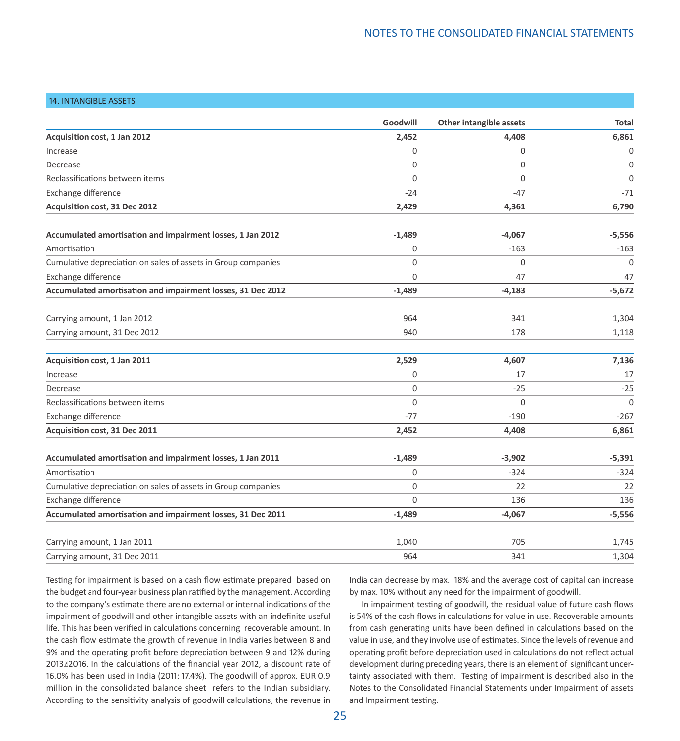## 14. INTANGIBLE ASSETS

| | Goodwill | Other intangible assets | Total |
|---|---|---|---|
| **Acquisition cost, 1 Jan 2012** | **2,452** | **4,408** | **6,861** |
| Increase | 0 | 0 | 0 |
| Decrease | 0 | 0 | 0 |
| Reclassifications between items | 0 | 0 | 0 |
| Exchange difference | -24 | -47 | -71 |
| **Acquisition cost, 31 Dec 2012** | **2,429** | **4,361** | **6,790** |
| | | | |
| **Accumulated amortisation and impairment losses, 1 Jan 2012** | **-1,489** | **-4,067** | **-5,556** |
| Amortisation | 0 | -163 | -163 |
| Cumulative depreciation on sales of assets in Group companies | 0 | 0 | 0 |
| Exchange difference | 0 | 47 | 47 |
| **Accumulated amortisation and impairment losses, 31 Dec 2012** | **-1,489** | **-4,183** | **-5,672** |
| | | | |
| Carrying amount, 1 Jan 2012 | 964 | 341 | 1,304 |
| Carrying amount, 31 Dec 2012 | 940 | 178 | 1,118 |
| | | | |
| **Acquisition cost, 1 Jan 2011** | **2,529** | **4,607** | **7,136** |
| Increase | 0 | 17 | 17 |
| Decrease | 0 | -25 | -25 |
| Reclassifications between items | 0 | 0 | 0 |
| Exchange difference | -77 | -190 | -267 |
| **Acquisition cost, 31 Dec 2011** | **2,452** | **4,408** | **6,861** |
| | | | |
| **Accumulated amortisation and impairment losses, 1 Jan 2011** | **-1,489** | **-3,902** | **-5,391** |
| Amortisation | 0 | -324 | -324 |
| Cumulative depreciation on sales of assets in Group companies | 0 | 22 | 22 |
| Exchange difference | 0 | 136 | 136 |
| **Accumulated amortisation and impairment losses, 31 Dec 2011** | **-1,489** | **-4,067** | **-5,556** |
| | | | |
| Carrying amount, 1 Jan 2011 | 1,040 | 705 | 1,745 |
| Carrying amount, 31 Dec 2011 | 964 | 341 | 1,304 |

Testing for impairment is based on a cash flow estimate prepared based on the budget and four-year business plan ratified by the management. According to the company's estimate there are no external or internal indications of the impairment of goodwill and other intangible assets with an indefinite useful life. This has been verified in calculations concerning recoverable amount. In the cash flow estimate the growth of revenue in India varies between 8 and 9% and the operating profit before depreciation between 9 and 12% during 2013–2016. In the calculations of the financial year 2012, a discount rate of 16.0% has been used in India (2011: 17.4%). The goodwill of approx. EUR 0.9 million in the consolidated balance sheet refers to the Indian subsidiary. According to the sensitivity analysis of goodwill calculations, the revenue in India can decrease by max. 18% and the average cost of capital can increase by max. 10% without any need for the impairment of goodwill.

In impairment testing of goodwill, the residual value of future cash flows is 54% of the cash flows in calculations for value in use. Recoverable amounts from cash generating units have been defined in calculations based on the value in use, and they involve use of estimates. Since the levels of revenue and operating profit before depreciation used in calculations do not reflect actual development during preceding years, there is an element of significant uncertainty associated with them. Testing of impairment is described also in the Notes to the Consolidated Financial Statements under Impairment of assets and Impairment testing.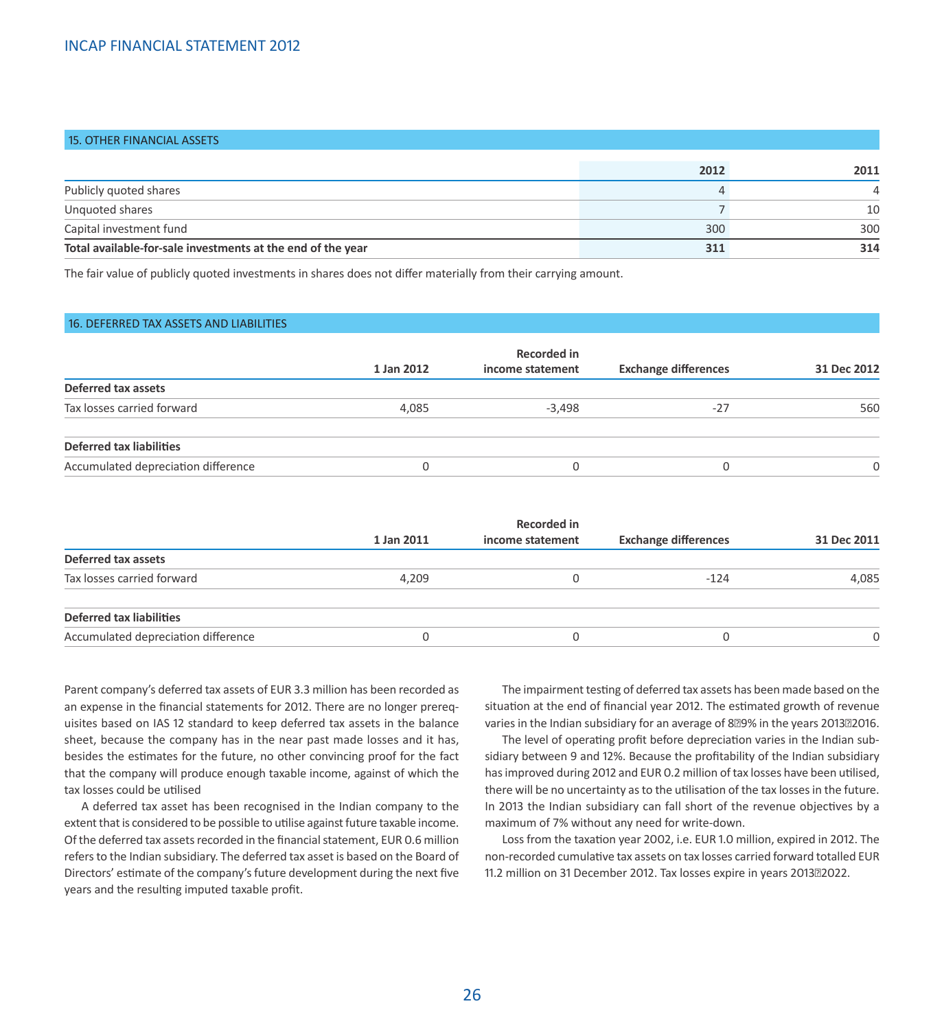## 15. OTHER FINANCIAL ASSETS

| | 2012 | 2011 |
|---|---|---|
| Publicly quoted shares | 4 | 4 |
| Unquoted shares | 7 | 10 |
| Capital investment fund | 300 | 300 |
| **Total available-for-sale investments at the end of the year** | **311** | **314** |

The fair value of publicly quoted investments in shares does not differ materially from their carrying amount.

## 16. DEFERRED TAX ASSETS AND LIABILITIES

| | 1 Jan 2012 | Recorded in income statement | Exchange differences | 31 Dec 2012 |
|---|---|---|---|---|
| **Deferred tax assets** | | | | |
| Tax losses carried forward | 4,085 | -3,498 | -27 | 560 |
| **Deferred tax liabilities** | | | | |
| Accumulated depreciation difference | 0 | 0 | 0 | 0 |

| | 1 Jan 2011 | Recorded in income statement | Exchange differences | 31 Dec 2011 |
|---|---|---|---|---|
| **Deferred tax assets** | | | | |
| Tax losses carried forward | 4,209 | 0 | -124 | 4,085 |
| **Deferred tax liabilities** | | | | |
| Accumulated depreciation difference | 0 | 0 | 0 | 0 |

Parent company's deferred tax assets of EUR 3.3 million has been recorded as an expense in the financial statements for 2012. There are no longer prerequisites based on IAS 12 standard to keep deferred tax assets in the balance sheet, because the company has in the near past made losses and it has, besides the estimates for the future, no other convincing proof for the fact that the company will produce enough taxable income, against of which the tax losses could be utilised

A deferred tax asset has been recognised in the Indian company to the extent that is considered to be possible to utilise against future taxable income. Of the deferred tax assets recorded in the financial statement, EUR 0.6 million refers to the Indian subsidiary. The deferred tax asset is based on the Board of Directors' estimate of the company's future development during the next five years and the resulting imputed taxable profit.

The impairment testing of deferred tax assets has been made based on the situation at the end of financial year 2012. The estimated growth of revenue varies in the Indian subsidiary for an average of 8–9% in the years 2013–2016.

The level of operating profit before depreciation varies in the Indian subsidiary between 9 and 12%. Because the profitability of the Indian subsidiary has improved during 2012 and EUR 0.2 million of tax losses have been utilised, there will be no uncertainty as to the utilisation of the tax losses in the future. In 2013 the Indian subsidiary can fall short of the revenue objectives by a maximum of 7% without any need for write-down.

Loss from the taxation year 2002, i.e. EUR 1.0 million, expired in 2012. The non-recorded cumulative tax assets on tax losses carried forward totalled EUR 11.2 million on 31 December 2012. Tax losses expire in years 2013–2022.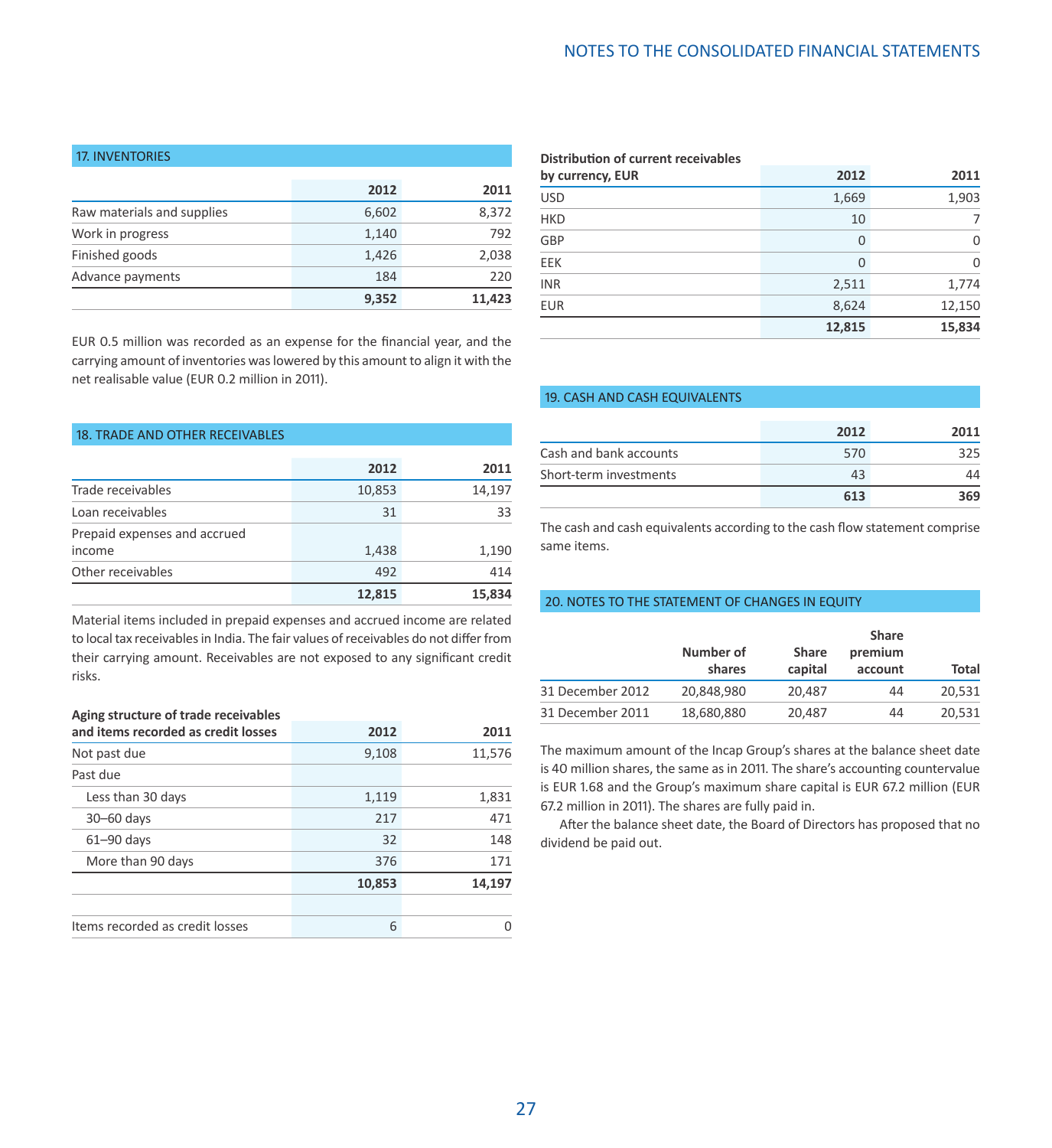## 17. INVENTORIES

| | 2012 | 2011 |
|---|---|---|
| Raw materials and supplies | 6,602 | 8,372 |
| Work in progress | 1,140 | 792 |
| Finished goods | 1,426 | 2,038 |
| Advance payments | 184 | 220 |
| | **9,352** | **11,423** |

EUR 0.5 million was recorded as an expense for the financial year, and the carrying amount of inventories was lowered by this amount to align it with the net realisable value (EUR 0.2 million in 2011).

## 18. TRADE AND OTHER RECEIVABLES

| | 2012 | 2011 |
|---|---|---|
| Trade receivables | 10,853 | 14,197 |
| Loan receivables | 31 | 33 |
| Prepaid expenses and accrued income | 1,438 | 1,190 |
| Other receivables | 492 | 414 |
| | **12,815** | **15,834** |

Material items included in prepaid expenses and accrued income are related to local tax receivables in India. The fair values of receivables do not differ from their carrying amount. Receivables are not exposed to any significant credit risks.

| **Aging structure of trade receivables and items recorded as credit losses** | 2012 | 2011 |
|---|---|---|
| Not past due | 9,108 | 11,576 |
| Past due | | |
| Less than 30 days | 1,119 | 1,831 |
| 30–60 days | 217 | 471 |
| 61–90 days | 32 | 148 |
| More than 90 days | 376 | 171 |
| | **10,853** | **14,197** |
| | | |
| Items recorded as credit losses | 6 | 0 |

| **Distribution of current receivables by currency, EUR** | 2012 | 2011 |
|---|---|---|
| USD | 1,669 | 1,903 |
| HKD | 10 | 7 |
| GBP | 0 | 0 |
| EEK | 0 | 0 |
| INR | 2,511 | 1,774 |
| EUR | 8,624 | 12,150 |
| | **12,815** | **15,834** |

## 19. CASH AND CASH EQUIVALENTS

| | 2012 | 2011 |
|---|---|---|
| Cash and bank accounts | 570 | 325 |
| Short-term investments | 43 | 44 |
| | **613** | **369** |

The cash and cash equivalents according to the cash flow statement comprise same items.

## 20. NOTES TO THE STATEMENT OF CHANGES IN EQUITY

| | Number of shares | Share capital | Share premium account | Total |
|---|---|---|---|---|
| 31 December 2012 | 20,848,980 | 20,487 | 44 | 20,531 |
| 31 December 2011 | 18,680,880 | 20,487 | 44 | 20,531 |

The maximum amount of the Incap Group's shares at the balance sheet date is 40 million shares, the same as in 2011. The share's accounting countervalue is EUR 1.68 and the Group's maximum share capital is EUR 67.2 million (EUR 67.2 million in 2011). The shares are fully paid in.

After the balance sheet date, the Board of Directors has proposed that no dividend be paid out.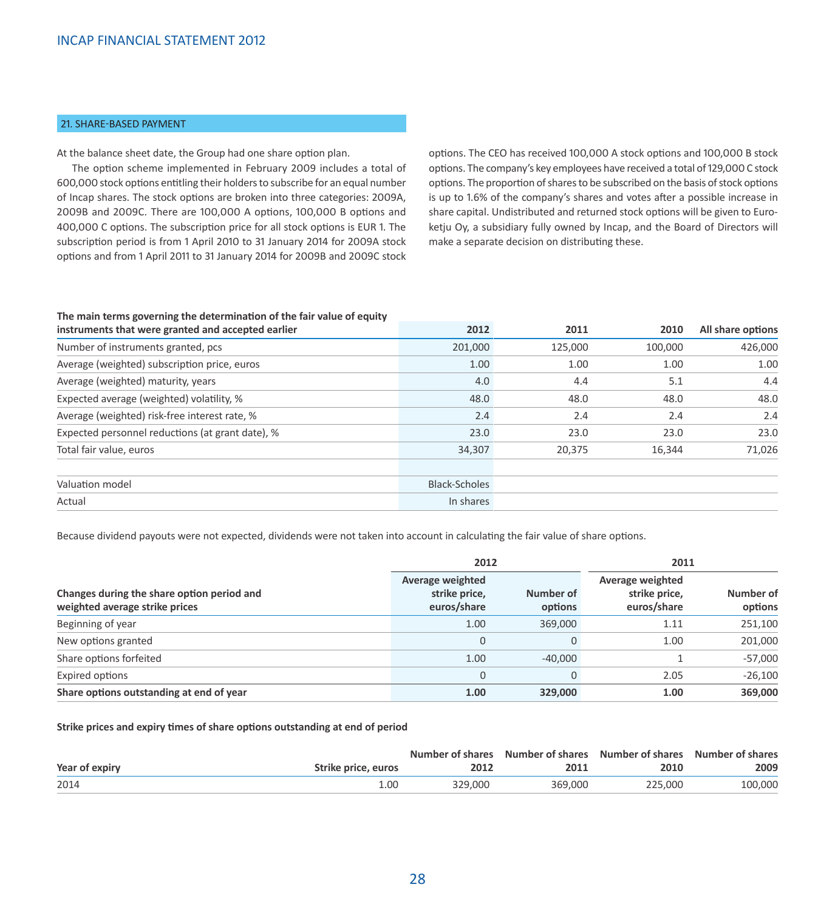## 21. SHARE-BASED PAYMENT

At the balance sheet date, the Group had one share option plan.

The option scheme implemented in February 2009 includes a total of 600,000 stock options entitling their holders to subscribe for an equal number of Incap shares. The stock options are broken into three categories: 2009A, 2009B and 2009C. There are 100,000 A options, 100,000 B options and 400,000 C options. The subscription price for all stock options is EUR 1. The subscription period is from 1 April 2010 to 31 January 2014 for 2009A stock options and from 1 April 2011 to 31 January 2014 for 2009B and 2009C stock options. The CEO has received 100,000 A stock options and 100,000 B stock options. The company's key employees have received a total of 129,000 C stock options. The proportion of shares to be subscribed on the basis of stock options is up to 1.6% of the company's shares and votes after a possible increase in share capital. Undistributed and returned stock options will be given to Euroketju Oy, a subsidiary fully owned by Incap, and the Board of Directors will make a separate decision on distributing these.

| The main terms governing the determination of the fair value of equity instruments that were granted and accepted earlier | 2012 | 2011 | 2010 | All share options |
|---|---|---|---|---|
| Number of instruments granted, pcs | 201,000 | 125,000 | 100,000 | 426,000 |
| Average (weighted) subscription price, euros | 1.00 | 1.00 | 1.00 | 1.00 |
| Average (weighted) maturity, years | 4.0 | 4.4 | 5.1 | 4.4 |
| Expected average (weighted) volatility, % | 48.0 | 48.0 | 48.0 | 48.0 |
| Average (weighted) risk-free interest rate, % | 2.4 | 2.4 | 2.4 | 2.4 |
| Expected personnel reductions (at grant date), % | 23.0 | 23.0 | 23.0 | 23.0 |
| Total fair value, euros | 34,307 | 20,375 | 16,344 | 71,026 |
| | | | | |
| Valuation model | Black-Scholes | | | |
| Actual | In shares | | | |

Because dividend payouts were not expected, dividends were not taken into account in calculating the fair value of share options.

| Changes during the share option period and weighted average strike prices | 2012 Average weighted strike price, euros/share | 2012 Number of options | 2011 Average weighted strike price, euros/share | 2011 Number of options |
|---|---|---|---|---|
| Beginning of year | 1.00 | 369,000 | 1.11 | 251,100 |
| New options granted | 0 | 0 | 1.00 | 201,000 |
| Share options forfeited | 1.00 | -40,000 | 1 | -57,000 |
| Expired options | 0 | 0 | 2.05 | -26,100 |
| **Share options outstanding at end of year** | **1.00** | **329,000** | **1.00** | **369,000** |

**Strike prices and expiry times of share options outstanding at end of period**

| Year of expiry | Strike price, euros | Number of shares 2012 | Number of shares 2011 | Number of shares 2010 | Number of shares 2009 |
|---|---|---|---|---|---|
| 2014 | 1.00 | 329,000 | 369,000 | 225,000 | 100,000 |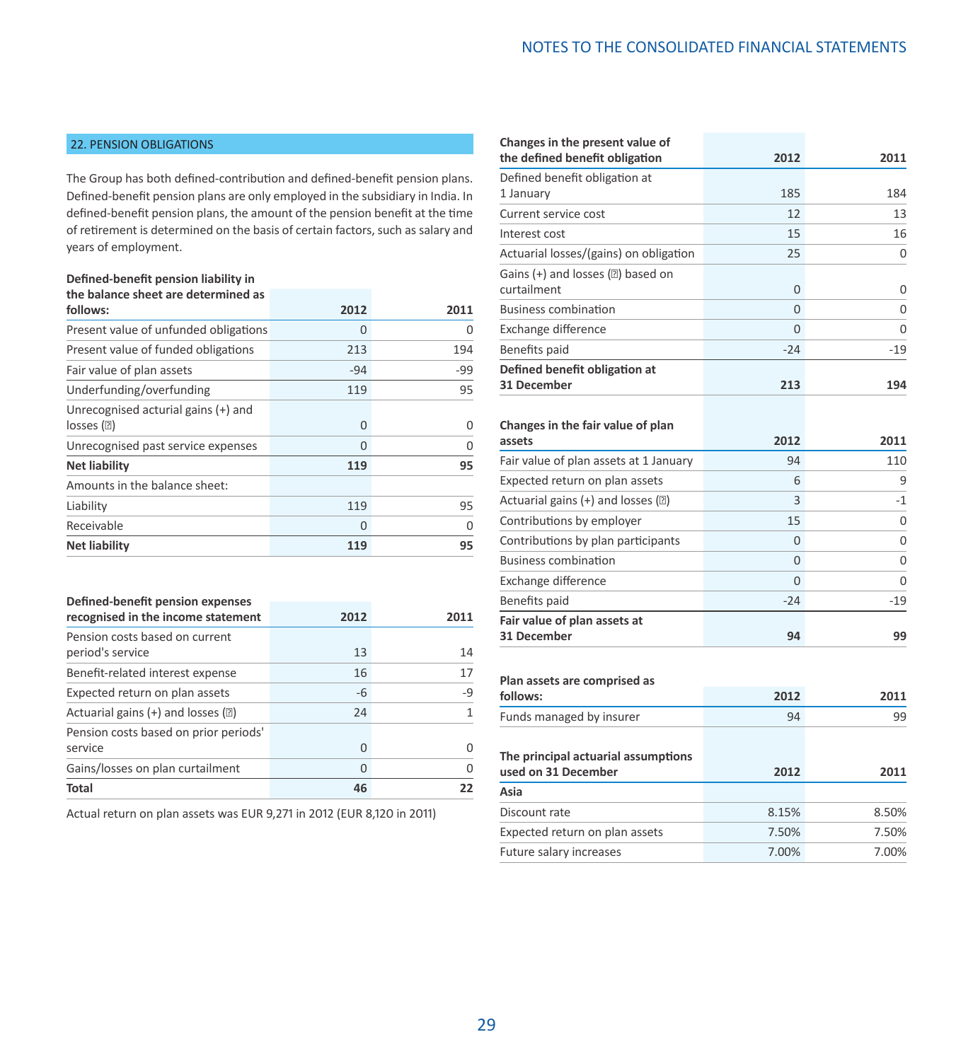## 22. PENSION OBLIGATIONS

The Group has both defined-contribution and defined-benefit pension plans. Defined-benefit pension plans are only employed in the subsidiary in India. In defined-benefit pension plans, the amount of the pension benefit at the time of retirement is determined on the basis of certain factors, such as salary and years of employment.

| **Defined-benefit pension liability in the balance sheet are determined as follows:** | **2012** | **2011** |
|---|---|---|
| Present value of unfunded obligations | 0 | 0 |
| Present value of funded obligations | 213 | 194 |
| Fair value of plan assets | -94 | -99 |
| Underfunding/overfunding | 119 | 95 |
| Unrecognised acturial gains (+) and losses (?) | 0 | 0 |
| Unrecognised past service expenses | 0 | 0 |
| **Net liability** | **119** | **95** |
| Amounts in the balance sheet: | | |
| Liability | 119 | 95 |
| Receivable | 0 | 0 |
| **Net liability** | **119** | **95** |

| **Defined-benefit pension expenses recognised in the income statement** | **2012** | **2011** |
|---|---|---|
| Pension costs based on current period's service | 13 | 14 |
| Benefit-related interest expense | 16 | 17 |
| Expected return on plan assets | -6 | -9 |
| Actuarial gains (+) and losses (?) | 24 | 1 |
| Pension costs based on prior periods' service | 0 | 0 |
| Gains/losses on plan curtailment | 0 | 0 |
| **Total** | **46** | **22** |

Actual return on plan assets was EUR 9,271 in 2012 (EUR 8,120 in 2011)

| **Changes in the present value of the defined benefit obligation** | **2012** | **2011** |
|---|---|---|
| Defined benefit obligation at 1 January | 185 | 184 |
| Current service cost | 12 | 13 |
| Interest cost | 15 | 16 |
| Actuarial losses/(gains) on obligation | 25 | 0 |
| Gains (+) and losses (?) based on curtailment | 0 | 0 |
| Business combination | 0 | 0 |
| Exchange difference | 0 | 0 |
| Benefits paid | -24 | -19 |
| **Defined benefit obligation at 31 December** | **213** | **194** |

| **Changes in the fair value of plan assets** | **2012** | **2011** |
|---|---|---|
| Fair value of plan assets at 1 January | 94 | 110 |
| Expected return on plan assets | 6 | 9 |
| Actuarial gains (+) and losses (?) | 3 | -1 |
| Contributions by employer | 15 | 0 |
| Contributions by plan participants | 0 | 0 |
| Business combination | 0 | 0 |
| Exchange difference | 0 | 0 |
| Benefits paid | -24 | -19 |
| **Fair value of plan assets at 31 December** | **94** | **99** |

| **Plan assets are comprised as follows:** | **2012** | **2011** |
|---|---|---|
| Funds managed by insurer | 94 | 99 |

| **The principal actuarial assumptions used on 31 December** | **2012** | **2011** |
|---|---|---|
| **Asia** | | |
| Discount rate | 8.15% | 8.50% |
| Expected return on plan assets | 7.50% | 7.50% |
| Future salary increases | 7.00% | 7.00% |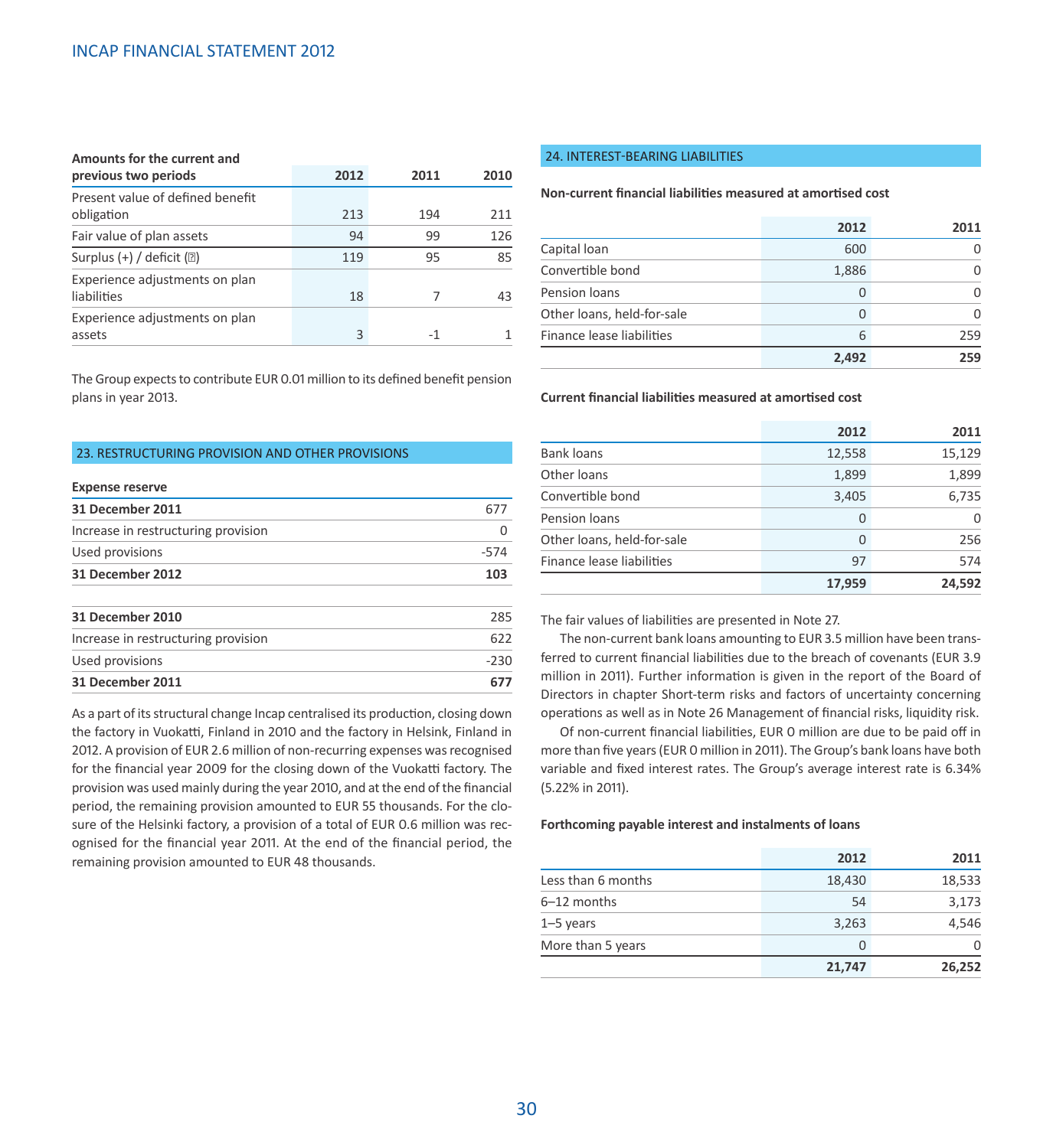| Amounts for the current and previous two periods | 2012 | 2011 | 2010 |
|---|---|---|---|
| Present value of defined benefit obligation | 213 | 194 | 211 |
| Fair value of plan assets | 94 | 99 | 126 |
| Surplus (+) / deficit (–) | 119 | 95 | 85 |
| Experience adjustments on plan liabilities | 18 | 7 | 43 |
| Experience adjustments on plan assets | 3 | -1 | 1 |

The Group expects to contribute EUR 0.01 million to its defined benefit pension plans in year 2013.

## 23. RESTRUCTURING PROVISION AND OTHER PROVISIONS

| Expense reserve | |
|---|---|
| **31 December 2011** | 677 |
| Increase in restructuring provision | 0 |
| Used provisions | -574 |
| **31 December 2012** | **103** |

| | |
|---|---|
| **31 December 2010** | 285 |
| Increase in restructuring provision | 622 |
| Used provisions | -230 |
| **31 December 2011** | **677** |

As a part of its structural change Incap centralised its production, closing down the factory in Vuokatti, Finland in 2010 and the factory in Helsink, Finland in 2012. A provision of EUR 2.6 million of non-recurring expenses was recognised for the financial year 2009 for the closing down of the Vuokatti factory. The provision was used mainly during the year 2010, and at the end of the financial period, the remaining provision amounted to EUR 55 thousands. For the closure of the Helsinki factory, a provision of a total of EUR 0.6 million was recognised for the financial year 2011. At the end of the financial period, the remaining provision amounted to EUR 48 thousands.

## 24. INTEREST-BEARING LIABILITIES

**Non-current financial liabilities measured at amortised cost**

| | 2012 | 2011 |
|---|---|---|
| Capital loan | 600 | 0 |
| Convertible bond | 1,886 | 0 |
| Pension loans | 0 | 0 |
| Other loans, held-for-sale | 0 | 0 |
| Finance lease liabilities | 6 | 259 |
| | **2,492** | **259** |

**Current financial liabilities measured at amortised cost**

| | 2012 | 2011 |
|---|---|---|
| Bank loans | 12,558 | 15,129 |
| Other loans | 1,899 | 1,899 |
| Convertible bond | 3,405 | 6,735 |
| Pension loans | 0 | 0 |
| Other loans, held-for-sale | 0 | 256 |
| Finance lease liabilities | 97 | 574 |
| | **17,959** | **24,592** |

The fair values of liabilities are presented in Note 27.

The non-current bank loans amounting to EUR 3.5 million have been transferred to current financial liabilities due to the breach of covenants (EUR 3.9 million in 2011). Further information is given in the report of the Board of Directors in chapter Short-term risks and factors of uncertainty concerning operations as well as in Note 26 Management of financial risks, liquidity risk.

Of non-current financial liabilities, EUR 0 million are due to be paid off in more than five years (EUR 0 million in 2011). The Group's bank loans have both variable and fixed interest rates. The Group's average interest rate is 6.34% (5.22% in 2011).

**Forthcoming payable interest and instalments of loans**

| | 2012 | 2011 |
|---|---|---|
| Less than 6 months | 18,430 | 18,533 |
| 6–12 months | 54 | 3,173 |
| 1–5 years | 3,263 | 4,546 |
| More than 5 years | 0 | 0 |
| | **21,747** | **26,252** |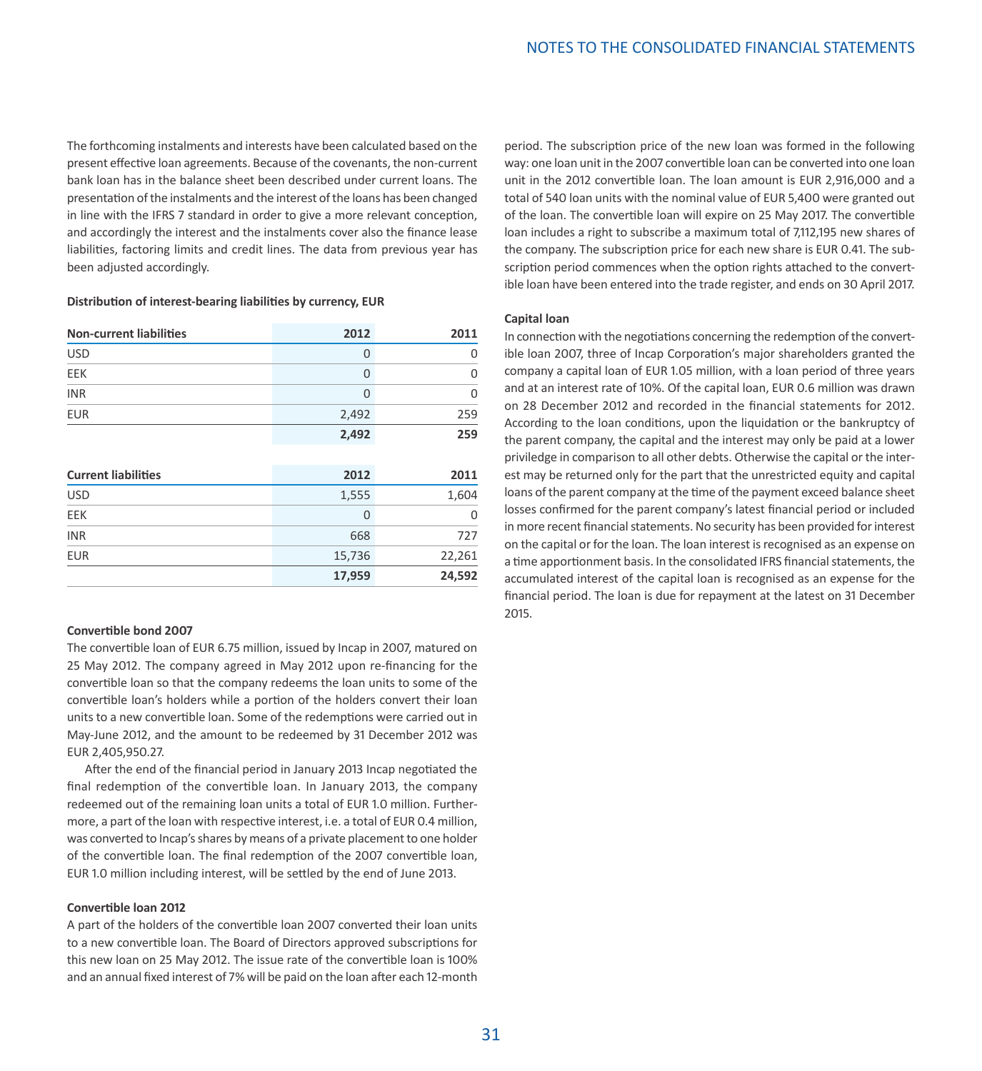The forthcoming instalments and interests have been calculated based on the present effective loan agreements. Because of the covenants, the non-current bank loan has in the balance sheet been described under current loans. The presentation of the instalments and the interest of the loans has been changed in line with the IFRS 7 standard in order to give a more relevant conception, and accordingly the interest and the instalments cover also the finance lease liabilities, factoring limits and credit lines. The data from previous year has been adjusted accordingly.

**Distribution of interest-bearing liabilities by currency, EUR**

| Non-current liabilities | 2012 | 2011 |
|---|---|---|
| USD | 0 | 0 |
| EEK | 0 | 0 |
| INR | 0 | 0 |
| EUR | 2,492 | 259 |
| | **2,492** | **259** |

| Current liabilities | 2012 | 2011 |
|---|---|---|
| USD | 1,555 | 1,604 |
| EEK | 0 | 0 |
| INR | 668 | 727 |
| EUR | 15,736 | 22,261 |
| | **17,959** | **24,592** |

**Convertible bond 2007**

The convertible loan of EUR 6.75 million, issued by Incap in 2007, matured on 25 May 2012. The company agreed in May 2012 upon re-financing for the convertible loan so that the company redeems the loan units to some of the convertible loan's holders while a portion of the holders convert their loan units to a new convertible loan. Some of the redemptions were carried out in May-June 2012, and the amount to be redeemed by 31 December 2012 was EUR 2,405,950.27.

After the end of the financial period in January 2013 Incap negotiated the final redemption of the convertible loan. In January 2013, the company redeemed out of the remaining loan units a total of EUR 1.0 million. Furthermore, a part of the loan with respective interest, i.e. a total of EUR 0.4 million, was converted to Incap's shares by means of a private placement to one holder of the convertible loan. The final redemption of the 2007 convertible loan, EUR 1.0 million including interest, will be settled by the end of June 2013.

**Convertible loan 2012**

A part of the holders of the convertible loan 2007 converted their loan units to a new convertible loan. The Board of Directors approved subscriptions for this new loan on 25 May 2012. The issue rate of the convertible loan is 100% and an annual fixed interest of 7% will be paid on the loan after each 12-month period. The subscription price of the new loan was formed in the following way: one loan unit in the 2007 convertible loan can be converted into one loan unit in the 2012 convertible loan. The loan amount is EUR 2,916,000 and a total of 540 loan units with the nominal value of EUR 5,400 were granted out of the loan. The convertible loan will expire on 25 May 2017. The convertible loan includes a right to subscribe a maximum total of 7,112,195 new shares of the company. The subscription price for each new share is EUR 0.41. The subscription period commences when the option rights attached to the convertible loan have been entered into the trade register, and ends on 30 April 2017.

**Capital loan**

In connection with the negotiations concerning the redemption of the convertible loan 2007, three of Incap Corporation's major shareholders granted the company a capital loan of EUR 1.05 million, with a loan period of three years and at an interest rate of 10%. Of the capital loan, EUR 0.6 million was drawn on 28 December 2012 and recorded in the financial statements for 2012. According to the loan conditions, upon the liquidation or the bankruptcy of the parent company, the capital and the interest may only be paid at a lower priviledge in comparison to all other debts. Otherwise the capital or the interest may be returned only for the part that the unrestricted equity and capital loans of the parent company at the time of the payment exceed balance sheet losses confirmed for the parent company's latest financial period or included in more recent financial statements. No security has been provided for interest on the capital or for the loan. The loan interest is recognised as an expense on a time apportionment basis. In the consolidated IFRS financial statements, the accumulated interest of the capital loan is recognised as an expense for the financial period. The loan is due for repayment at the latest on 31 December 2015.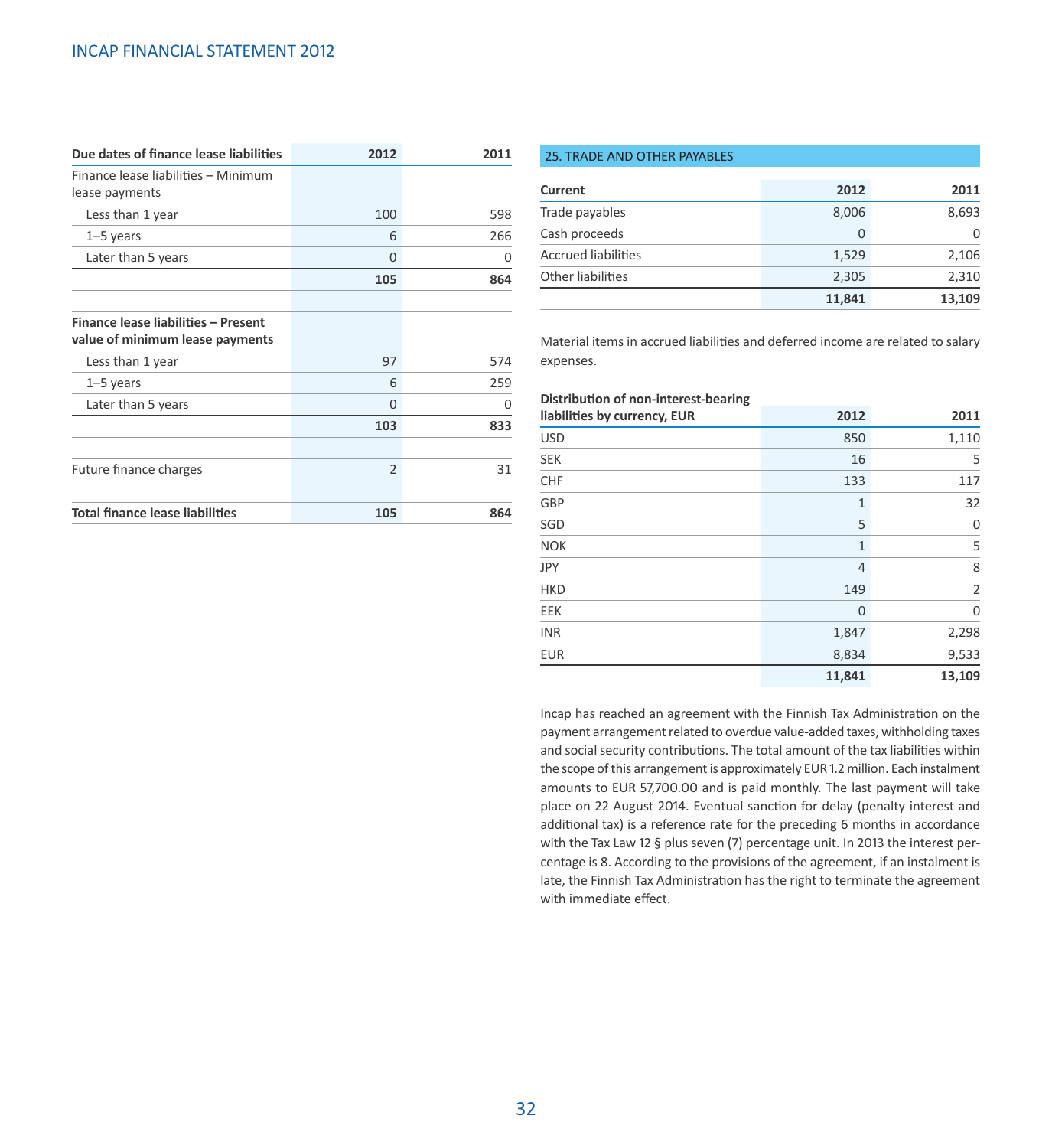| Due dates of finance lease liabilities | 2012 | 2011 |
|---|---|---|
| Finance lease liabilities – Minimum lease payments | | |
| Less than 1 year | 100 | 598 |
| 1–5 years | 6 | 266 |
| Later than 5 years | 0 | 0 |
| | **105** | **864** |
| | | |
| **Finance lease liabilities – Present value of minimum lease payments** | | |
| Less than 1 year | 97 | 574 |
| 1–5 years | 6 | 259 |
| Later than 5 years | 0 | 0 |
| | **103** | **833** |
| | | |
| Future finance charges | 2 | 31 |
| | | |
| **Total finance lease liabilities** | **105** | **864** |

## 25. TRADE AND OTHER PAYABLES

| Current | 2012 | 2011 |
|---|---|---|
| Trade payables | 8,006 | 8,693 |
| Cash proceeds | 0 | 0 |
| Accrued liabilities | 1,529 | 2,106 |
| Other liabilities | 2,305 | 2,310 |
| | **11,841** | **13,109** |

Material items in accrued liabilities and deferred income are related to salary expenses.

| Distribution of non-interest-bearing liabilities by currency, EUR | 2012 | 2011 |
|---|---|---|
| USD | 850 | 1,110 |
| SEK | 16 | 5 |
| CHF | 133 | 117 |
| GBP | 1 | 32 |
| SGD | 5 | 0 |
| NOK | 1 | 5 |
| JPY | 4 | 8 |
| HKD | 149 | 2 |
| EEK | 0 | 0 |
| INR | 1,847 | 2,298 |
| EUR | 8,834 | 9,533 |
| | **11,841** | **13,109** |

Incap has reached an agreement with the Finnish Tax Administration on the payment arrangement related to overdue value-added taxes, withholding taxes and social security contributions. The total amount of the tax liabilities within the scope of this arrangement is approximately EUR 1.2 million. Each instalment amounts to EUR 57,700.00 and is paid monthly. The last payment will take place on 22 August 2014. Eventual sanction for delay (penalty interest and additional tax) is a reference rate for the preceding 6 months in accordance with the Tax Law 12 § plus seven (7) percentage unit. In 2013 the interest percentage is 8. According to the provisions of the agreement, if an instalment is late, the Finnish Tax Administration has the right to terminate the agreement with immediate effect.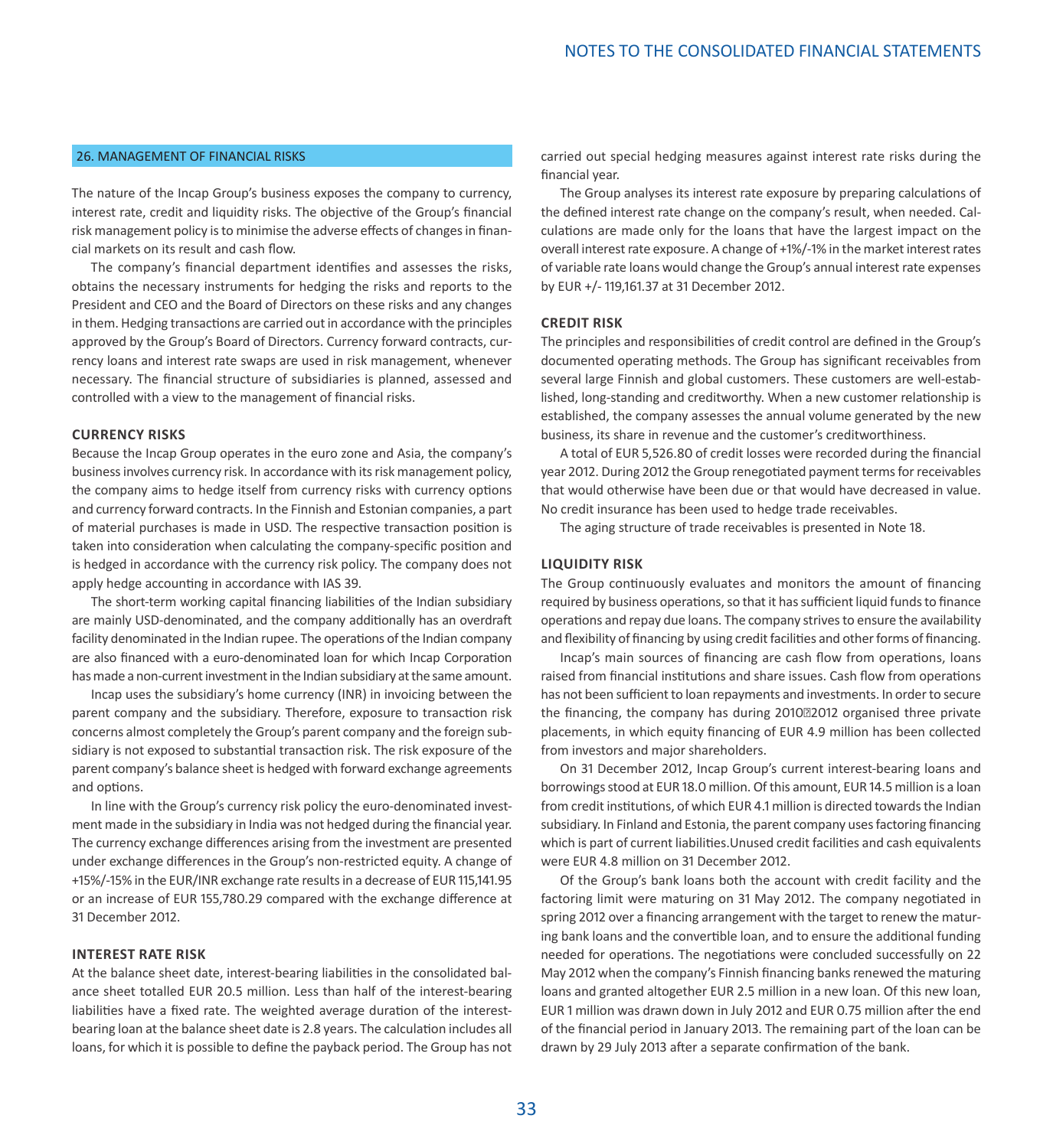## 26. MANAGEMENT OF FINANCIAL RISKS

The nature of the Incap Group's business exposes the company to currency, interest rate, credit and liquidity risks. The objective of the Group's financial risk management policy is to minimise the adverse effects of changes in financial markets on its result and cash flow.

The company's financial department identifies and assesses the risks, obtains the necessary instruments for hedging the risks and reports to the President and CEO and the Board of Directors on these risks and any changes in them. Hedging transactions are carried out in accordance with the principles approved by the Group's Board of Directors. Currency forward contracts, currency loans and interest rate swaps are used in risk management, whenever necessary. The financial structure of subsidiaries is planned, assessed and controlled with a view to the management of financial risks.

### CURRENCY RISKS

Because the Incap Group operates in the euro zone and Asia, the company's business involves currency risk. In accordance with its risk management policy, the company aims to hedge itself from currency risks with currency options and currency forward contracts. In the Finnish and Estonian companies, a part of material purchases is made in USD. The respective transaction position is taken into consideration when calculating the company-specific position and is hedged in accordance with the currency risk policy. The company does not apply hedge accounting in accordance with IAS 39.

The short-term working capital financing liabilities of the Indian subsidiary are mainly USD-denominated, and the company additionally has an overdraft facility denominated in the Indian rupee. The operations of the Indian company are also financed with a euro-denominated loan for which Incap Corporation has made a non-current investment in the Indian subsidiary at the same amount.

Incap uses the subsidiary's home currency (INR) in invoicing between the parent company and the subsidiary. Therefore, exposure to transaction risk concerns almost completely the Group's parent company and the foreign subsidiary is not exposed to substantial transaction risk. The risk exposure of the parent company's balance sheet is hedged with forward exchange agreements and options.

In line with the Group's currency risk policy the euro-denominated investment made in the subsidiary in India was not hedged during the financial year. The currency exchange differences arising from the investment are presented under exchange differences in the Group's non-restricted equity. A change of +15%/-15% in the EUR/INR exchange rate results in a decrease of EUR 115,141.95 or an increase of EUR 155,780.29 compared with the exchange difference at 31 December 2012.

### INTEREST RATE RISK

At the balance sheet date, interest-bearing liabilities in the consolidated balance sheet totalled EUR 20.5 million. Less than half of the interest-bearing liabilities have a fixed rate. The weighted average duration of the interest-bearing loan at the balance sheet date is 2.8 years. The calculation includes all loans, for which it is possible to define the payback period. The Group has not carried out special hedging measures against interest rate risks during the financial year.

The Group analyses its interest rate exposure by preparing calculations of the defined interest rate change on the company's result, when needed. Calculations are made only for the loans that have the largest impact on the overall interest rate exposure. A change of +1%/-1% in the market interest rates of variable rate loans would change the Group's annual interest rate expenses by EUR +/- 119,161.37 at 31 December 2012.

### CREDIT RISK

The principles and responsibilities of credit control are defined in the Group's documented operating methods. The Group has significant receivables from several large Finnish and global customers. These customers are well-established, long-standing and creditworthy. When a new customer relationship is established, the company assesses the annual volume generated by the new business, its share in revenue and the customer's creditworthiness.

A total of EUR 5,526.80 of credit losses were recorded during the financial year 2012. During 2012 the Group renegotiated payment terms for receivables that would otherwise have been due or that would have decreased in value. No credit insurance has been used to hedge trade receivables.

The aging structure of trade receivables is presented in Note 18.

### LIQUIDITY RISK

The Group continuously evaluates and monitors the amount of financing required by business operations, so that it has sufficient liquid funds to finance operations and repay due loans. The company strives to ensure the availability and flexibility of financing by using credit facilities and other forms of financing.

Incap's main sources of financing are cash flow from operations, loans raised from financial institutions and share issues. Cash flow from operations has not been sufficient to loan repayments and investments. In order to secure the financing, the company has during 2010–2012 organised three private placements, in which equity financing of EUR 4.9 million has been collected from investors and major shareholders.

On 31 December 2012, Incap Group's current interest-bearing loans and borrowings stood at EUR 18.0 million. Of this amount, EUR 14.5 million is a loan from credit institutions, of which EUR 4.1 million is directed towards the Indian subsidiary. In Finland and Estonia, the parent company uses factoring financing which is part of current liabilities.Unused credit facilities and cash equivalents were EUR 4.8 million on 31 December 2012.

Of the Group's bank loans both the account with credit facility and the factoring limit were maturing on 31 May 2012. The company negotiated in spring 2012 over a financing arrangement with the target to renew the maturing bank loans and the convertible loan, and to ensure the additional funding needed for operations. The negotiations were concluded successfully on 22 May 2012 when the company's Finnish financing banks renewed the maturing loans and granted altogether EUR 2.5 million in a new loan. Of this new loan, EUR 1 million was drawn down in July 2012 and EUR 0.75 million after the end of the financial period in January 2013. The remaining part of the loan can be drawn by 29 July 2013 after a separate confirmation of the bank.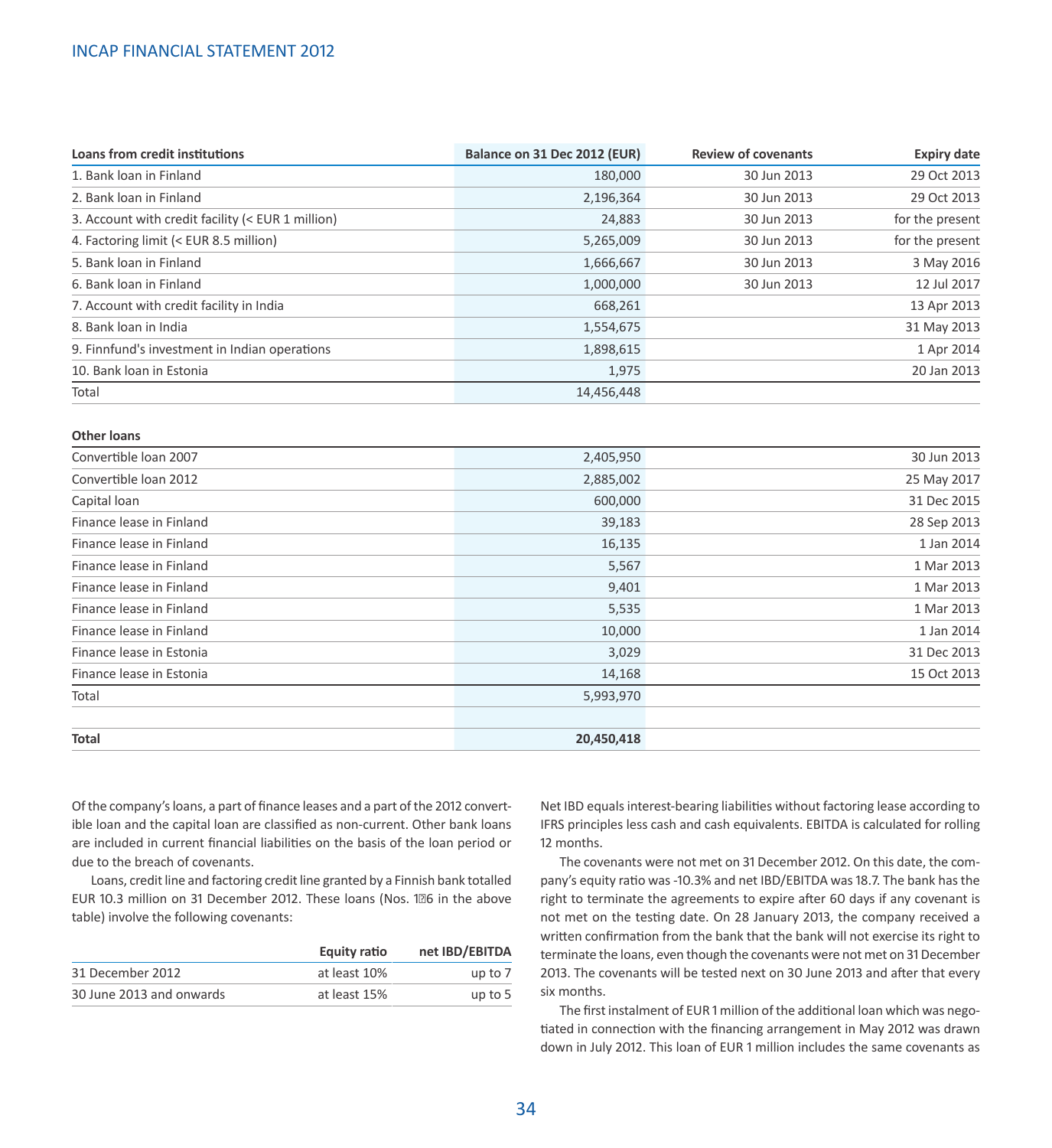| Loans from credit institutions | Balance on 31 Dec 2012 (EUR) | Review of covenants | Expiry date |
|---|---|---|---|
| 1. Bank loan in Finland | 180,000 | 30 Jun 2013 | 29 Oct 2013 |
| 2. Bank loan in Finland | 2,196,364 | 30 Jun 2013 | 29 Oct 2013 |
| 3. Account with credit facility (< EUR 1 million) | 24,883 | 30 Jun 2013 | for the present |
| 4. Factoring limit (< EUR 8.5 million) | 5,265,009 | 30 Jun 2013 | for the present |
| 5. Bank loan in Finland | 1,666,667 | 30 Jun 2013 | 3 May 2016 |
| 6. Bank loan in Finland | 1,000,000 | 30 Jun 2013 | 12 Jul 2017 |
| 7. Account with credit facility in India | 668,261 | | 13 Apr 2013 |
| 8. Bank loan in India | 1,554,675 | | 31 May 2013 |
| 9. Finnfund's investment in Indian operations | 1,898,615 | | 1 Apr 2014 |
| 10. Bank loan in Estonia | 1,975 | | 20 Jan 2013 |
| Total | 14,456,448 | | |

| Other loans | | | |
|---|---|---|---|
| Convertible loan 2007 | 2,405,950 | | 30 Jun 2013 |
| Convertible loan 2012 | 2,885,002 | | 25 May 2017 |
| Capital loan | 600,000 | | 31 Dec 2015 |
| Finance lease in Finland | 39,183 | | 28 Sep 2013 |
| Finance lease in Finland | 16,135 | | 1 Jan 2014 |
| Finance lease in Finland | 5,567 | | 1 Mar 2013 |
| Finance lease in Finland | 9,401 | | 1 Mar 2013 |
| Finance lease in Finland | 5,535 | | 1 Mar 2013 |
| Finance lease in Finland | 10,000 | | 1 Jan 2014 |
| Finance lease in Estonia | 3,029 | | 31 Dec 2013 |
| Finance lease in Estonia | 14,168 | | 15 Oct 2013 |
| Total | 5,993,970 | | |
| | | | |
| **Total** | **20,450,418** | | |

Of the company's loans, a part of finance leases and a part of the 2012 convertible loan and the capital loan are classified as non-current. Other bank loans are included in current financial liabilities on the basis of the loan period or due to the breach of covenants.

Loans, credit line and factoring credit line granted by a Finnish bank totalled EUR 10.3 million on 31 December 2012. These loans (Nos. 1–6 in the above table) involve the following covenants:

| | Equity ratio | net IBD/EBITDA |
|---|---|---|
| 31 December 2012 | at least 10% | up to 7 |
| 30 June 2013 and onwards | at least 15% | up to 5 |

Net IBD equals interest-bearing liabilities without factoring lease according to IFRS principles less cash and cash equivalents. EBITDA is calculated for rolling 12 months.

The covenants were not met on 31 December 2012. On this date, the company's equity ratio was -10.3% and net IBD/EBITDA was 18.7. The bank has the right to terminate the agreements to expire after 60 days if any covenant is not met on the testing date. On 28 January 2013, the company received a written confirmation from the bank that the bank will not exercise its right to terminate the loans, even though the covenants were not met on 31 December 2013. The covenants will be tested next on 30 June 2013 and after that every six months.

The first instalment of EUR 1 million of the additional loan which was negotiated in connection with the financing arrangement in May 2012 was drawn down in July 2012. This loan of EUR 1 million includes the same covenants as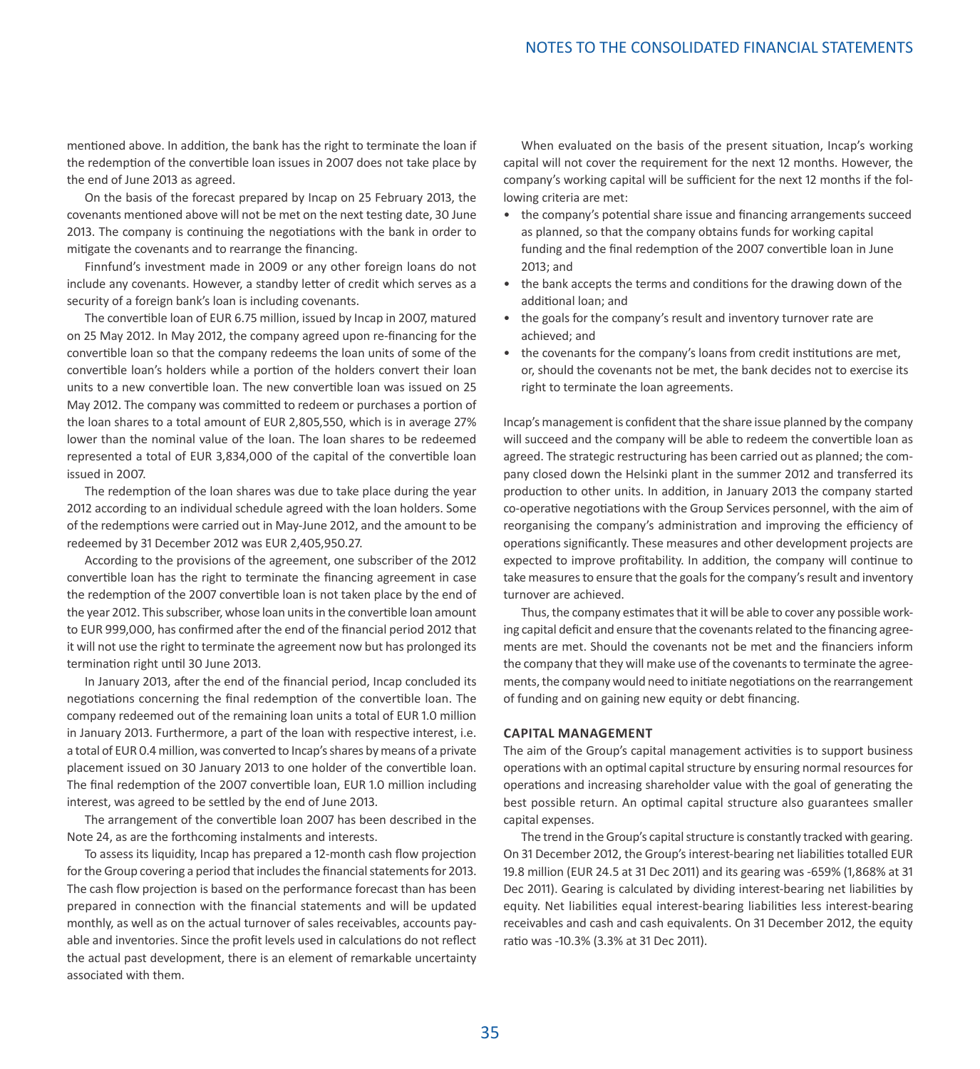mentioned above. In addition, the bank has the right to terminate the loan if the redemption of the convertible loan issues in 2007 does not take place by the end of June 2013 as agreed.

On the basis of the forecast prepared by Incap on 25 February 2013, the covenants mentioned above will not be met on the next testing date, 30 June 2013. The company is continuing the negotiations with the bank in order to mitigate the covenants and to rearrange the financing.

Finnfund's investment made in 2009 or any other foreign loans do not include any covenants. However, a standby letter of credit which serves as a security of a foreign bank's loan is including covenants.

The convertible loan of EUR 6.75 million, issued by Incap in 2007, matured on 25 May 2012. In May 2012, the company agreed upon re-financing for the convertible loan so that the company redeems the loan units of some of the convertible loan's holders while a portion of the holders convert their loan units to a new convertible loan. The new convertible loan was issued on 25 May 2012. The company was committed to redeem or purchases a portion of the loan shares to a total amount of EUR 2,805,550, which is in average 27% lower than the nominal value of the loan. The loan shares to be redeemed represented a total of EUR 3,834,000 of the capital of the convertible loan issued in 2007.

The redemption of the loan shares was due to take place during the year 2012 according to an individual schedule agreed with the loan holders. Some of the redemptions were carried out in May-June 2012, and the amount to be redeemed by 31 December 2012 was EUR 2,405,950.27.

According to the provisions of the agreement, one subscriber of the 2012 convertible loan has the right to terminate the financing agreement in case the redemption of the 2007 convertible loan is not taken place by the end of the year 2012. This subscriber, whose loan units in the convertible loan amount to EUR 999,000, has confirmed after the end of the financial period 2012 that it will not use the right to terminate the agreement now but has prolonged its termination right until 30 June 2013.

In January 2013, after the end of the financial period, Incap concluded its negotiations concerning the final redemption of the convertible loan. The company redeemed out of the remaining loan units a total of EUR 1.0 million in January 2013. Furthermore, a part of the loan with respective interest, i.e. a total of EUR 0.4 million, was converted to Incap's shares by means of a private placement issued on 30 January 2013 to one holder of the convertible loan. The final redemption of the 2007 convertible loan, EUR 1.0 million including interest, was agreed to be settled by the end of June 2013.

The arrangement of the convertible loan 2007 has been described in the Note 24, as are the forthcoming instalments and interests.

To assess its liquidity, Incap has prepared a 12-month cash flow projection for the Group covering a period that includes the financial statements for 2013. The cash flow projection is based on the performance forecast than has been prepared in connection with the financial statements and will be updated monthly, as well as on the actual turnover of sales receivables, accounts payable and inventories. Since the profit levels used in calculations do not reflect the actual past development, there is an element of remarkable uncertainty associated with them.

When evaluated on the basis of the present situation, Incap's working capital will not cover the requirement for the next 12 months. However, the company's working capital will be sufficient for the next 12 months if the following criteria are met:

- the company's potential share issue and financing arrangements succeed as planned, so that the company obtains funds for working capital funding and the final redemption of the 2007 convertible loan in June 2013; and
- the bank accepts the terms and conditions for the drawing down of the additional loan; and
- the goals for the company's result and inventory turnover rate are achieved; and
- the covenants for the company's loans from credit institutions are met, or, should the covenants not be met, the bank decides not to exercise its right to terminate the loan agreements.

Incap's management is confident that the share issue planned by the company will succeed and the company will be able to redeem the convertible loan as agreed. The strategic restructuring has been carried out as planned; the company closed down the Helsinki plant in the summer 2012 and transferred its production to other units. In addition, in January 2013 the company started co-operative negotiations with the Group Services personnel, with the aim of reorganising the company's administration and improving the efficiency of operations significantly. These measures and other development projects are expected to improve profitability. In addition, the company will continue to take measures to ensure that the goals for the company's result and inventory turnover are achieved.

Thus, the company estimates that it will be able to cover any possible working capital deficit and ensure that the covenants related to the financing agreements are met. Should the covenants not be met and the financiers inform the company that they will make use of the covenants to terminate the agreements, the company would need to initiate negotiations on the rearrangement of funding and on gaining new equity or debt financing.

### CAPITAL MANAGEMENT

The aim of the Group's capital management activities is to support business operations with an optimal capital structure by ensuring normal resources for operations and increasing shareholder value with the goal of generating the best possible return. An optimal capital structure also guarantees smaller capital expenses.

The trend in the Group's capital structure is constantly tracked with gearing. On 31 December 2012, the Group's interest-bearing net liabilities totalled EUR 19.8 million (EUR 24.5 at 31 Dec 2011) and its gearing was -659% (1,868% at 31 Dec 2011). Gearing is calculated by dividing interest-bearing net liabilities by equity. Net liabilities equal interest-bearing liabilities less interest-bearing receivables and cash and cash equivalents. On 31 December 2012, the equity ratio was -10.3% (3.3% at 31 Dec 2011).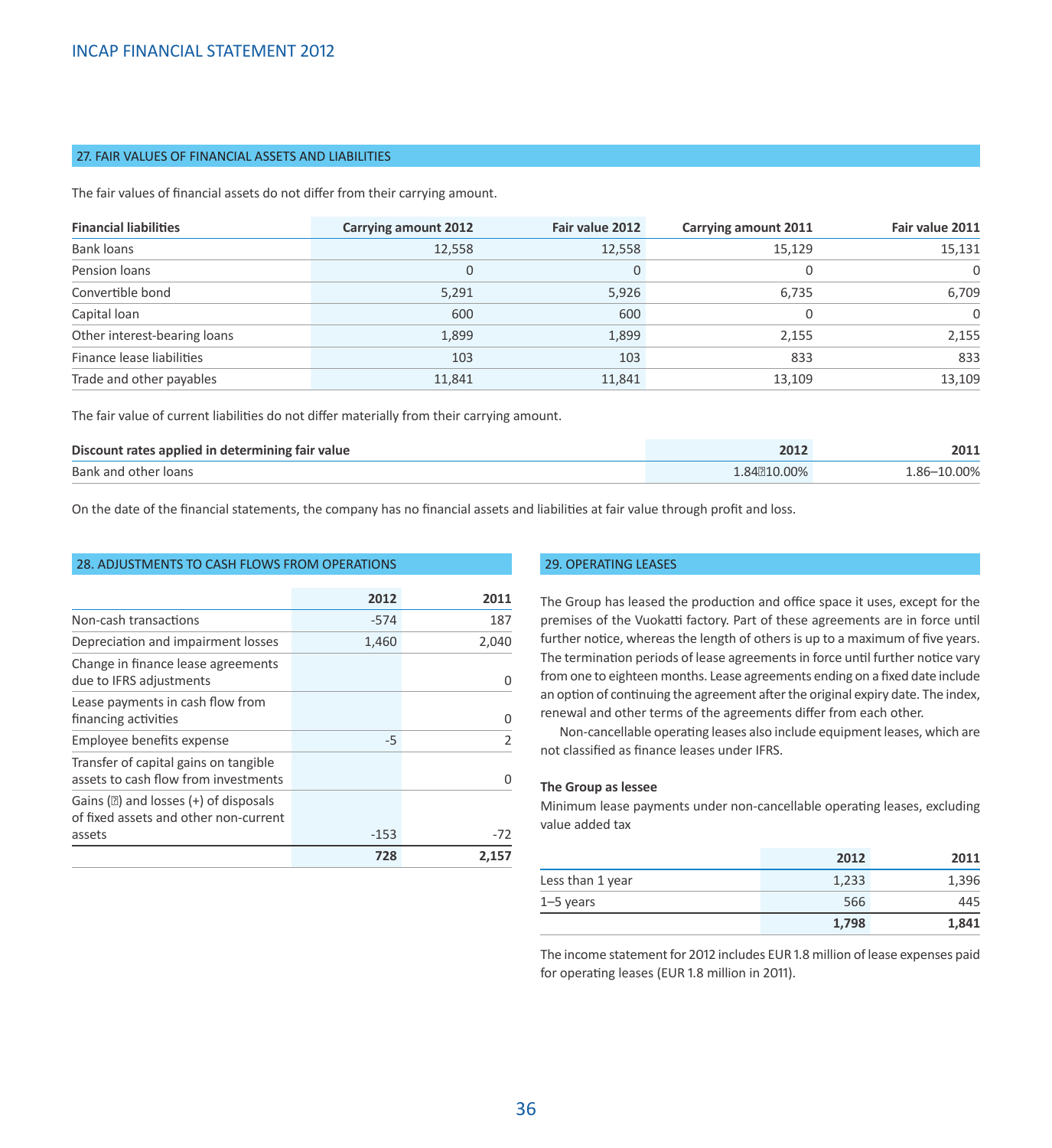## 27. FAIR VALUES OF FINANCIAL ASSETS AND LIABILITIES

The fair values of financial assets do not differ from their carrying amount.

| Financial liabilities | Carrying amount 2012 | Fair value 2012 | Carrying amount 2011 | Fair value 2011 |
|---|---|---|---|---|
| Bank loans | 12,558 | 12,558 | 15,129 | 15,131 |
| Pension loans | 0 | 0 | 0 | 0 |
| Convertible bond | 5,291 | 5,926 | 6,735 | 6,709 |
| Capital loan | 600 | 600 | 0 | 0 |
| Other interest-bearing loans | 1,899 | 1,899 | 2,155 | 2,155 |
| Finance lease liabilities | 103 | 103 | 833 | 833 |
| Trade and other payables | 11,841 | 11,841 | 13,109 | 13,109 |

The fair value of current liabilities do not differ materially from their carrying amount.

| Discount rates applied in determining fair value | 2012 | 2011 |
|---|---|---|
| Bank and other loans | 1.84–10.00% | 1.86–10.00% |

On the date of the financial statements, the company has no financial assets and liabilities at fair value through profit and loss.

## 28. ADJUSTMENTS TO CASH FLOWS FROM OPERATIONS

| | 2012 | 2011 |
|---|---|---|
| Non-cash transactions | -574 | 187 |
| Depreciation and impairment losses | 1,460 | 2,040 |
| Change in finance lease agreements due to IFRS adjustments | | 0 |
| Lease payments in cash flow from financing activities | | 0 |
| Employee benefits expense | -5 | 2 |
| Transfer of capital gains on tangible assets to cash flow from investments | | 0 |
| Gains (–) and losses (+) of disposals of fixed assets and other non-current assets | -153 | -72 |
| | **728** | **2,157** |

## 29. OPERATING LEASES

The Group has leased the production and office space it uses, except for the premises of the Vuokatti factory. Part of these agreements are in force until further notice, whereas the length of others is up to a maximum of five years. The termination periods of lease agreements in force until further notice vary from one to eighteen months. Lease agreements ending on a fixed date include an option of continuing the agreement after the original expiry date. The index, renewal and other terms of the agreements differ from each other.

Non-cancellable operating leases also include equipment leases, which are not classified as finance leases under IFRS.

**The Group as lessee**

Minimum lease payments under non-cancellable operating leases, excluding value added tax

| | 2012 | 2011 |
|---|---|---|
| Less than 1 year | 1,233 | 1,396 |
| 1–5 years | 566 | 445 |
| | **1,798** | **1,841** |

The income statement for 2012 includes EUR 1.8 million of lease expenses paid for operating leases (EUR 1.8 million in 2011).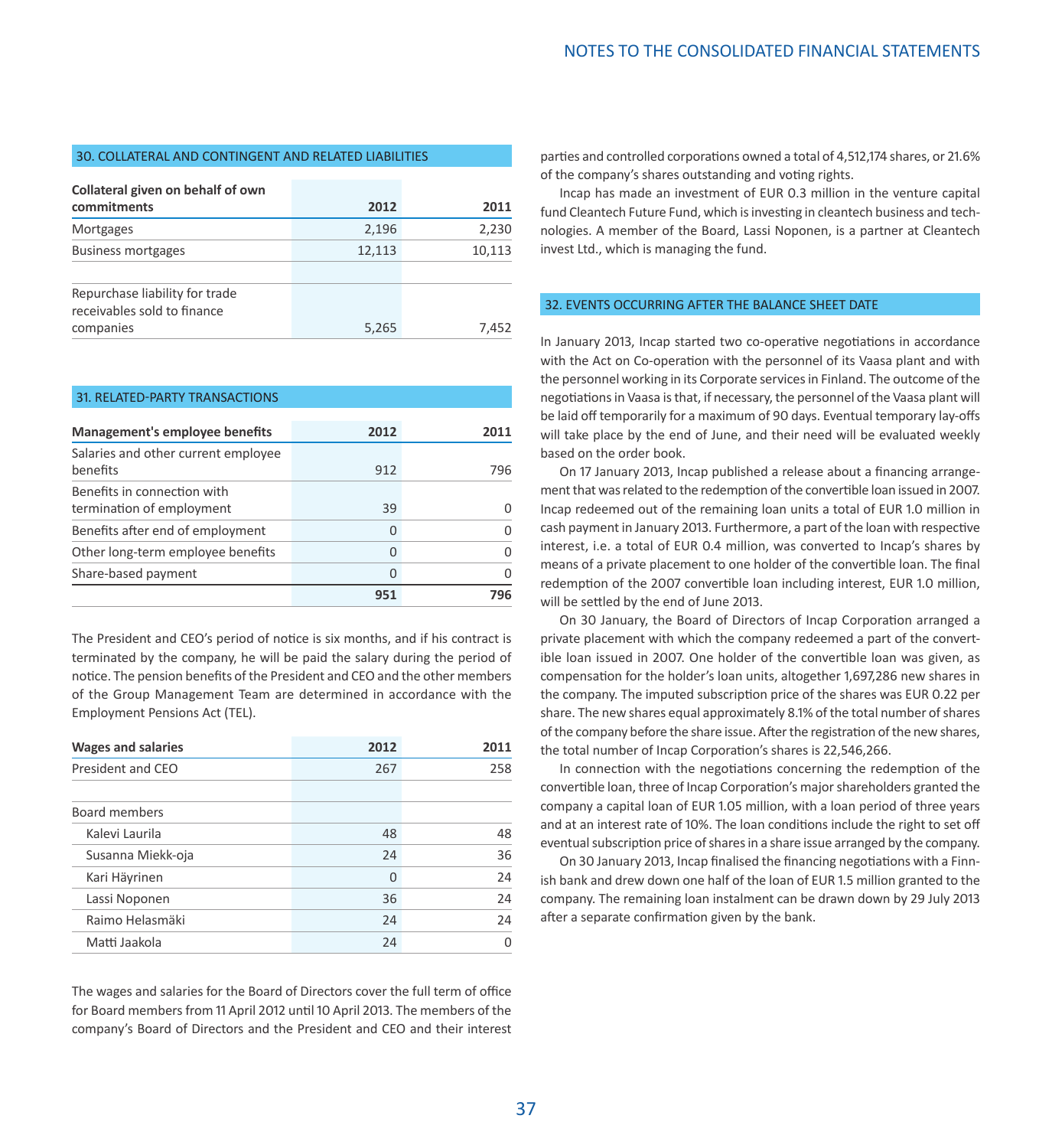## 30. COLLATERAL AND CONTINGENT AND RELATED LIABILITIES

| Collateral given on behalf of own commitments | 2012 | 2011 |
|---|---|---|
| Mortgages | 2,196 | 2,230 |
| Business mortgages | 12,113 | 10,113 |
| | | |
| Repurchase liability for trade receivables sold to finance companies | 5,265 | 7,452 |

## 31. RELATED-PARTY TRANSACTIONS

| Management's employee benefits | 2012 | 2011 |
|---|---|---|
| Salaries and other current employee benefits | 912 | 796 |
| Benefits in connection with termination of employment | 39 | 0 |
| Benefits after end of employment | 0 | 0 |
| Other long-term employee benefits | 0 | 0 |
| Share-based payment | 0 | 0 |
| | **951** | **796** |

The President and CEO's period of notice is six months, and if his contract is terminated by the company, he will be paid the salary during the period of notice. The pension benefits of the President and CEO and the other members of the Group Management Team are determined in accordance with the Employment Pensions Act (TEL).

| Wages and salaries | 2012 | 2011 |
|---|---|---|
| President and CEO | 267 | 258 |
| | | |
| Board members | | |
| Kalevi Laurila | 48 | 48 |
| Susanna Miekk-oja | 24 | 36 |
| Kari Häyrinen | 0 | 24 |
| Lassi Noponen | 36 | 24 |
| Raimo Helasmäki | 24 | 24 |
| Matti Jaakola | 24 | 0 |

The wages and salaries for the Board of Directors cover the full term of office for Board members from 11 April 2012 until 10 April 2013. The members of the company's Board of Directors and the President and CEO and their interest parties and controlled corporations owned a total of 4,512,174 shares, or 21.6% of the company's shares outstanding and voting rights.

Incap has made an investment of EUR 0.3 million in the venture capital fund Cleantech Future Fund, which is investing in cleantech business and technologies. A member of the Board, Lassi Noponen, is a partner at Cleantech invest Ltd., which is managing the fund.

## 32. EVENTS OCCURRING AFTER THE BALANCE SHEET DATE

In January 2013, Incap started two co-operative negotiations in accordance with the Act on Co-operation with the personnel of its Vaasa plant and with the personnel working in its Corporate services in Finland. The outcome of the negotiations in Vaasa is that, if necessary, the personnel of the Vaasa plant will be laid off temporarily for a maximum of 90 days. Eventual temporary lay-offs will take place by the end of June, and their need will be evaluated weekly based on the order book.

On 17 January 2013, Incap published a release about a financing arrangement that was related to the redemption of the convertible loan issued in 2007. Incap redeemed out of the remaining loan units a total of EUR 1.0 million in cash payment in January 2013. Furthermore, a part of the loan with respective interest, i.e. a total of EUR 0.4 million, was converted to Incap's shares by means of a private placement to one holder of the convertible loan. The final redemption of the 2007 convertible loan including interest, EUR 1.0 million, will be settled by the end of June 2013.

On 30 January, the Board of Directors of Incap Corporation arranged a private placement with which the company redeemed a part of the convertible loan issued in 2007. One holder of the convertible loan was given, as compensation for the holder's loan units, altogether 1,697,286 new shares in the company. The imputed subscription price of the shares was EUR 0.22 per share. The new shares equal approximately 8.1% of the total number of shares of the company before the share issue. After the registration of the new shares, the total number of Incap Corporation's shares is 22,546,266.

In connection with the negotiations concerning the redemption of the convertible loan, three of Incap Corporation's major shareholders granted the company a capital loan of EUR 1.05 million, with a loan period of three years and at an interest rate of 10%. The loan conditions include the right to set off eventual subscription price of shares in a share issue arranged by the company.

On 30 January 2013, Incap finalised the financing negotiations with a Finnish bank and drew down one half of the loan of EUR 1.5 million granted to the company. The remaining loan instalment can be drawn down by 29 July 2013 after a separate confirmation given by the bank.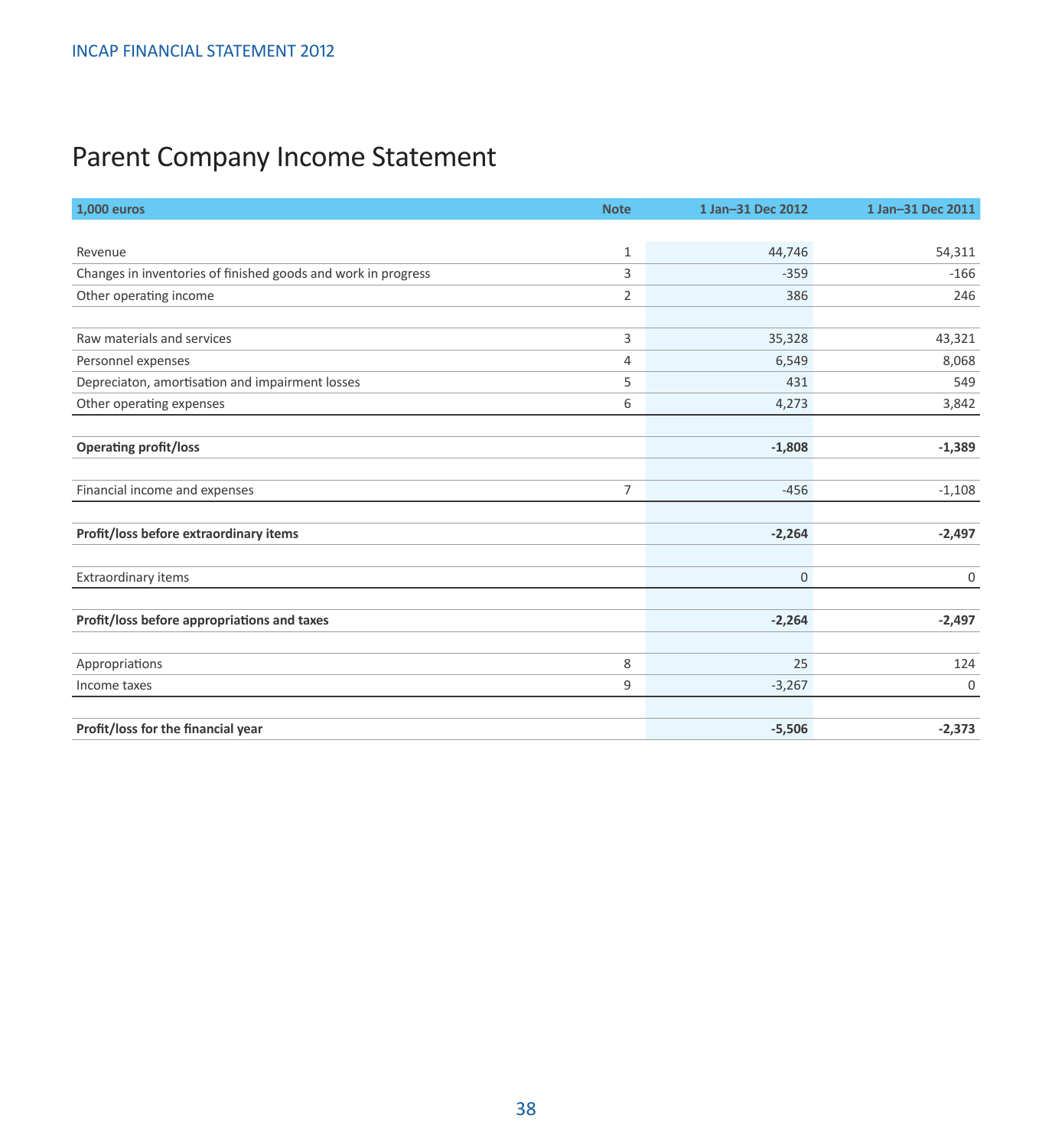# Parent Company Income Statement

| 1,000 euros | Note | 1 Jan–31 Dec 2012 | 1 Jan–31 Dec 2011 |
|---|---|---|---|
| Revenue | 1 | 44,746 | 54,311 |
| Changes in inventories of finished goods and work in progress | 3 | -359 | -166 |
| Other operating income | 2 | 386 | 246 |
| | | | |
| Raw materials and services | 3 | 35,328 | 43,321 |
| Personnel expenses | 4 | 6,549 | 8,068 |
| Depreciaton, amortisation and impairment losses | 5 | 431 | 549 |
| Other operating expenses | 6 | 4,273 | 3,842 |
| | | | |
| **Operating profit/loss** | | **-1,808** | **-1,389** |
| | | | |
| Financial income and expenses | 7 | -456 | -1,108 |
| | | | |
| **Profit/loss before extraordinary items** | | **-2,264** | **-2,497** |
| | | | |
| Extraordinary items | | 0 | 0 |
| | | | |
| **Profit/loss before appropriations and taxes** | | **-2,264** | **-2,497** |
| | | | |
| Appropriations | 8 | 25 | 124 |
| Income taxes | 9 | -3,267 | 0 |
| | | | |
| **Profit/loss for the financial year** | | **-5,506** | **-2,373** |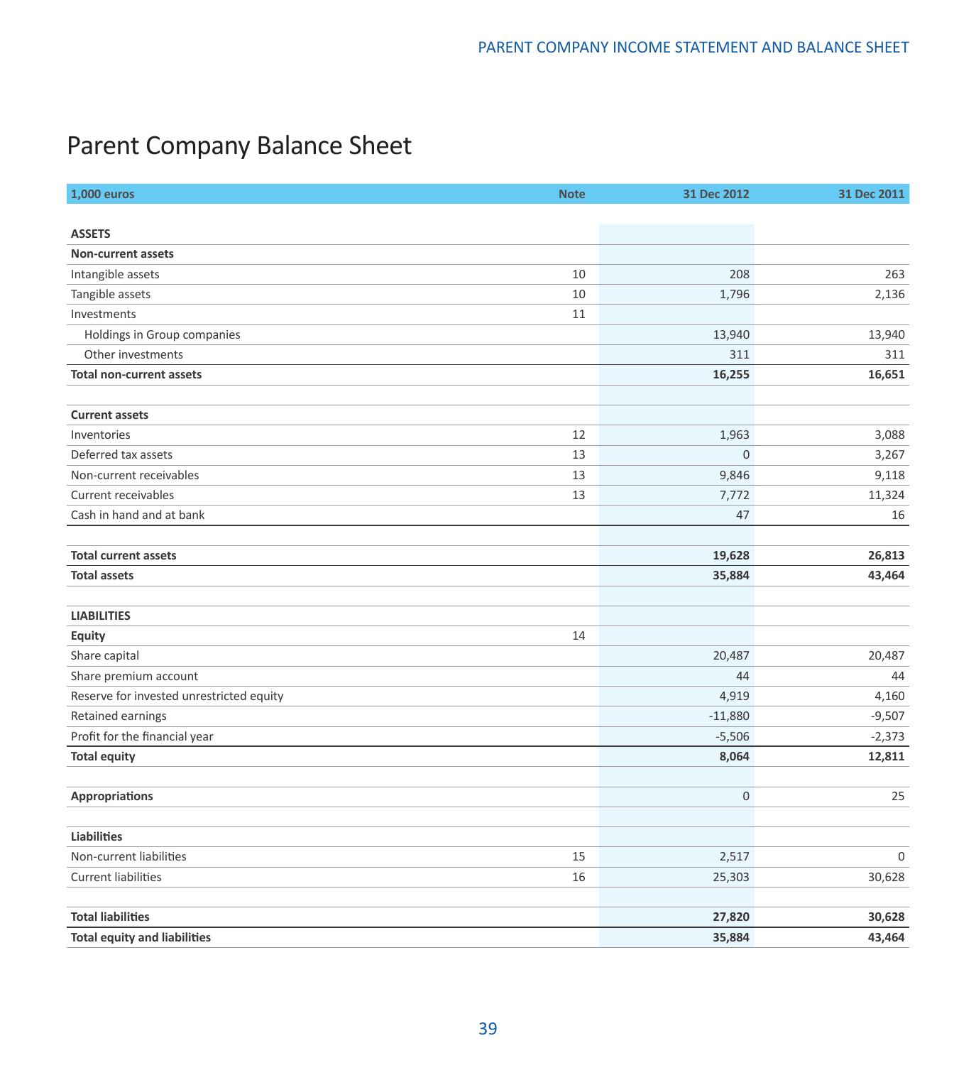# Parent Company Balance Sheet

| 1,000 euros | Note | 31 Dec 2012 | 31 Dec 2011 |
|---|---|---|---|
| **ASSETS** | | | |
| **Non-current assets** | | | |
| Intangible assets | 10 | 208 | 263 |
| Tangible assets | 10 | 1,796 | 2,136 |
| Investments | 11 | | |
| Holdings in Group companies | | 13,940 | 13,940 |
| Other investments | | 311 | 311 |
| **Total non-current assets** | | **16,255** | **16,651** |
| | | | |
| **Current assets** | | | |
| Inventories | 12 | 1,963 | 3,088 |
| Deferred tax assets | 13 | 0 | 3,267 |
| Non-current receivables | 13 | 9,846 | 9,118 |
| Current receivables | 13 | 7,772 | 11,324 |
| Cash in hand and at bank | | 47 | 16 |
| | | | |
| **Total current assets** | | **19,628** | **26,813** |
| **Total assets** | | **35,884** | **43,464** |
| | | | |
| **LIABILITIES** | | | |
| **Equity** | 14 | | |
| Share capital | | 20,487 | 20,487 |
| Share premium account | | 44 | 44 |
| Reserve for invested unrestricted equity | | 4,919 | 4,160 |
| Retained earnings | | -11,880 | -9,507 |
| Profit for the financial year | | -5,506 | -2,373 |
| **Total equity** | | **8,064** | **12,811** |
| | | | |
| **Appropriations** | | 0 | 25 |
| | | | |
| **Liabilities** | | | |
| Non-current liabilities | 15 | 2,517 | 0 |
| Current liabilities | 16 | 25,303 | 30,628 |
| | | | |
| **Total liabilities** | | **27,820** | **30,628** |
| **Total equity and liabilities** | | **35,884** | **43,464** |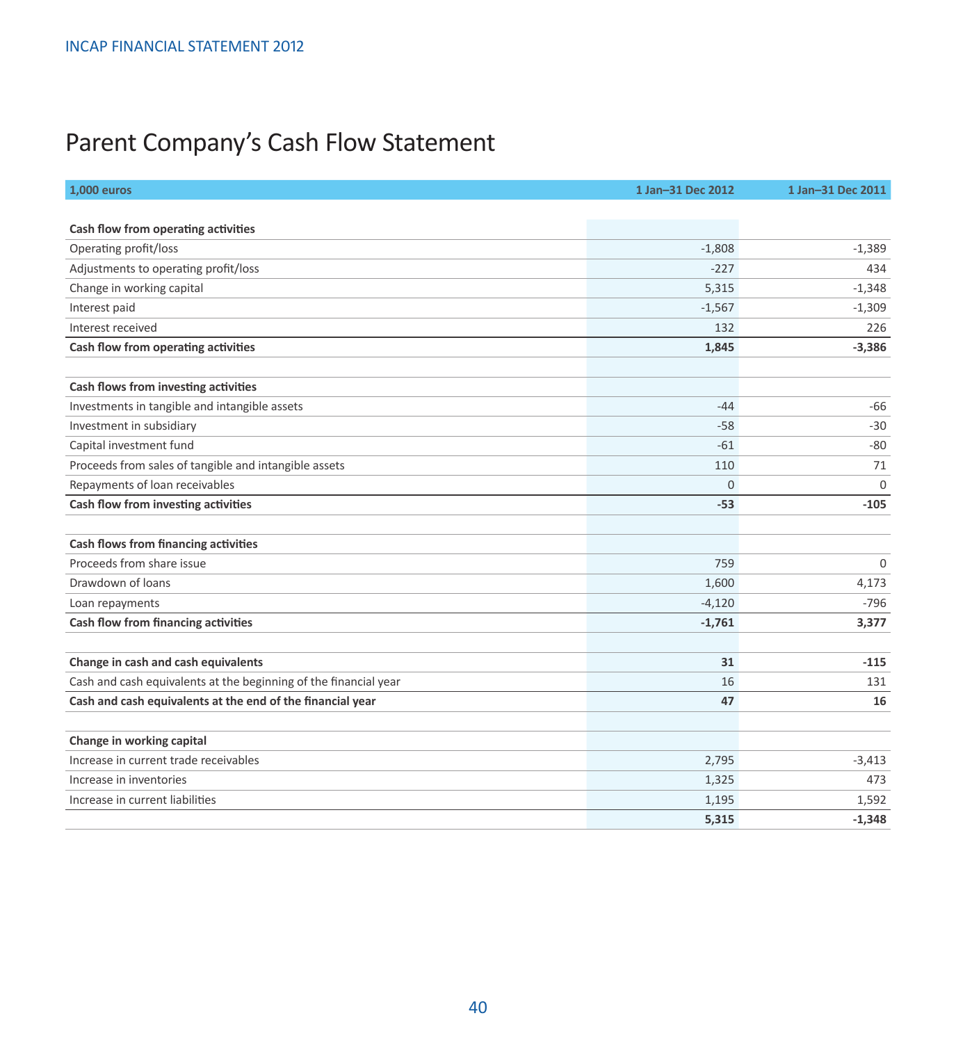# Parent Company's Cash Flow Statement

| 1,000 euros | 1 Jan–31 Dec 2012 | 1 Jan–31 Dec 2011 |
|---|---|---|
| **Cash flow from operating activities** | | |
| Operating profit/loss | -1,808 | -1,389 |
| Adjustments to operating profit/loss | -227 | 434 |
| Change in working capital | 5,315 | -1,348 |
| Interest paid | -1,567 | -1,309 |
| Interest received | 132 | 226 |
| **Cash flow from operating activities** | **1,845** | **-3,386** |
| | | |
| **Cash flows from investing activities** | | |
| Investments in tangible and intangible assets | -44 | -66 |
| Investment in subsidiary | -58 | -30 |
| Capital investment fund | -61 | -80 |
| Proceeds from sales of tangible and intangible assets | 110 | 71 |
| Repayments of loan receivables | 0 | 0 |
| **Cash flow from investing activities** | **-53** | **-105** |
| | | |
| **Cash flows from financing activities** | | |
| Proceeds from share issue | 759 | 0 |
| Drawdown of loans | 1,600 | 4,173 |
| Loan repayments | -4,120 | -796 |
| **Cash flow from financing activities** | **-1,761** | **3,377** |
| | | |
| **Change in cash and cash equivalents** | **31** | **-115** |
| Cash and cash equivalents at the beginning of the financial year | 16 | 131 |
| **Cash and cash equivalents at the end of the financial year** | **47** | **16** |
| | | |
| **Change in working capital** | | |
| Increase in current trade receivables | 2,795 | -3,413 |
| Increase in inventories | 1,325 | 473 |
| Increase in current liabilities | 1,195 | 1,592 |
| | **5,315** | **-1,348** |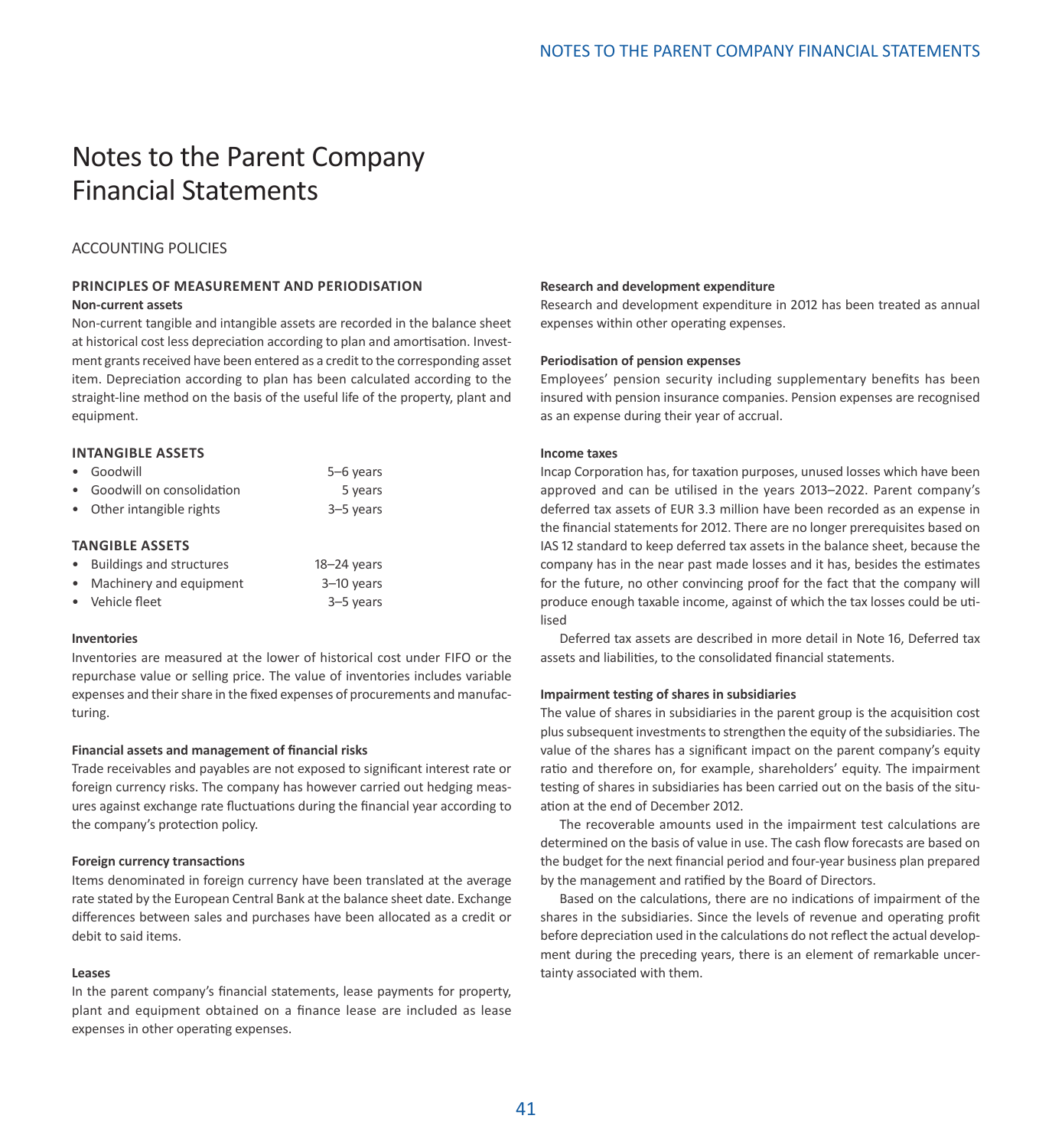# Notes to the Parent Company Financial Statements

## ACCOUNTING POLICIES

### PRINCIPLES OF MEASUREMENT AND PERIODISATION

**Non-current assets**

Non-current tangible and intangible assets are recorded in the balance sheet at historical cost less depreciation according to plan and amortisation. Investment grants received have been entered as a credit to the corresponding asset item. Depreciation according to plan has been calculated according to the straight-line method on the basis of the useful life of the property, plant and equipment.

### INTANGIBLE ASSETS

- Goodwill 5–6 years
- Goodwill on consolidation 5 years
- Other intangible rights 3–5 years

### TANGIBLE ASSETS

- Buildings and structures 18–24 years
- Machinery and equipment 3–10 years
- Vehicle fleet 3–5 years

**Inventories**

Inventories are measured at the lower of historical cost under FIFO or the repurchase value or selling price. The value of inventories includes variable expenses and their share in the fixed expenses of procurements and manufacturing.

**Financial assets and management of financial risks**

Trade receivables and payables are not exposed to significant interest rate or foreign currency risks. The company has however carried out hedging measures against exchange rate fluctuations during the financial year according to the company's protection policy.

**Foreign currency transactions**

Items denominated in foreign currency have been translated at the average rate stated by the European Central Bank at the balance sheet date. Exchange differences between sales and purchases have been allocated as a credit or debit to said items.

**Leases**

In the parent company's financial statements, lease payments for property, plant and equipment obtained on a finance lease are included as lease expenses in other operating expenses.

**Research and development expenditure**

Research and development expenditure in 2012 has been treated as annual expenses within other operating expenses.

**Periodisation of pension expenses**

Employees' pension security including supplementary benefits has been insured with pension insurance companies. Pension expenses are recognised as an expense during their year of accrual.

**Income taxes**

Incap Corporation has, for taxation purposes, unused losses which have been approved and can be utilised in the years 2013–2022. Parent company's deferred tax assets of EUR 3.3 million have been recorded as an expense in the financial statements for 2012. There are no longer prerequisites based on IAS 12 standard to keep deferred tax assets in the balance sheet, because the company has in the near past made losses and it has, besides the estimates for the future, no other convincing proof for the fact that the company will produce enough taxable income, against of which the tax losses could be utilised

Deferred tax assets are described in more detail in Note 16, Deferred tax assets and liabilities, to the consolidated financial statements.

**Impairment testing of shares in subsidiaries**

The value of shares in subsidiaries in the parent group is the acquisition cost plus subsequent investments to strengthen the equity of the subsidiaries. The value of the shares has a significant impact on the parent company's equity ratio and therefore on, for example, shareholders' equity. The impairment testing of shares in subsidiaries has been carried out on the basis of the situation at the end of December 2012.

The recoverable amounts used in the impairment test calculations are determined on the basis of value in use. The cash flow forecasts are based on the budget for the next financial period and four-year business plan prepared by the management and ratified by the Board of Directors.

Based on the calculations, there are no indications of impairment of the shares in the subsidiaries. Since the levels of revenue and operating profit before depreciation used in the calculations do not reflect the actual development during the preceding years, there is an element of remarkable uncertainty associated with them.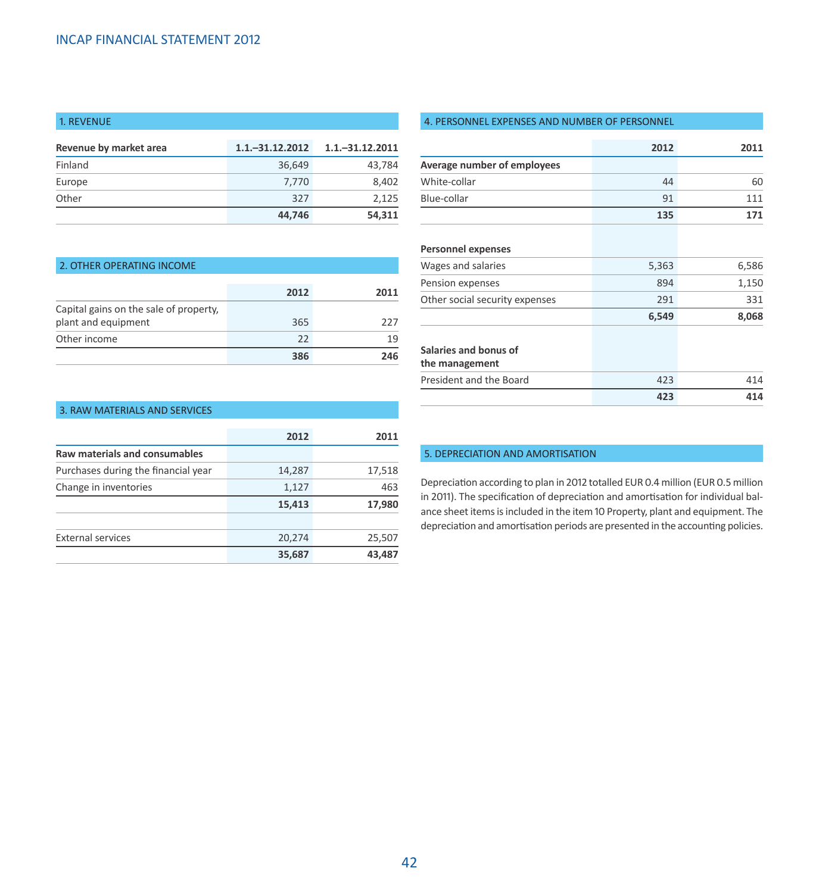## 1. REVENUE

| Revenue by market area | 1.1.–31.12.2012 | 1.1.–31.12.2011 |
|---|---|---|
| Finland | 36,649 | 43,784 |
| Europe | 7,770 | 8,402 |
| Other | 327 | 2,125 |
| | **44,746** | **54,311** |

## 2. OTHER OPERATING INCOME

| | 2012 | 2011 |
|---|---|---|
| Capital gains on the sale of property, plant and equipment | 365 | 227 |
| Other income | 22 | 19 |
| | **386** | **246** |

## 3. RAW MATERIALS AND SERVICES

| | 2012 | 2011 |
|---|---|---|
| **Raw materials and consumables** | | |
| Purchases during the financial year | 14,287 | 17,518 |
| Change in inventories | 1,127 | 463 |
| | **15,413** | **17,980** |
| | | |
| External services | 20,274 | 25,507 |
| | **35,687** | **43,487** |

## 4. PERSONNEL EXPENSES AND NUMBER OF PERSONNEL

| | 2012 | 2011 |
|---|---|---|
| **Average number of employees** | | |
| White-collar | 44 | 60 |
| Blue-collar | 91 | 111 |
| | **135** | **171** |
| | | |
| **Personnel expenses** | | |
| Wages and salaries | 5,363 | 6,586 |
| Pension expenses | 894 | 1,150 |
| Other social security expenses | 291 | 331 |
| | **6,549** | **8,068** |
| | | |
| **Salaries and bonus of the management** | | |
| President and the Board | 423 | 414 |
| | **423** | **414** |

## 5. DEPRECIATION AND AMORTISATION

Depreciation according to plan in 2012 totalled EUR 0.4 million (EUR 0.5 million in 2011). The specification of depreciation and amortisation for individual balance sheet items is included in the item 10 Property, plant and equipment. The depreciation and amortisation periods are presented in the accounting policies.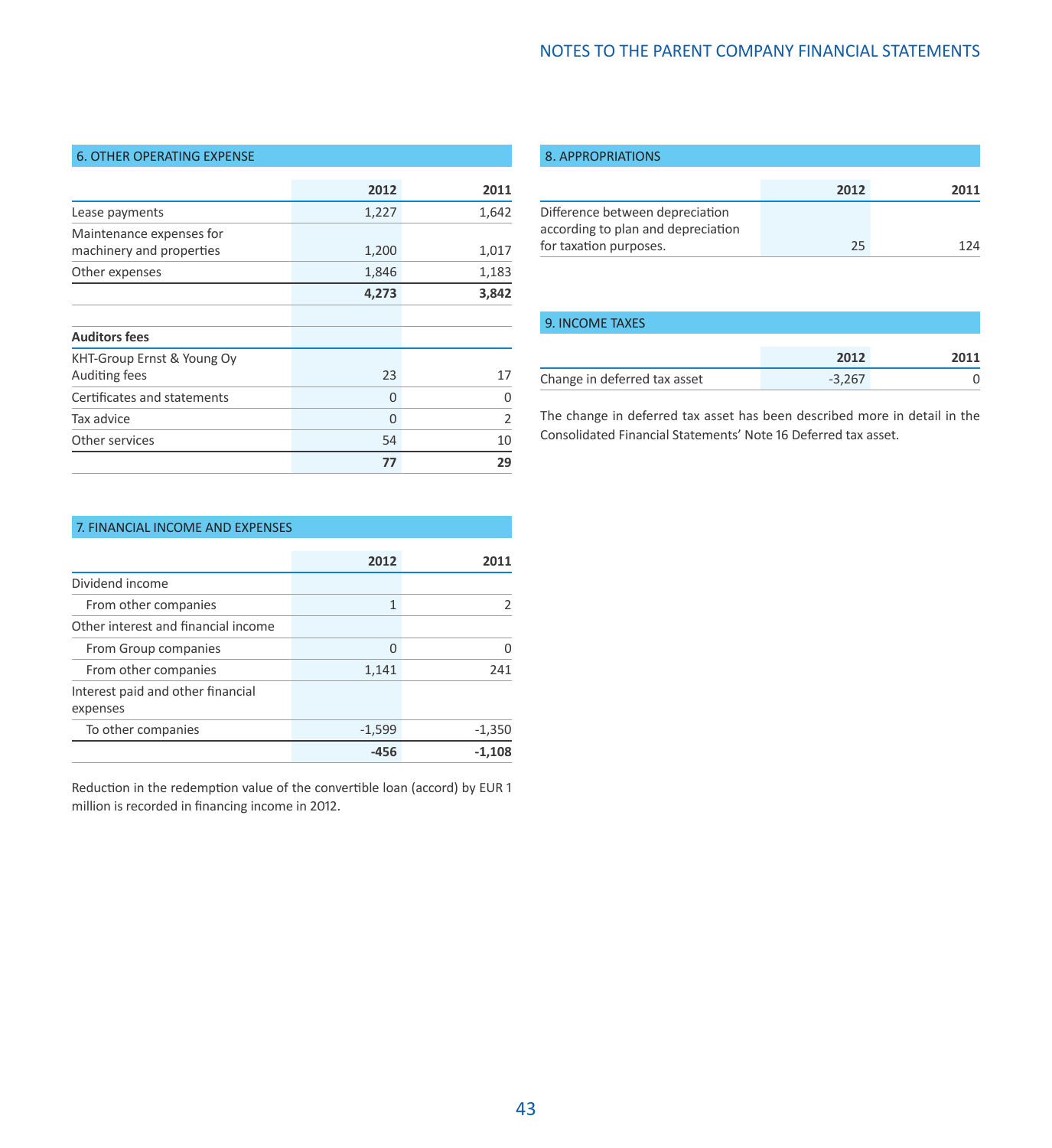## 6. OTHER OPERATING EXPENSE

| | 2012 | 2011 |
|---|---|---|
| Lease payments | 1,227 | 1,642 |
| Maintenance expenses for machinery and properties | 1,200 | 1,017 |
| Other expenses | 1,846 | 1,183 |
| | **4,273** | **3,842** |
| | | |
| **Auditors fees** | | |
| KHT-Group Ernst & Young Oy Auditing fees | 23 | 17 |
| Certificates and statements | 0 | 0 |
| Tax advice | 0 | 2 |
| Other services | 54 | 10 |
| | **77** | **29** |

## 7. FINANCIAL INCOME AND EXPENSES

| | 2012 | 2011 |
|---|---|---|
| Dividend income | | |
| From other companies | 1 | 2 |
| Other interest and financial income | | |
| From Group companies | 0 | 0 |
| From other companies | 1,141 | 241 |
| Interest paid and other financial expenses | | |
| To other companies | -1,599 | -1,350 |
| | **-456** | **-1,108** |

Reduction in the redemption value of the convertible loan (accord) by EUR 1 million is recorded in financing income in 2012.

## 8. APPROPRIATIONS

| | 2012 | 2011 |
|---|---|---|
| Difference between depreciation according to plan and depreciation for taxation purposes. | 25 | 124 |

## 9. INCOME TAXES

| | 2012 | 2011 |
|---|---|---|
| Change in deferred tax asset | -3,267 | 0 |

The change in deferred tax asset has been described more in detail in the Consolidated Financial Statements' Note 16 Deferred tax asset.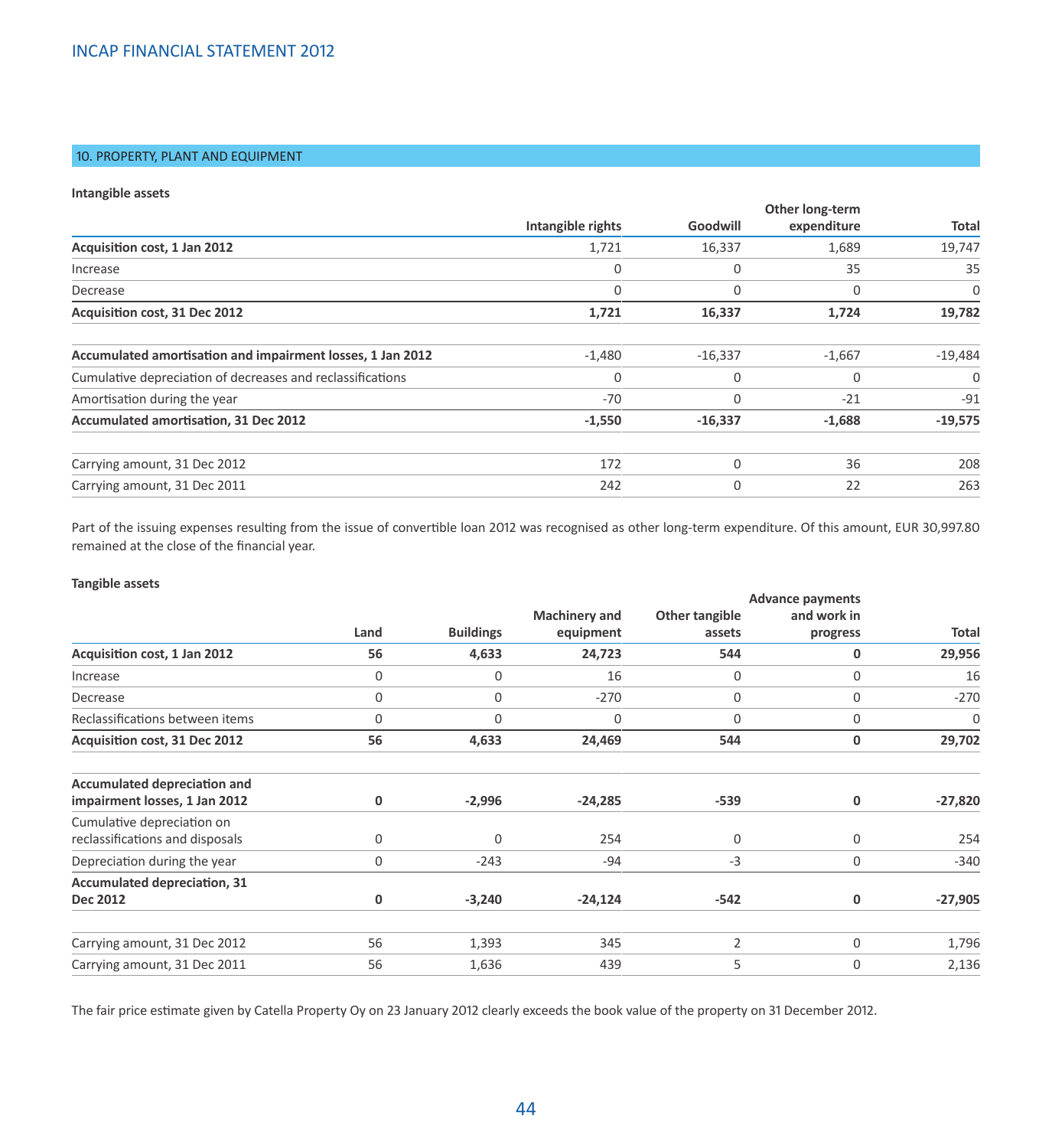## 10. PROPERTY, PLANT AND EQUIPMENT

**Intangible assets**

| | Intangible rights | Goodwill | Other long-term expenditure | Total |
|---|---|---|---|---|
| **Acquisition cost, 1 Jan 2012** | 1,721 | 16,337 | 1,689 | 19,747 |
| Increase | 0 | 0 | 35 | 35 |
| Decrease | 0 | 0 | 0 | 0 |
| **Acquisition cost, 31 Dec 2012** | **1,721** | **16,337** | **1,724** | **19,782** |
| | | | | |
| **Accumulated amortisation and impairment losses, 1 Jan 2012** | -1,480 | -16,337 | -1,667 | -19,484 |
| Cumulative depreciation of decreases and reclassifications | 0 | 0 | 0 | 0 |
| Amortisation during the year | -70 | 0 | -21 | -91 |
| **Accumulated amortisation, 31 Dec 2012** | **-1,550** | **-16,337** | **-1,688** | **-19,575** |
| | | | | |
| Carrying amount, 31 Dec 2012 | 172 | 0 | 36 | 208 |
| Carrying amount, 31 Dec 2011 | 242 | 0 | 22 | 263 |

Part of the issuing expenses resulting from the issue of convertible loan 2012 was recognised as other long-term expenditure. Of this amount, EUR 30,997.80 remained at the close of the financial year.

**Tangible assets**

| | Land | Buildings | Machinery and equipment | Other tangible assets | Advance payments and work in progress | Total |
|---|---|---|---|---|---|---|
| **Acquisition cost, 1 Jan 2012** | **56** | **4,633** | **24,723** | **544** | **0** | **29,956** |
| Increase | 0 | 0 | 16 | 0 | 0 | 16 |
| Decrease | 0 | 0 | -270 | 0 | 0 | -270 |
| Reclassifications between items | 0 | 0 | 0 | 0 | 0 | 0 |
| **Acquisition cost, 31 Dec 2012** | **56** | **4,633** | **24,469** | **544** | **0** | **29,702** |
| | | | | | | |
| **Accumulated depreciation and impairment losses, 1 Jan 2012** | **0** | **-2,996** | **-24,285** | **-539** | **0** | **-27,820** |
| Cumulative depreciation on reclassifications and disposals | 0 | 0 | 254 | 0 | 0 | 254 |
| Depreciation during the year | 0 | -243 | -94 | -3 | 0 | -340 |
| **Accumulated depreciation, 31 Dec 2012** | **0** | **-3,240** | **-24,124** | **-542** | **0** | **-27,905** |
| | | | | | | |
| Carrying amount, 31 Dec 2012 | 56 | 1,393 | 345 | 2 | 0 | 1,796 |
| Carrying amount, 31 Dec 2011 | 56 | 1,636 | 439 | 5 | 0 | 2,136 |

The fair price estimate given by Catella Property Oy on 23 January 2012 clearly exceeds the book value of the property on 31 December 2012.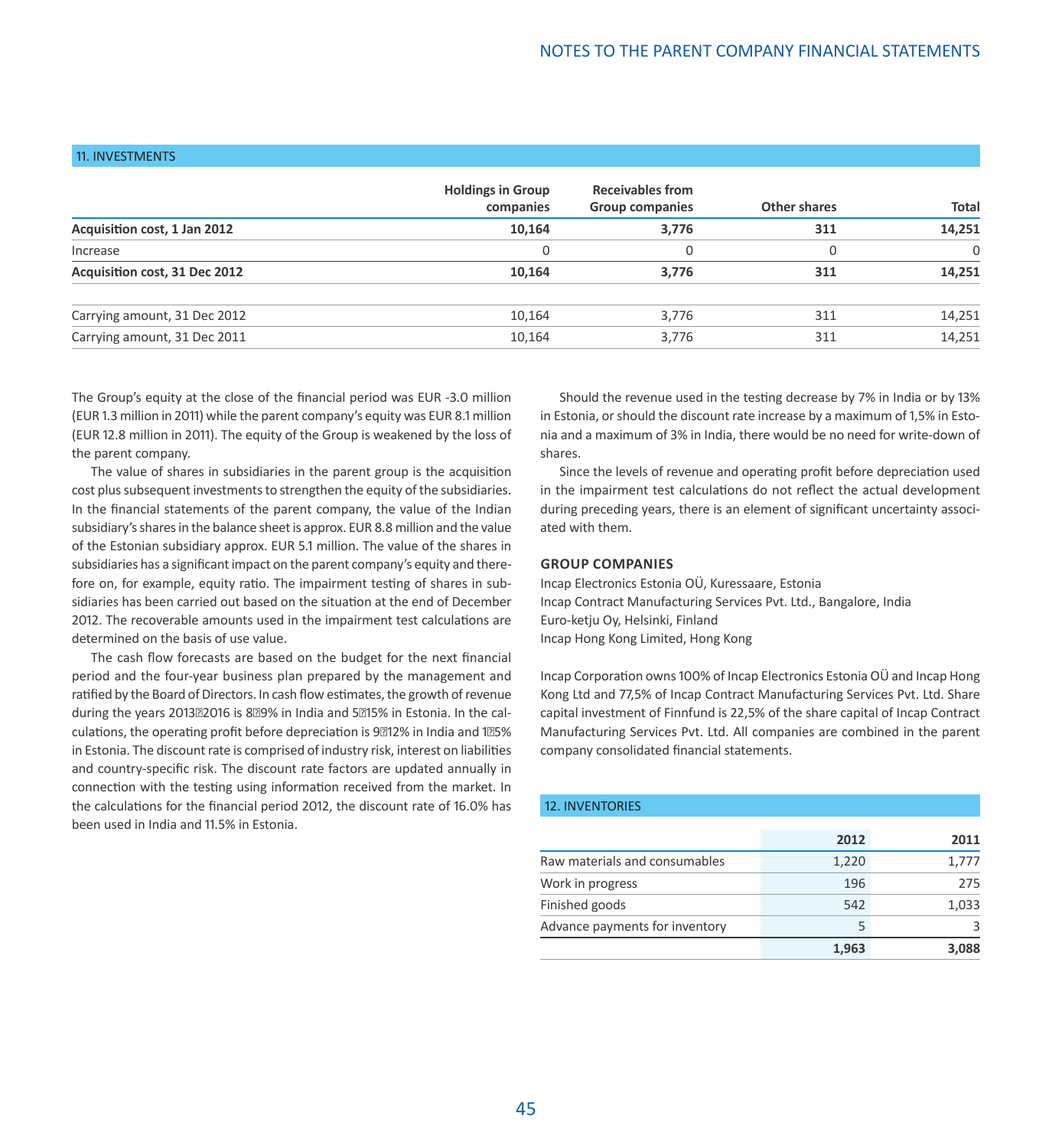## 11. INVESTMENTS

| | Holdings in Group companies | Receivables from Group companies | Other shares | Total |
|---|---|---|---|---|
| **Acquisition cost, 1 Jan 2012** | **10,164** | **3,776** | **311** | **14,251** |
| Increase | 0 | 0 | 0 | 0 |
| **Acquisition cost, 31 Dec 2012** | **10,164** | **3,776** | **311** | **14,251** |
| | | | | |
| Carrying amount, 31 Dec 2012 | 10,164 | 3,776 | 311 | 14,251 |
| Carrying amount, 31 Dec 2011 | 10,164 | 3,776 | 311 | 14,251 |

The Group's equity at the close of the financial period was EUR -3.0 million (EUR 1.3 million in 2011) while the parent company's equity was EUR 8.1 million (EUR 12.8 million in 2011). The equity of the Group is weakened by the loss of the parent company.

The value of shares in subsidiaries in the parent group is the acquisition cost plus subsequent investments to strengthen the equity of the subsidiaries. In the financial statements of the parent company, the value of the Indian subsidiary's shares in the balance sheet is approx. EUR 8.8 million and the value of the Estonian subsidiary approx. EUR 5.1 million. The value of the shares in subsidiaries has a significant impact on the parent company's equity and therefore on, for example, equity ratio. The impairment testing of shares in subsidiaries has been carried out based on the situation at the end of December 2012. The recoverable amounts used in the impairment test calculations are determined on the basis of use value.

The cash flow forecasts are based on the budget for the next financial period and the four-year business plan prepared by the management and ratified by the Board of Directors. In cash flow estimates, the growth of revenue during the years 2013–2016 is 8–9% in India and 5–15% in Estonia. In the calculations, the operating profit before depreciation is 9–12% in India and 1–5% in Estonia. The discount rate is comprised of industry risk, interest on liabilities and country-specific risk. The discount rate factors are updated annually in connection with the testing using information received from the market. In the calculations for the financial period 2012, the discount rate of 16.0% has been used in India and 11.5% in Estonia.

Should the revenue used in the testing decrease by 7% in India or by 13% in Estonia, or should the discount rate increase by a maximum of 1,5% in Estonia and a maximum of 3% in India, there would be no need for write-down of shares.

Since the levels of revenue and operating profit before depreciation used in the impairment test calculations do not reflect the actual development during preceding years, there is an element of significant uncertainty associated with them.

### GROUP COMPANIES

Incap Electronics Estonia OÜ, Kuressaare, Estonia
Incap Contract Manufacturing Services Pvt. Ltd., Bangalore, India
Euro-ketju Oy, Helsinki, Finland
Incap Hong Kong Limited, Hong Kong

Incap Corporation owns 100% of Incap Electronics Estonia OÜ and Incap Hong Kong Ltd and 77,5% of Incap Contract Manufacturing Services Pvt. Ltd. Share capital investment of Finnfund is 22,5% of the share capital of Incap Contract Manufacturing Services Pvt. Ltd. All companies are combined in the parent company consolidated financial statements.

## 12. INVENTORIES

| | 2012 | 2011 |
|---|---|---|
| Raw materials and consumables | 1,220 | 1,777 |
| Work in progress | 196 | 275 |
| Finished goods | 542 | 1,033 |
| Advance payments for inventory | 5 | 3 |
| | **1,963** | **3,088** |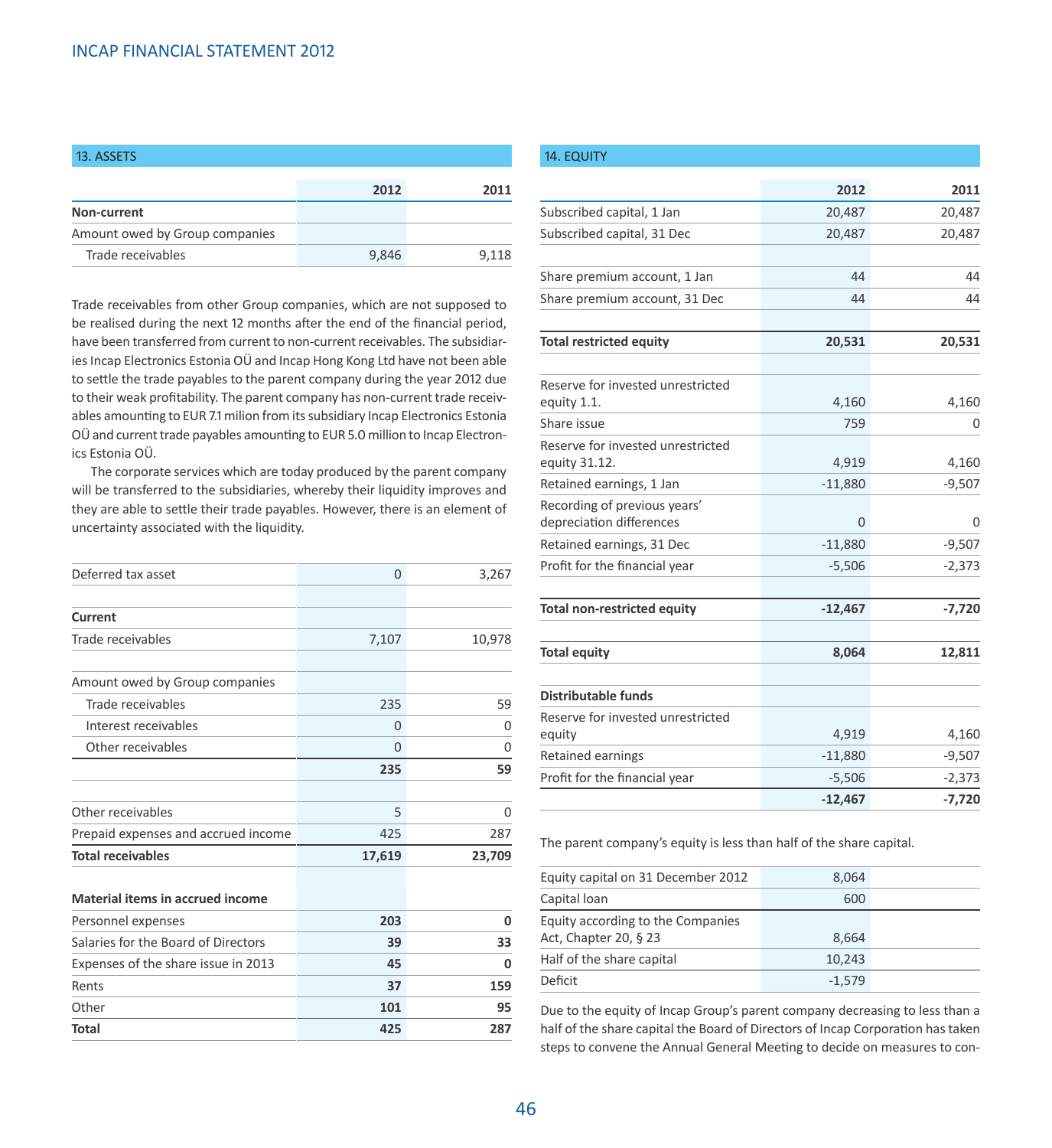## 13. ASSETS

| | 2012 | 2011 |
|---|---|---|
| **Non-current** | | |
| Amount owed by Group companies | | |
| Trade receivables | 9,846 | 9,118 |

Trade receivables from other Group companies, which are not supposed to be realised during the next 12 months after the end of the financial period, have been transferred from current to non-current receivables. The subsidiaries Incap Electronics Estonia OÜ and Incap Hong Kong Ltd have not been able to settle the trade payables to the parent company during the year 2012 due to their weak profitability. The parent company has non-current trade receivables amounting to EUR 7.1 milion from its subsidiary Incap Electronics Estonia OÜ and current trade payables amounting to EUR 5.0 million to Incap Electronics Estonia OÜ.

The corporate services which are today produced by the parent company will be transferred to the subsidiaries, whereby their liquidity improves and they are able to settle their trade payables. However, there is an element of uncertainty associated with the liquidity.

| | 2012 | 2011 |
|---|---|---|
| Deferred tax asset | 0 | 3,267 |
| | | |
| **Current** | | |
| Trade receivables | 7,107 | 10,978 |
| | | |
| Amount owed by Group companies | | |
| Trade receivables | 235 | 59 |
| Interest receivables | 0 | 0 |
| Other receivables | 0 | 0 |
| | **235** | **59** |
| | | |
| Other receivables | 5 | 0 |
| Prepaid expenses and accrued income | 425 | 287 |
| **Total receivables** | **17,619** | **23,709** |
| | | |
| **Material items in accrued income** | | |
| Personnel expenses | **203** | **0** |
| Salaries for the Board of Directors | **39** | **33** |
| Expenses of the share issue in 2013 | **45** | **0** |
| Rents | **37** | **159** |
| Other | **101** | **95** |
| **Total** | **425** | **287** |

## 14. EQUITY

| | 2012 | 2011 |
|---|---|---|
| Subscribed capital, 1 Jan | 20,487 | 20,487 |
| Subscribed capital, 31 Dec | 20,487 | 20,487 |
| | | |
| Share premium account, 1 Jan | 44 | 44 |
| Share premium account, 31 Dec | 44 | 44 |
| | | |
| **Total restricted equity** | **20,531** | **20,531** |
| | | |
| Reserve for invested unrestricted equity 1.1. | 4,160 | 4,160 |
| Share issue | 759 | 0 |
| Reserve for invested unrestricted equity 31.12. | 4,919 | 4,160 |
| Retained earnings, 1 Jan | -11,880 | -9,507 |
| Recording of previous years' depreciation differences | 0 | 0 |
| Retained earnings, 31 Dec | -11,880 | -9,507 |
| Profit for the financial year | -5,506 | -2,373 |
| | | |
| **Total non-restricted equity** | **-12,467** | **-7,720** |
| | | |
| **Total equity** | **8,064** | **12,811** |
| | | |
| **Distributable funds** | | |
| Reserve for invested unrestricted equity | 4,919 | 4,160 |
| Retained earnings | -11,880 | -9,507 |
| Profit for the financial year | -5,506 | -2,373 |
| | **-12,467** | **-7,720** |

The parent company's equity is less than half of the share capital.

| | |
|---|---|
| Equity capital on 31 December 2012 | 8,064 |
| Capital loan | 600 |
| Equity according to the Companies Act, Chapter 20, § 23 | 8,664 |
| Half of the share capital | 10,243 |
| Deficit | -1,579 |

Due to the equity of Incap Group's parent company decreasing to less than a half of the share capital the Board of Directors of Incap Corporation has taken steps to convene the Annual General Meeting to decide on measures to con-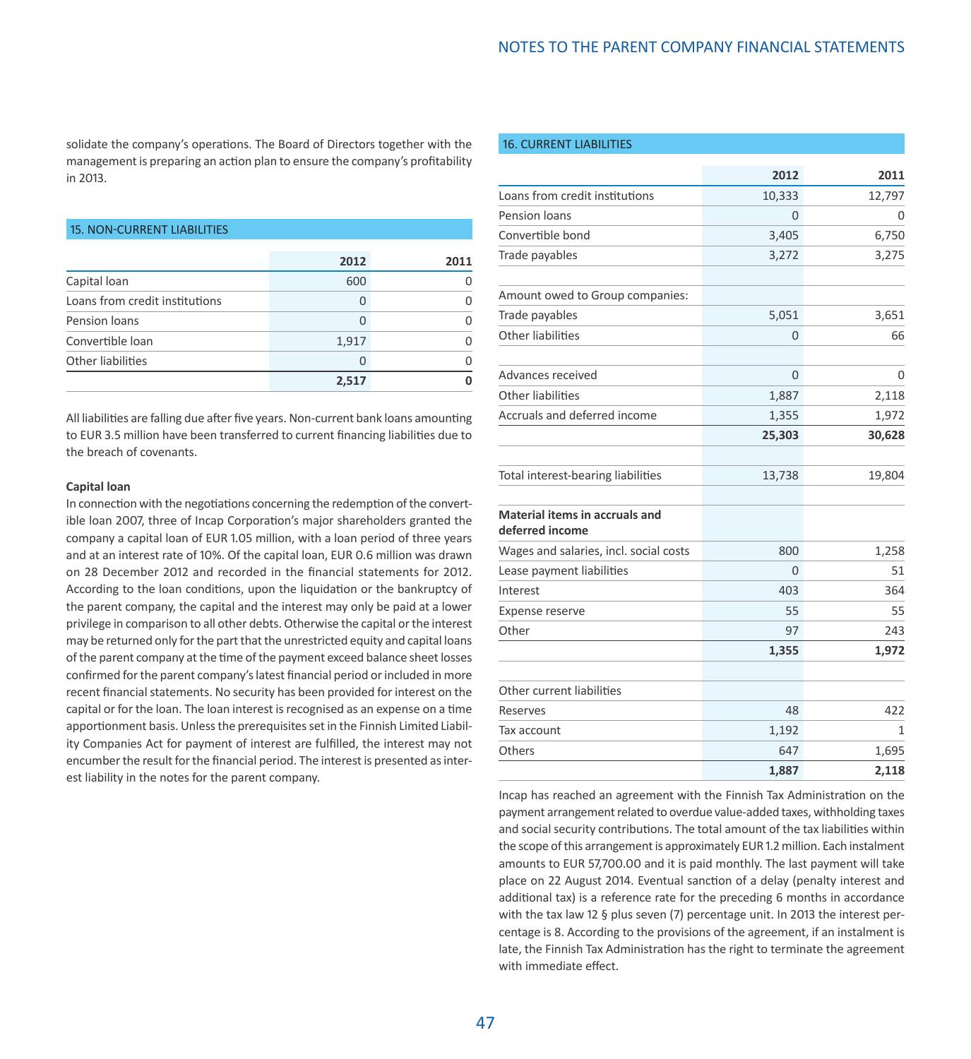solidate the company's operations. The Board of Directors together with the management is preparing an action plan to ensure the company's profitability in 2013.

## 15. NON-CURRENT LIABILITIES

| | 2012 | 2011 |
|---|---|---|
| Capital loan | 600 | 0 |
| Loans from credit institutions | 0 | 0 |
| Pension loans | 0 | 0 |
| Convertible loan | 1,917 | 0 |
| Other liabilities | 0 | 0 |
| | **2,517** | **0** |

All liabilities are falling due after five years. Non-current bank loans amounting to EUR 3.5 million have been transferred to current financing liabilities due to the breach of covenants.

**Capital loan**

In connection with the negotiations concerning the redemption of the convertible loan 2007, three of Incap Corporation's major shareholders granted the company a capital loan of EUR 1.05 million, with a loan period of three years and at an interest rate of 10%. Of the capital loan, EUR 0.6 million was drawn on 28 December 2012 and recorded in the financial statements for 2012. According to the loan conditions, upon the liquidation or the bankruptcy of the parent company, the capital and the interest may only be paid at a lower privilege in comparison to all other debts. Otherwise the capital or the interest may be returned only for the part that the unrestricted equity and capital loans of the parent company at the time of the payment exceed balance sheet losses confirmed for the parent company's latest financial period or included in more recent financial statements. No security has been provided for interest on the capital or for the loan. The loan interest is recognised as an expense on a time apportionment basis. Unless the prerequisites set in the Finnish Limited Liability Companies Act for payment of interest are fulfilled, the interest may not encumber the result for the financial period. The interest is presented as interest liability in the notes for the parent company.

## 16. CURRENT LIABILITIES

| | 2012 | 2011 |
|---|---|---|
| Loans from credit institutions | 10,333 | 12,797 |
| Pension loans | 0 | 0 |
| Convertible bond | 3,405 | 6,750 |
| Trade payables | 3,272 | 3,275 |
| | | |
| Amount owed to Group companies: | | |
| Trade payables | 5,051 | 3,651 |
| Other liabilities | 0 | 66 |
| | | |
| Advances received | 0 | 0 |
| Other liabilities | 1,887 | 2,118 |
| Accruals and deferred income | 1,355 | 1,972 |
| | **25,303** | **30,628** |
| | | |
| Total interest-bearing liabilities | 13,738 | 19,804 |
| | | |
| **Material items in accruals and deferred income** | | |
| Wages and salaries, incl. social costs | 800 | 1,258 |
| Lease payment liabilities | 0 | 51 |
| Interest | 403 | 364 |
| Expense reserve | 55 | 55 |
| Other | 97 | 243 |
| | **1,355** | **1,972** |
| | | |
| Other current liabilities | | |
| Reserves | 48 | 422 |
| Tax account | 1,192 | 1 |
| Others | 647 | 1,695 |
| | **1,887** | **2,118** |

Incap has reached an agreement with the Finnish Tax Administration on the payment arrangement related to overdue value-added taxes, withholding taxes and social security contributions. The total amount of the tax liabilities within the scope of this arrangement is approximately EUR 1.2 million. Each instalment amounts to EUR 57,700.00 and it is paid monthly. The last payment will take place on 22 August 2014. Eventual sanction of a delay (penalty interest and additional tax) is a reference rate for the preceding 6 months in accordance with the tax law 12 § plus seven (7) percentage unit. In 2013 the interest percentage is 8. According to the provisions of the agreement, if an instalment is late, the Finnish Tax Administration has the right to terminate the agreement with immediate effect.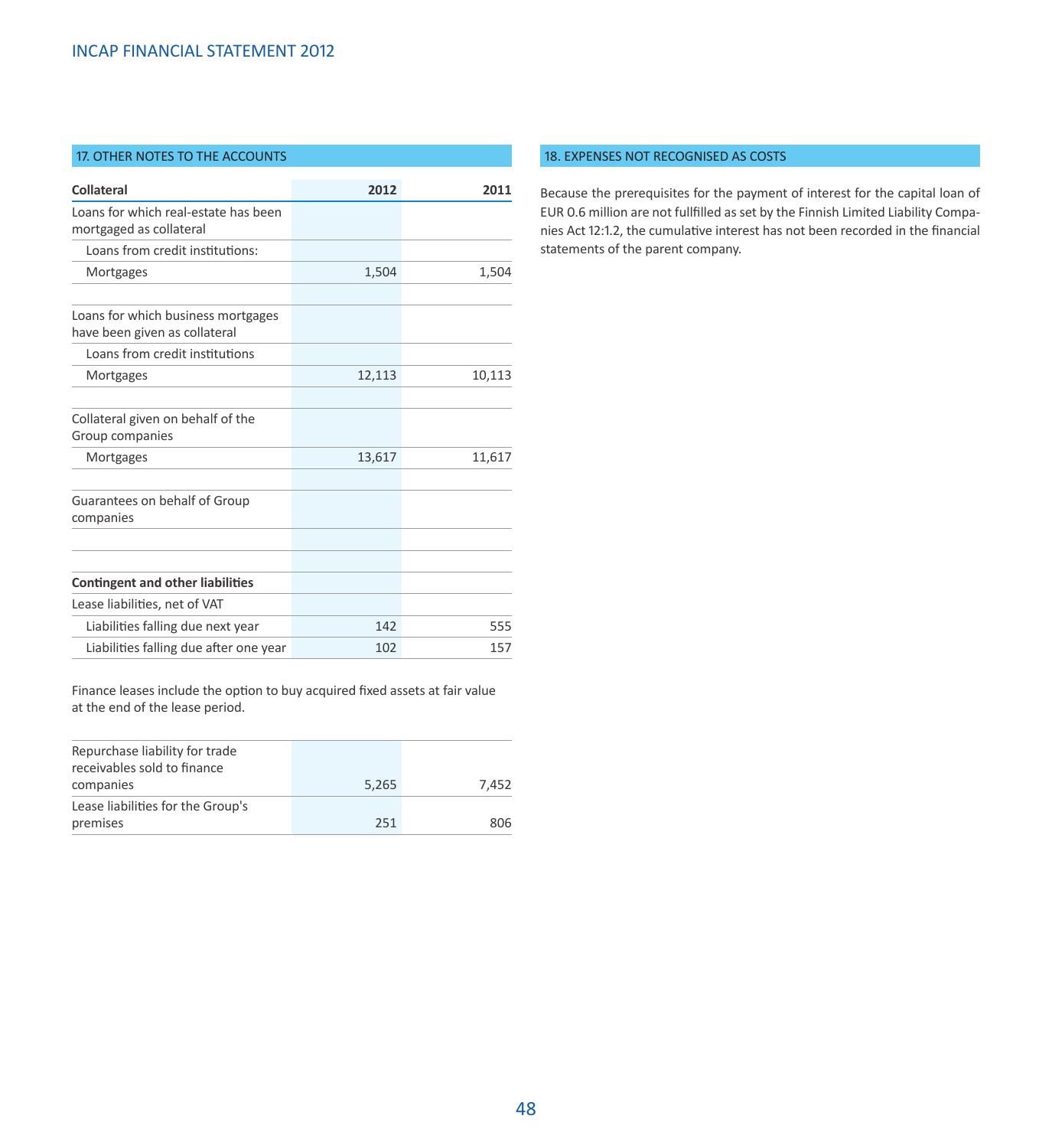## 17. OTHER NOTES TO THE ACCOUNTS

| Collateral | 2012 | 2011 |
|---|---|---|
| Loans for which real-estate has been mortgaged as collateral | | |
| Loans from credit institutions: | | |
| Mortgages | 1,504 | 1,504 |
| | | |
| Loans for which business mortgages have been given as collateral | | |
| Loans from credit institutions | | |
| Mortgages | 12,113 | 10,113 |
| | | |
| Collateral given on behalf of the Group companies | | |
| Mortgages | 13,617 | 11,617 |
| | | |
| Guarantees on behalf of Group companies | | |
| | | |
| | | |
| **Contingent and other liabilities** | | |
| Lease liabilities, net of VAT | | |
| Liabilities falling due next year | 142 | 555 |
| Liabilities falling due after one year | 102 | 157 |

Finance leases include the option to buy acquired fixed assets at fair value at the end of the lease period.

| | 2012 | 2011 |
|---|---|---|
| Repurchase liability for trade receivables sold to finance companies | 5,265 | 7,452 |
| Lease liabilities for the Group's premises | 251 | 806 |

## 18. EXPENSES NOT RECOGNISED AS COSTS

Because the prerequisites for the payment of interest for the capital loan of EUR 0.6 million are not fullfilled as set by the Finnish Limited Liability Companies Act 12:1.2, the cumulative interest has not been recorded in the financial statements of the parent company.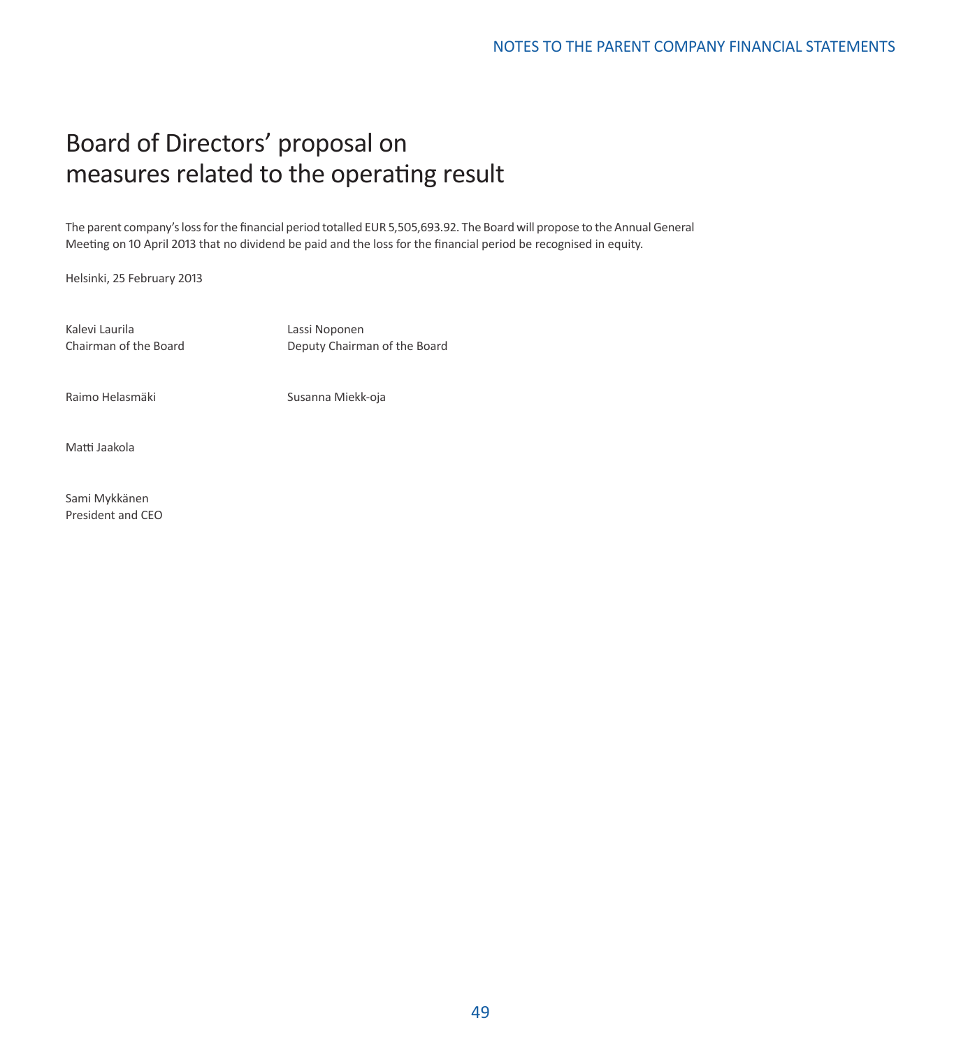# Board of Directors' proposal on measures related to the operating result

The parent company's loss for the financial period totalled EUR 5,505,693.92. The Board will propose to the Annual General Meeting on 10 April 2013 that no dividend be paid and the loss for the financial period be recognised in equity.

Helsinki, 25 February 2013

Kalevi Laurila
Chairman of the Board

Lassi Noponen
Deputy Chairman of the Board

Raimo Helasmäki

Susanna Miekk-oja

Matti Jaakola

Sami Mykkänen
President and CEO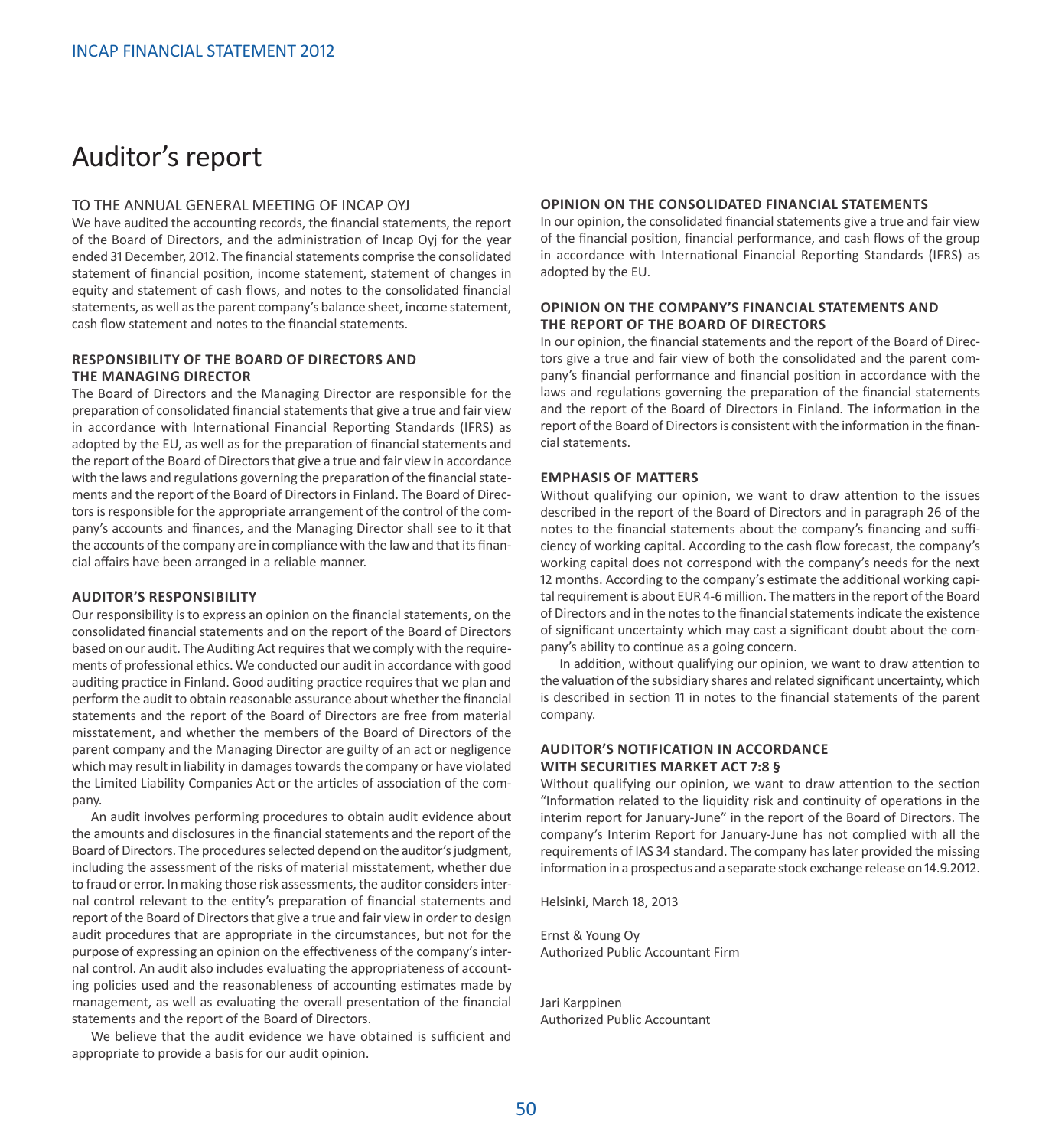# Auditor's report

TO THE ANNUAL GENERAL MEETING OF INCAP OYJ

We have audited the accounting records, the financial statements, the report of the Board of Directors, and the administration of Incap Oyj for the year ended 31 December, 2012. The financial statements comprise the consolidated statement of financial position, income statement, statement of changes in equity and statement of cash flows, and notes to the consolidated financial statements, as well as the parent company's balance sheet, income statement, cash flow statement and notes to the financial statements.

## RESPONSIBILITY OF THE BOARD OF DIRECTORS AND THE MANAGING DIRECTOR

The Board of Directors and the Managing Director are responsible for the preparation of consolidated financial statements that give a true and fair view in accordance with International Financial Reporting Standards (IFRS) as adopted by the EU, as well as for the preparation of financial statements and the report of the Board of Directors that give a true and fair view in accordance with the laws and regulations governing the preparation of the financial statements and the report of the Board of Directors in Finland. The Board of Directors is responsible for the appropriate arrangement of the control of the company's accounts and finances, and the Managing Director shall see to it that the accounts of the company are in compliance with the law and that its financial affairs have been arranged in a reliable manner.

## AUDITOR'S RESPONSIBILITY

Our responsibility is to express an opinion on the financial statements, on the consolidated financial statements and on the report of the Board of Directors based on our audit. The Auditing Act requires that we comply with the requirements of professional ethics. We conducted our audit in accordance with good auditing practice in Finland. Good auditing practice requires that we plan and perform the audit to obtain reasonable assurance about whether the financial statements and the report of the Board of Directors are free from material misstatement, and whether the members of the Board of Directors of the parent company and the Managing Director are guilty of an act or negligence which may result in liability in damages towards the company or have violated the Limited Liability Companies Act or the articles of association of the company.

An audit involves performing procedures to obtain audit evidence about the amounts and disclosures in the financial statements and the report of the Board of Directors. The procedures selected depend on the auditor's judgment, including the assessment of the risks of material misstatement, whether due to fraud or error. In making those risk assessments, the auditor considers internal control relevant to the entity's preparation of financial statements and report of the Board of Directors that give a true and fair view in order to design audit procedures that are appropriate in the circumstances, but not for the purpose of expressing an opinion on the effectiveness of the company's internal control. An audit also includes evaluating the appropriateness of accounting policies used and the reasonableness of accounting estimates made by management, as well as evaluating the overall presentation of the financial statements and the report of the Board of Directors.

We believe that the audit evidence we have obtained is sufficient and appropriate to provide a basis for our audit opinion.

## OPINION ON THE CONSOLIDATED FINANCIAL STATEMENTS

In our opinion, the consolidated financial statements give a true and fair view of the financial position, financial performance, and cash flows of the group in accordance with International Financial Reporting Standards (IFRS) as adopted by the EU.

## OPINION ON THE COMPANY'S FINANCIAL STATEMENTS AND THE REPORT OF THE BOARD OF DIRECTORS

In our opinion, the financial statements and the report of the Board of Directors give a true and fair view of both the consolidated and the parent company's financial performance and financial position in accordance with the laws and regulations governing the preparation of the financial statements and the report of the Board of Directors in Finland. The information in the report of the Board of Directors is consistent with the information in the financial statements.

## EMPHASIS OF MATTERS

Without qualifying our opinion, we want to draw attention to the issues described in the report of the Board of Directors and in paragraph 26 of the notes to the financial statements about the company's financing and sufficiency of working capital. According to the cash flow forecast, the company's working capital does not correspond with the company's needs for the next 12 months. According to the company's estimate the additional working capital requirement is about EUR 4-6 million. The matters in the report of the Board of Directors and in the notes to the financial statements indicate the existence of significant uncertainty which may cast a significant doubt about the company's ability to continue as a going concern.

In addition, without qualifying our opinion, we want to draw attention to the valuation of the subsidiary shares and related significant uncertainty, which is described in section 11 in notes to the financial statements of the parent company.

## AUDITOR'S NOTIFICATION IN ACCORDANCE WITH SECURITIES MARKET ACT 7:8 §

Without qualifying our opinion, we want to draw attention to the section "Information related to the liquidity risk and continuity of operations in the interim report for January-June" in the report of the Board of Directors. The company's Interim Report for January-June has not complied with all the requirements of IAS 34 standard. The company has later provided the missing information in a prospectus and a separate stock exchange release on 14.9.2012.

Helsinki, March 18, 2013

Ernst & Young Oy
Authorized Public Accountant Firm

Jari Karppinen
Authorized Public Accountant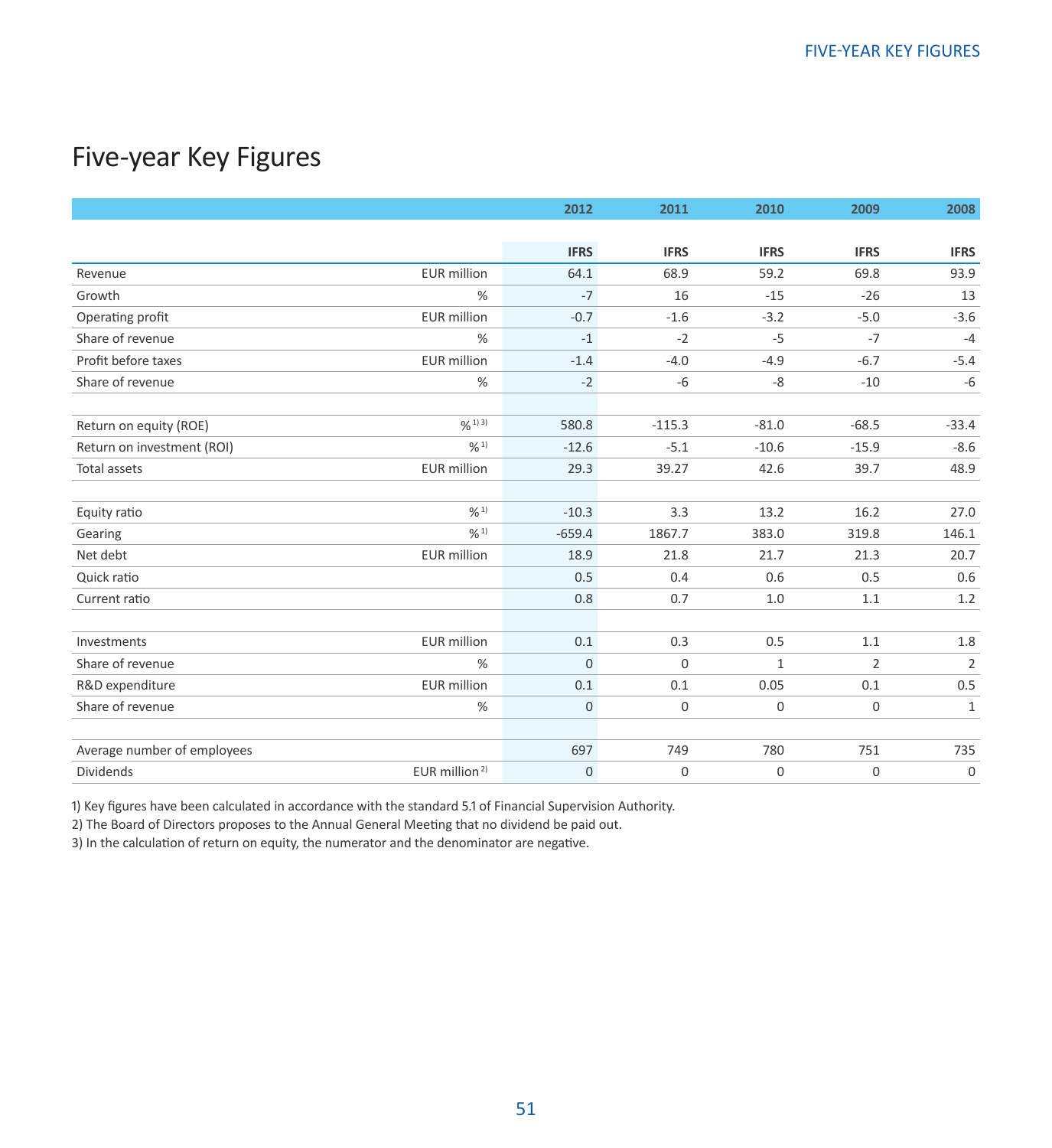# Five-year Key Figures

| | | 2012 | 2011 | 2010 | 2009 | 2008 |
|---|---|---|---|---|---|---|
| | | IFRS | IFRS | IFRS | IFRS | IFRS |
| Revenue | EUR million | 64.1 | 68.9 | 59.2 | 69.8 | 93.9 |
| Growth | % | -7 | 16 | -15 | -26 | 13 |
| Operating profit | EUR million | -0.7 | -1.6 | -3.2 | -5.0 | -3.6 |
| Share of revenue | % | -1 | -2 | -5 | -7 | -4 |
| Profit before taxes | EUR million | -1.4 | -4.0 | -4.9 | -6.7 | -5.4 |
| Share of revenue | % | -2 | -6 | -8 | -10 | -6 |
| | | | | | | |
| Return on equity (ROE) | % [1] [3] | 580.8 | -115.3 | -81.0 | -68.5 | -33.4 |
| Return on investment (ROI) | % [1] | -12.6 | -5.1 | -10.6 | -15.9 | -8.6 |
| Total assets | EUR million | 29.3 | 39.27 | 42.6 | 39.7 | 48.9 |
| | | | | | | |
| Equity ratio | % [1] | -10.3 | 3.3 | 13.2 | 16.2 | 27.0 |
| Gearing | % [1] | -659.4 | 1867.7 | 383.0 | 319.8 | 146.1 |
| Net debt | EUR million | 18.9 | 21.8 | 21.7 | 21.3 | 20.7 |
| Quick ratio | | 0.5 | 0.4 | 0.6 | 0.5 | 0.6 |
| Current ratio | | 0.8 | 0.7 | 1.0 | 1.1 | 1.2 |
| | | | | | | |
| Investments | EUR million | 0.1 | 0.3 | 0.5 | 1.1 | 1.8 |
| Share of revenue | % | 0 | 0 | 1 | 2 | 2 |
| R&D expenditure | EUR million | 0.1 | 0.1 | 0.05 | 0.1 | 0.5 |
| Share of revenue | % | 0 | 0 | 0 | 0 | 1 |
| | | | | | | |
| Average number of employees | | 697 | 749 | 780 | 751 | 735 |
| Dividends | EUR million [2] | 0 | 0 | 0 | 0 | 0 |

1) Key figures have been calculated in accordance with the standard 5.1 of Financial Supervision Authority.
2) The Board of Directors proposes to the Annual General Meeting that no dividend be paid out.
3) In the calculation of return on equity, the numerator and the denominator are negative.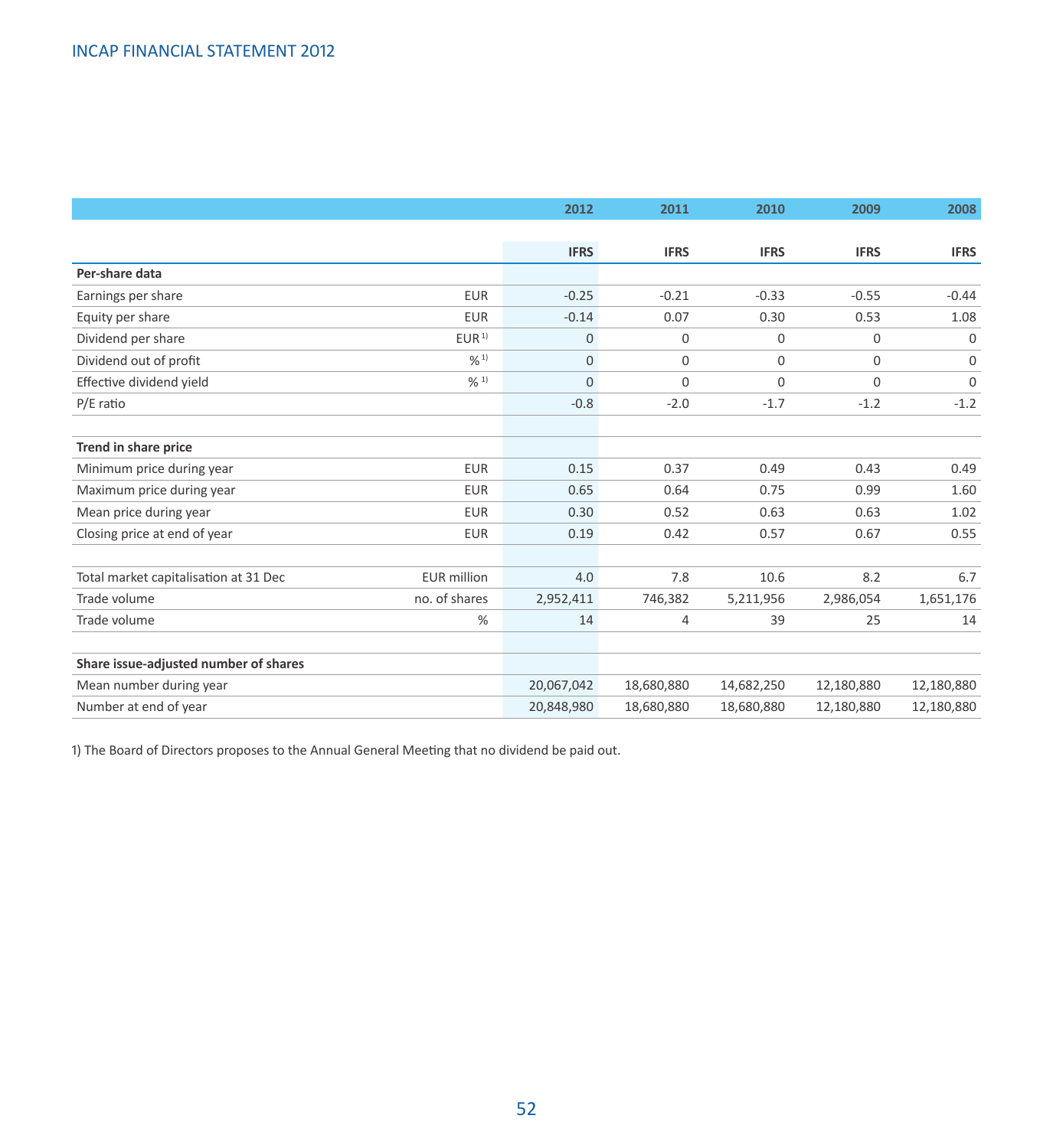|  |  | 2012 | 2011 | 2010 | 2009 | 2008 |
|---|---|---|---|---|---|---|
|  |  | IFRS | IFRS | IFRS | IFRS | IFRS |
| **Per-share data** |  |  |  |  |  |  |
| Earnings per share | EUR | -0.25 | -0.21 | -0.33 | -0.55 | -0.44 |
| Equity per share | EUR | -0.14 | 0.07 | 0.30 | 0.53 | 1.08 |
| Dividend per share | EUR [1)] | 0 | 0 | 0 | 0 | 0 |
| Dividend out of profit | % [1)] | 0 | 0 | 0 | 0 | 0 |
| Effective dividend yield | % [1)] | 0 | 0 | 0 | 0 | 0 |
| P/E ratio |  | -0.8 | -2.0 | -1.7 | -1.2 | -1.2 |
|  |  |  |  |  |  |  |
| **Trend in share price** |  |  |  |  |  |  |
| Minimum price during year | EUR | 0.15 | 0.37 | 0.49 | 0.43 | 0.49 |
| Maximum price during year | EUR | 0.65 | 0.64 | 0.75 | 0.99 | 1.60 |
| Mean price during year | EUR | 0.30 | 0.52 | 0.63 | 0.63 | 1.02 |
| Closing price at end of year | EUR | 0.19 | 0.42 | 0.57 | 0.67 | 0.55 |
|  |  |  |  |  |  |  |
| Total market capitalisation at 31 Dec | EUR million | 4.0 | 7.8 | 10.6 | 8.2 | 6.7 |
| Trade volume | no. of shares | 2,952,411 | 746,382 | 5,211,956 | 2,986,054 | 1,651,176 |
| Trade volume | % | 14 | 4 | 39 | 25 | 14 |
|  |  |  |  |  |  |  |
| **Share issue-adjusted number of shares** |  |  |  |  |  |  |
| Mean number during year |  | 20,067,042 | 18,680,880 | 14,682,250 | 12,180,880 | 12,180,880 |
| Number at end of year |  | 20,848,980 | 18,680,880 | 18,680,880 | 12,180,880 | 12,180,880 |

1) The Board of Directors proposes to the Annual General Meeting that no dividend be paid out.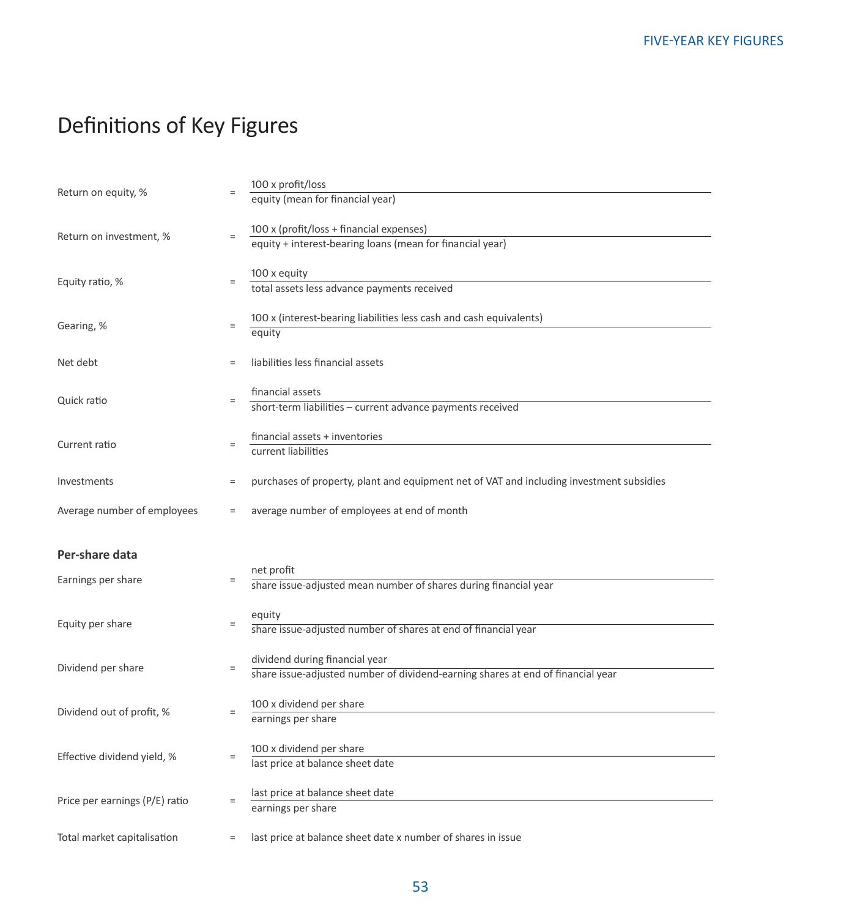# Definitions of Key Figures

| | | |
|---|---|---|
| Return on equity, % | = | $\dfrac{\text{100 x profit/loss}}{\text{equity (mean for financial year)}}$ |
| Return on investment, % | = | $\dfrac{\text{100 x (profit/loss + financial expenses)}}{\text{equity + interest-bearing loans (mean for financial year)}}$ |
| Equity ratio, % | = | $\dfrac{\text{100 x equity}}{\text{total assets less advance payments received}}$ |
| Gearing, % | = | $\dfrac{\text{100 x (interest-bearing liabilities less cash and cash equivalents)}}{\text{equity}}$ |
| Net debt | = | liabilities less financial assets |
| Quick ratio | = | $\dfrac{\text{financial assets}}{\text{short-term liabilities – current advance payments received}}$ |
| Current ratio | = | $\dfrac{\text{financial assets + inventories}}{\text{current liabilities}}$ |
| Investments | = | purchases of property, plant and equipment net of VAT and including investment subsidies |
| Average number of employees | = | average number of employees at end of month |

**Per-share data**

| | | |
|---|---|---|
| Earnings per share | = | $\dfrac{\text{net profit}}{\text{share issue-adjusted mean number of shares during financial year}}$ |
| Equity per share | = | $\dfrac{\text{equity}}{\text{share issue-adjusted number of shares at end of financial year}}$ |
| Dividend per share | = | $\dfrac{\text{dividend during financial year}}{\text{share issue-adjusted number of dividend-earning shares at end of financial year}}$ |
| Dividend out of profit, % | = | $\dfrac{\text{100 x dividend per share}}{\text{earnings per share}}$ |
| Effective dividend yield, % | = | $\dfrac{\text{100 x dividend per share}}{\text{last price at balance sheet date}}$ |
| Price per earnings (P/E) ratio | = | $\dfrac{\text{last price at balance sheet date}}{\text{earnings per share}}$ |
| Total market capitalisation | = | last price at balance sheet date x number of shares in issue |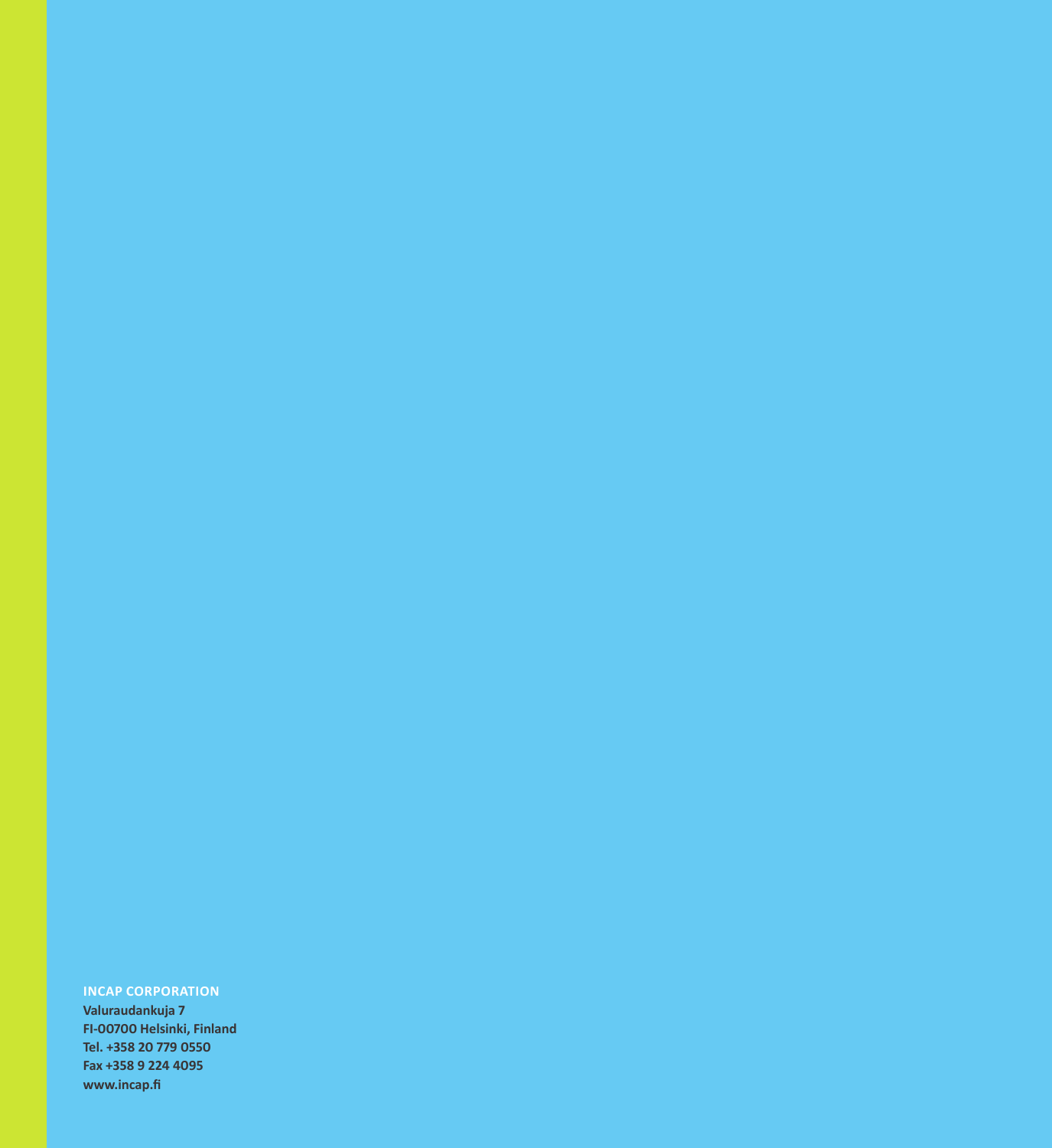**INCAP CORPORATION**

**Valuraudankuja 7**
**FI-00700 Helsinki, Finland**
**Tel. +358 20 779 0550**
**Fax +358 9 224 4095**
**www.incap.fi**